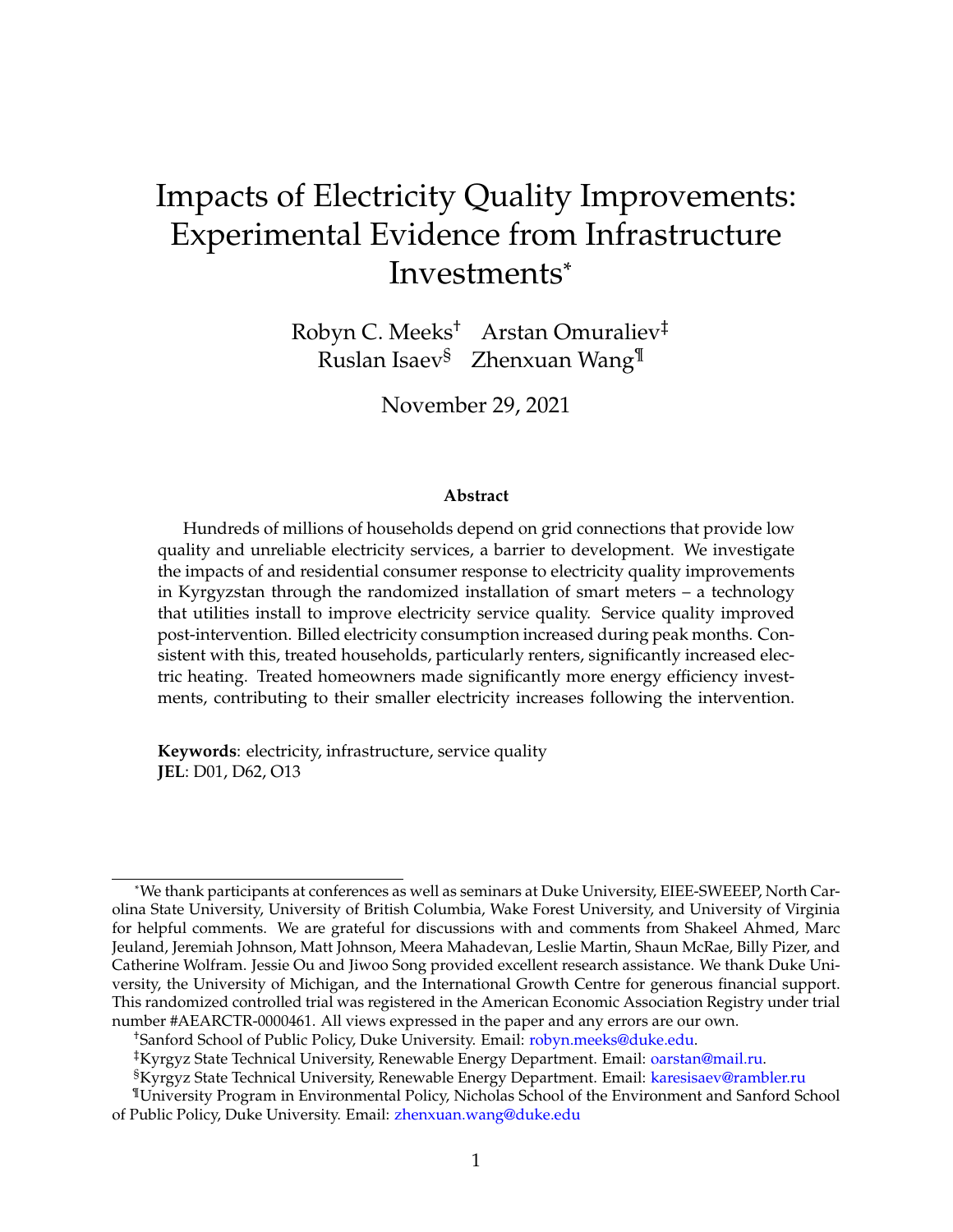# Impacts of Electricity Quality Improvements: Experimental Evidence from Infrastructure Investments[*]

Robyn C. Meeks[†] Arstan Omuraliev[‡]
Ruslan Isaev[§] Zhenxuan Wang[¶]

November 29, 2021

**Abstract**

Hundreds of millions of households depend on grid connections that provide low quality and unreliable electricity services, a barrier to development. We investigate the impacts of and residential consumer response to electricity quality improvements in Kyrgyzstan through the randomized installation of smart meters – a technology that utilities install to improve electricity service quality. Service quality improved post-intervention. Billed electricity consumption increased during peak months. Consistent with this, treated households, particularly renters, significantly increased electric heating. Treated homeowners made significantly more energy efficiency investments, contributing to their smaller electricity increases following the intervention.

**Keywords**: electricity, infrastructure, service quality
**JEL**: D01, D62, O13

---

[*]We thank participants at conferences as well as seminars at Duke University, EIEE-SWEEEP, North Carolina State University, University of British Columbia, Wake Forest University, and University of Virginia for helpful comments. We are grateful for discussions with and comments from Shakeel Ahmed, Marc Jeuland, Jeremiah Johnson, Matt Johnson, Meera Mahadevan, Leslie Martin, Shaun McRae, Billy Pizer, and Catherine Wolfram. Jessie Ou and Jiwoo Song provided excellent research assistance. We thank Duke University, the University of Michigan, and the International Growth Centre for generous financial support. This randomized controlled trial was registered in the American Economic Association Registry under trial number #AEARCTR-0000461. All views expressed in the paper and any errors are our own.

[†]Sanford School of Public Policy, Duke University. Email: robyn.meeks@duke.edu.

[‡]Kyrgyz State Technical University, Renewable Energy Department. Email: oarstan@mail.ru.

[§]Kyrgyz State Technical University, Renewable Energy Department. Email: karesisaev@rambler.ru

[¶]University Program in Environmental Policy, Nicholas School of the Environment and Sanford School of Public Policy, Duke University. Email: zhenxuan.wang@duke.edu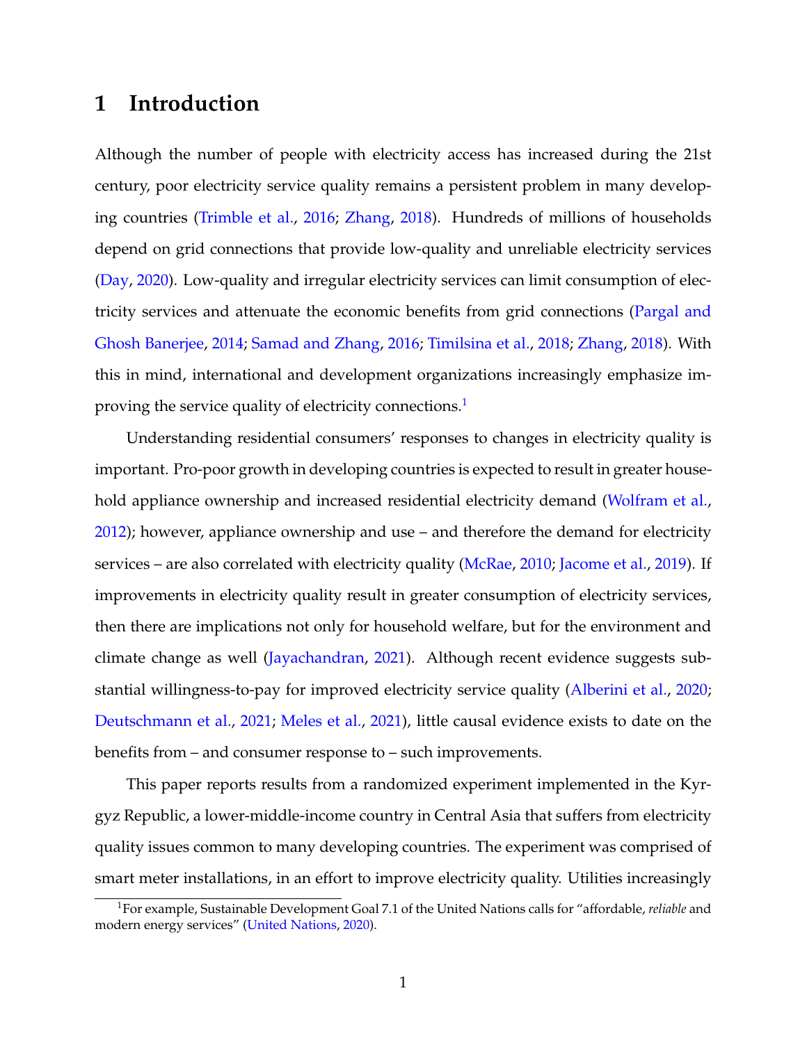# 1 Introduction

Although the number of people with electricity access has increased during the 21st century, poor electricity service quality remains a persistent problem in many developing countries (Trimble et al., 2016; Zhang, 2018). Hundreds of millions of households depend on grid connections that provide low-quality and unreliable electricity services (Day, 2020). Low-quality and irregular electricity services can limit consumption of electricity services and attenuate the economic benefits from grid connections (Pargal and Ghosh Banerjee, 2014; Samad and Zhang, 2016; Timilsina et al., 2018; Zhang, 2018). With this in mind, international and development organizations increasingly emphasize improving the service quality of electricity connections.[1]

Understanding residential consumers' responses to changes in electricity quality is important. Pro-poor growth in developing countries is expected to result in greater household appliance ownership and increased residential electricity demand (Wolfram et al., 2012); however, appliance ownership and use – and therefore the demand for electricity services – are also correlated with electricity quality (McRae, 2010; Jacome et al., 2019). If improvements in electricity quality result in greater consumption of electricity services, then there are implications not only for household welfare, but for the environment and climate change as well (Jayachandran, 2021). Although recent evidence suggests substantial willingness-to-pay for improved electricity service quality (Alberini et al., 2020; Deutschmann et al., 2021; Meles et al., 2021), little causal evidence exists to date on the benefits from – and consumer response to – such improvements.

This paper reports results from a randomized experiment implemented in the Kyrgyz Republic, a lower-middle-income country in Central Asia that suffers from electricity quality issues common to many developing countries. The experiment was comprised of smart meter installations, in an effort to improve electricity quality. Utilities increasingly

[1] For example, Sustainable Development Goal 7.1 of the United Nations calls for "affordable, *reliable* and modern energy services" (United Nations, 2020).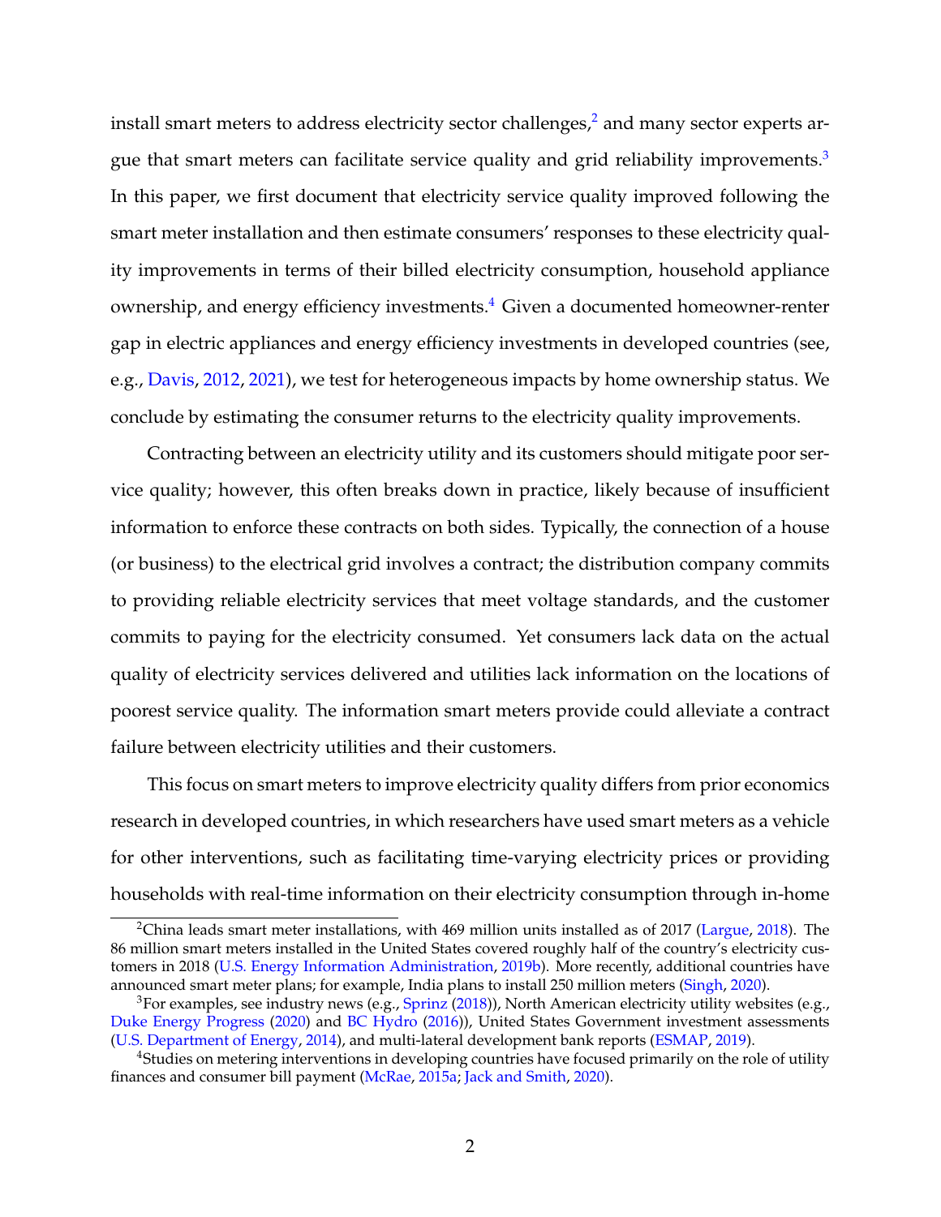install smart meters to address electricity sector challenges,[2] and many sector experts argue that smart meters can facilitate service quality and grid reliability improvements.[3] In this paper, we first document that electricity service quality improved following the smart meter installation and then estimate consumers' responses to these electricity quality improvements in terms of their billed electricity consumption, household appliance ownership, and energy efficiency investments.[4] Given a documented homeowner-renter gap in electric appliances and energy efficiency investments in developed countries (see, e.g., Davis, 2012, 2021), we test for heterogeneous impacts by home ownership status. We conclude by estimating the consumer returns to the electricity quality improvements.

Contracting between an electricity utility and its customers should mitigate poor service quality; however, this often breaks down in practice, likely because of insufficient information to enforce these contracts on both sides. Typically, the connection of a house (or business) to the electrical grid involves a contract; the distribution company commits to providing reliable electricity services that meet voltage standards, and the customer commits to paying for the electricity consumed. Yet consumers lack data on the actual quality of electricity services delivered and utilities lack information on the locations of poorest service quality. The information smart meters provide could alleviate a contract failure between electricity utilities and their customers.

This focus on smart meters to improve electricity quality differs from prior economics research in developed countries, in which researchers have used smart meters as a vehicle for other interventions, such as facilitating time-varying electricity prices or providing households with real-time information on their electricity consumption through in-home

[2] China leads smart meter installations, with 469 million units installed as of 2017 (Largue, 2018). The 86 million smart meters installed in the United States covered roughly half of the country's electricity customers in 2018 (U.S. Energy Information Administration, 2019b). More recently, additional countries have announced smart meter plans; for example, India plans to install 250 million meters (Singh, 2020).

[3] For examples, see industry news (e.g., Sprinz (2018)), North American electricity utility websites (e.g., Duke Energy Progress (2020) and BC Hydro (2016)), United States Government investment assessments (U.S. Department of Energy, 2014), and multi-lateral development bank reports (ESMAP, 2019).

[4] Studies on metering interventions in developing countries have focused primarily on the role of utility finances and consumer bill payment (McRae, 2015a; Jack and Smith, 2020).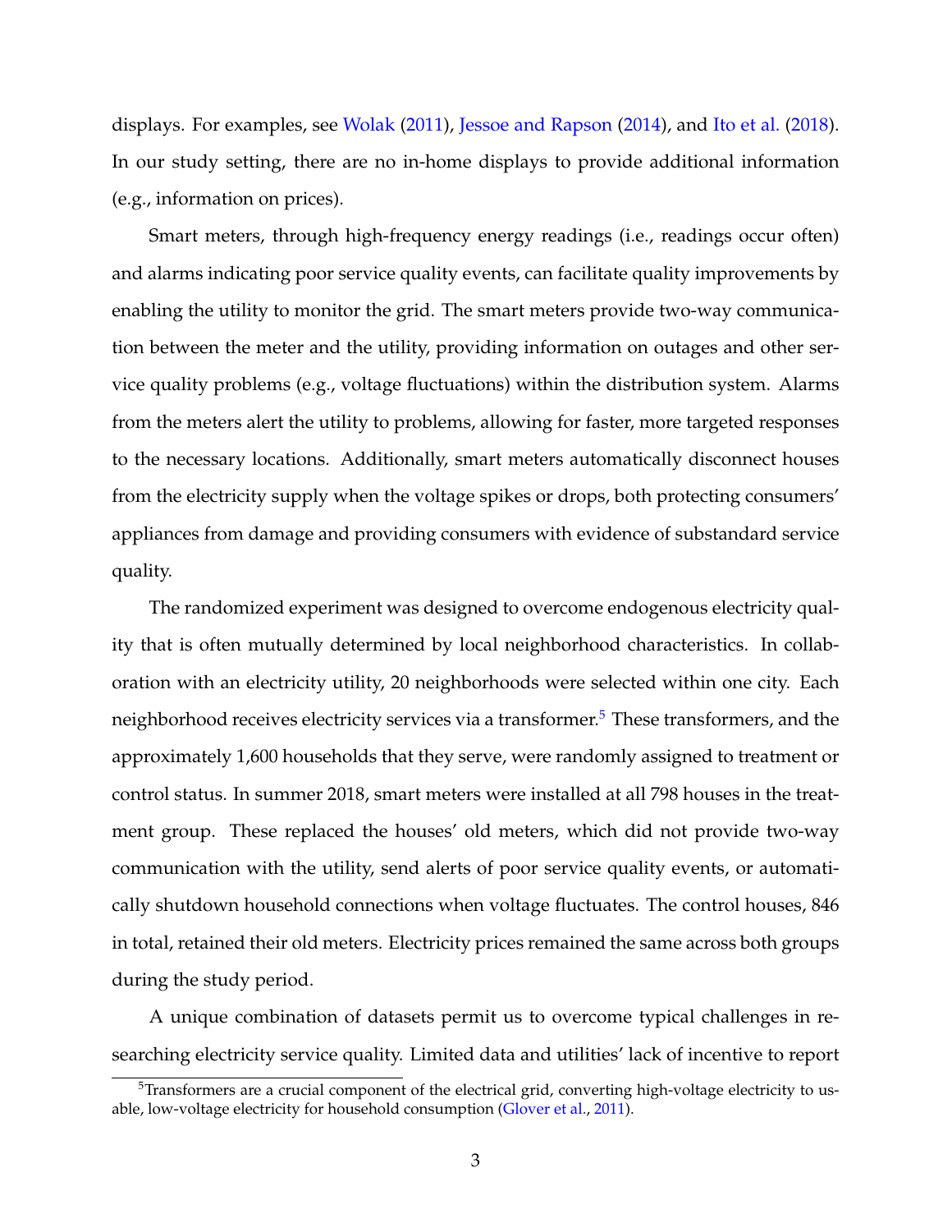displays. For examples, see Wolak (2011), Jessoe and Rapson (2014), and Ito et al. (2018). In our study setting, there are no in-home displays to provide additional information (e.g., information on prices).

Smart meters, through high-frequency energy readings (i.e., readings occur often) and alarms indicating poor service quality events, can facilitate quality improvements by enabling the utility to monitor the grid. The smart meters provide two-way communication between the meter and the utility, providing information on outages and other service quality problems (e.g., voltage fluctuations) within the distribution system. Alarms from the meters alert the utility to problems, allowing for faster, more targeted responses to the necessary locations. Additionally, smart meters automatically disconnect houses from the electricity supply when the voltage spikes or drops, both protecting consumers' appliances from damage and providing consumers with evidence of substandard service quality.

The randomized experiment was designed to overcome endogenous electricity quality that is often mutually determined by local neighborhood characteristics. In collaboration with an electricity utility, 20 neighborhoods were selected within one city. Each neighborhood receives electricity services via a transformer.[5] These transformers, and the approximately 1,600 households that they serve, were randomly assigned to treatment or control status. In summer 2018, smart meters were installed at all 798 houses in the treatment group. These replaced the houses' old meters, which did not provide two-way communication with the utility, send alerts of poor service quality events, or automatically shutdown household connections when voltage fluctuates. The control houses, 846 in total, retained their old meters. Electricity prices remained the same across both groups during the study period.

A unique combination of datasets permit us to overcome typical challenges in researching electricity service quality. Limited data and utilities' lack of incentive to report

[5]Transformers are a crucial component of the electrical grid, converting high-voltage electricity to usable, low-voltage electricity for household consumption (Glover et al., 2011).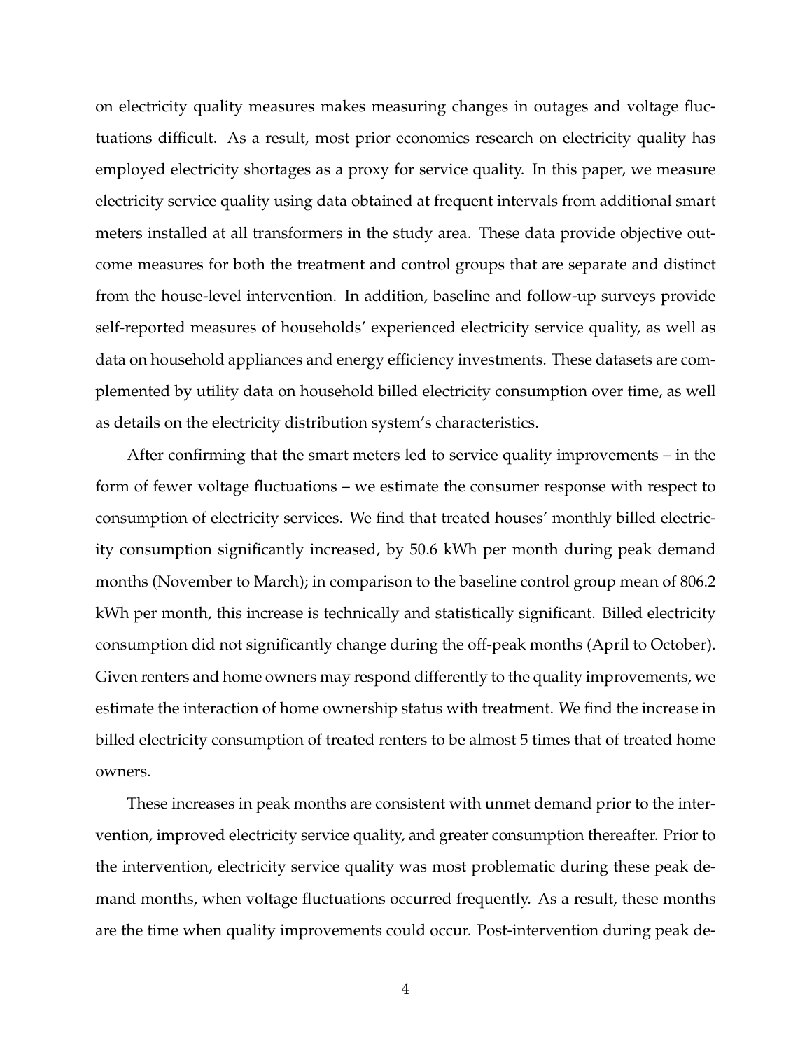on electricity quality measures makes measuring changes in outages and voltage fluctuations difficult. As a result, most prior economics research on electricity quality has employed electricity shortages as a proxy for service quality. In this paper, we measure electricity service quality using data obtained at frequent intervals from additional smart meters installed at all transformers in the study area. These data provide objective outcome measures for both the treatment and control groups that are separate and distinct from the house-level intervention. In addition, baseline and follow-up surveys provide self-reported measures of households' experienced electricity service quality, as well as data on household appliances and energy efficiency investments. These datasets are complemented by utility data on household billed electricity consumption over time, as well as details on the electricity distribution system's characteristics.

After confirming that the smart meters led to service quality improvements – in the form of fewer voltage fluctuations – we estimate the consumer response with respect to consumption of electricity services. We find that treated houses' monthly billed electricity consumption significantly increased, by 50.6 kWh per month during peak demand months (November to March); in comparison to the baseline control group mean of 806.2 kWh per month, this increase is technically and statistically significant. Billed electricity consumption did not significantly change during the off-peak months (April to October). Given renters and home owners may respond differently to the quality improvements, we estimate the interaction of home ownership status with treatment. We find the increase in billed electricity consumption of treated renters to be almost 5 times that of treated home owners.

These increases in peak months are consistent with unmet demand prior to the intervention, improved electricity service quality, and greater consumption thereafter. Prior to the intervention, electricity service quality was most problematic during these peak demand months, when voltage fluctuations occurred frequently. As a result, these months are the time when quality improvements could occur. Post-intervention during peak de-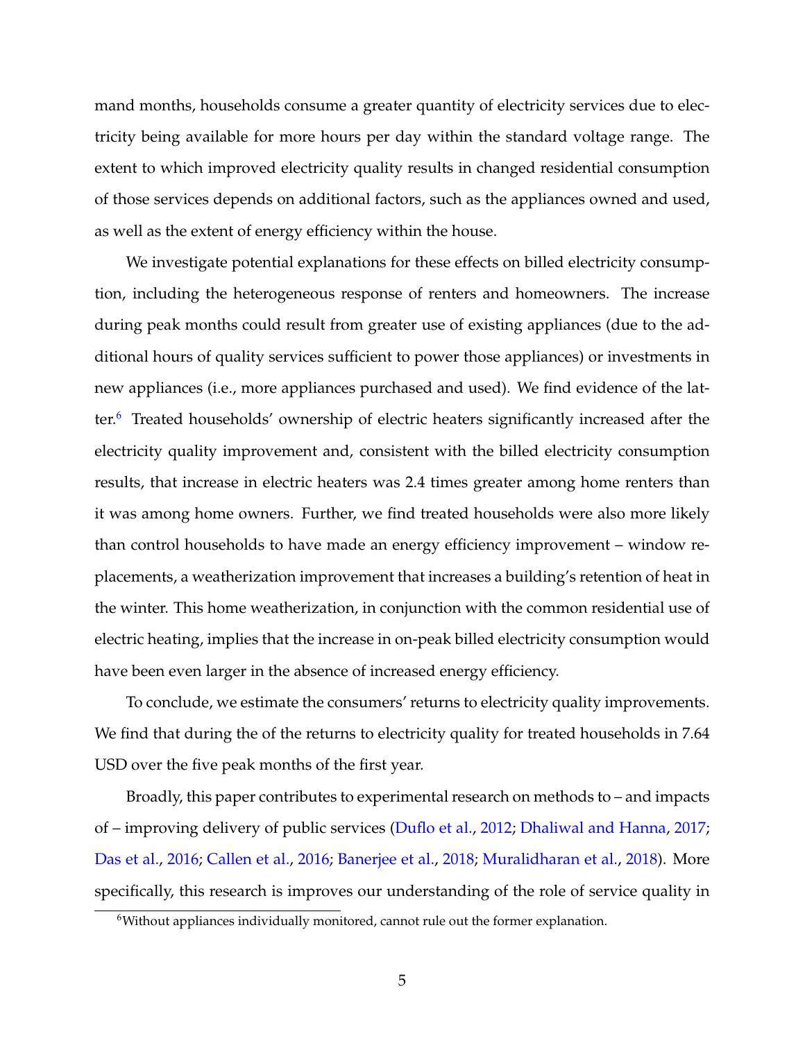mand months, households consume a greater quantity of electricity services due to electricity being available for more hours per day within the standard voltage range. The extent to which improved electricity quality results in changed residential consumption of those services depends on additional factors, such as the appliances owned and used, as well as the extent of energy efficiency within the house.

We investigate potential explanations for these effects on billed electricity consumption, including the heterogeneous response of renters and homeowners. The increase during peak months could result from greater use of existing appliances (due to the additional hours of quality services sufficient to power those appliances) or investments in new appliances (i.e., more appliances purchased and used). We find evidence of the latter.[6] Treated households' ownership of electric heaters significantly increased after the electricity quality improvement and, consistent with the billed electricity consumption results, that increase in electric heaters was 2.4 times greater among home renters than it was among home owners. Further, we find treated households were also more likely than control households to have made an energy efficiency improvement – window replacements, a weatherization improvement that increases a building's retention of heat in the winter. This home weatherization, in conjunction with the common residential use of electric heating, implies that the increase in on-peak billed electricity consumption would have been even larger in the absence of increased energy efficiency.

To conclude, we estimate the consumers' returns to electricity quality improvements. We find that during the of the returns to electricity quality for treated households in 7.64 USD over the five peak months of the first year.

Broadly, this paper contributes to experimental research on methods to – and impacts of – improving delivery of public services (Duflo et al., 2012; Dhaliwal and Hanna, 2017; Das et al., 2016; Callen et al., 2016; Banerjee et al., 2018; Muralidharan et al., 2018). More specifically, this research is improves our understanding of the role of service quality in

[6] Without appliances individually monitored, cannot rule out the former explanation.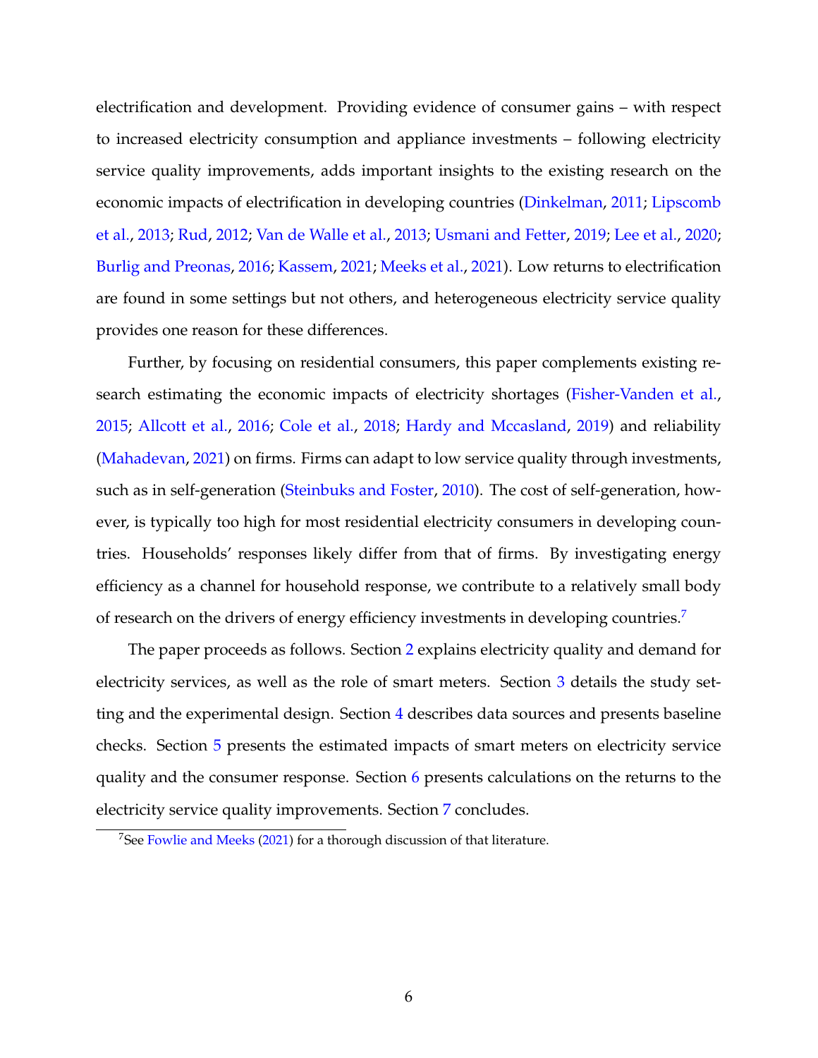electrification and development. Providing evidence of consumer gains – with respect to increased electricity consumption and appliance investments – following electricity service quality improvements, adds important insights to the existing research on the economic impacts of electrification in developing countries (Dinkelman, 2011; Lipscomb et al., 2013; Rud, 2012; Van de Walle et al., 2013; Usmani and Fetter, 2019; Lee et al., 2020; Burlig and Preonas, 2016; Kassem, 2021; Meeks et al., 2021). Low returns to electrification are found in some settings but not others, and heterogeneous electricity service quality provides one reason for these differences.

Further, by focusing on residential consumers, this paper complements existing research estimating the economic impacts of electricity shortages (Fisher-Vanden et al., 2015; Allcott et al., 2016; Cole et al., 2018; Hardy and Mccasland, 2019) and reliability (Mahadevan, 2021) on firms. Firms can adapt to low service quality through investments, such as in self-generation (Steinbuks and Foster, 2010). The cost of self-generation, however, is typically too high for most residential electricity consumers in developing countries. Households' responses likely differ from that of firms. By investigating energy efficiency as a channel for household response, we contribute to a relatively small body of research on the drivers of energy efficiency investments in developing countries.[7]

The paper proceeds as follows. Section 2 explains electricity quality and demand for electricity services, as well as the role of smart meters. Section 3 details the study setting and the experimental design. Section 4 describes data sources and presents baseline checks. Section 5 presents the estimated impacts of smart meters on electricity service quality and the consumer response. Section 6 presents calculations on the returns to the electricity service quality improvements. Section 7 concludes.

[7]See Fowlie and Meeks (2021) for a thorough discussion of that literature.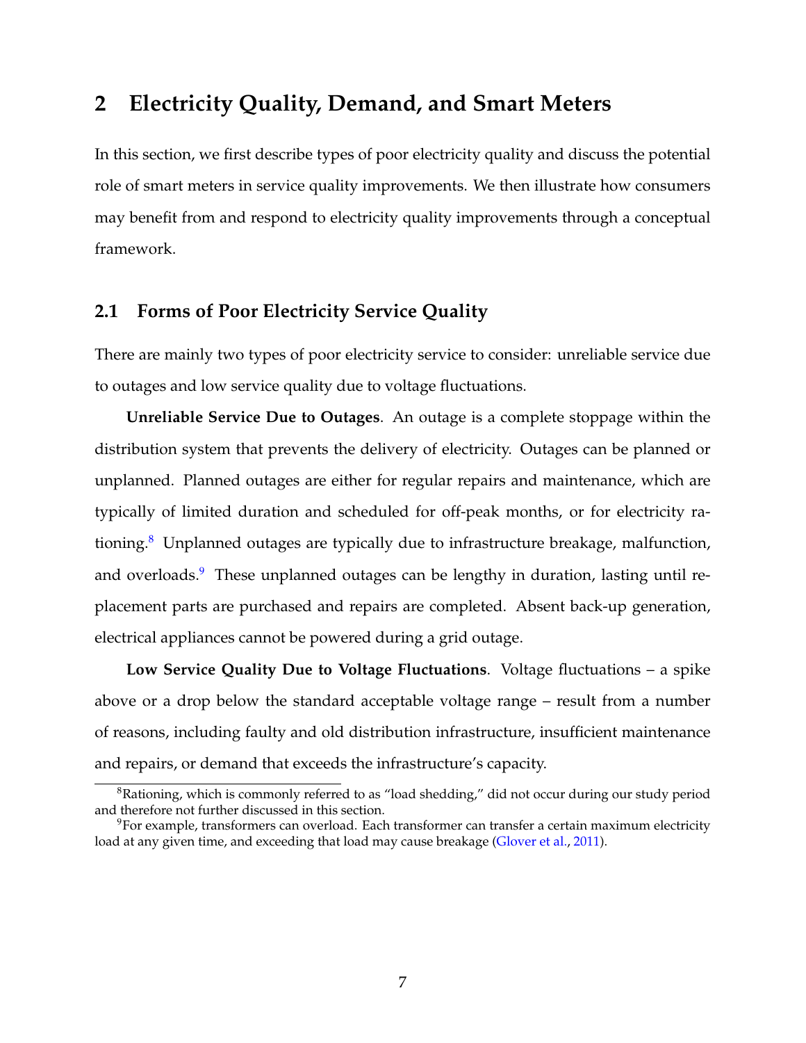## 2 Electricity Quality, Demand, and Smart Meters

In this section, we first describe types of poor electricity quality and discuss the potential role of smart meters in service quality improvements. We then illustrate how consumers may benefit from and respond to electricity quality improvements through a conceptual framework.

### 2.1 Forms of Poor Electricity Service Quality

There are mainly two types of poor electricity service to consider: unreliable service due to outages and low service quality due to voltage fluctuations.

**Unreliable Service Due to Outages**. An outage is a complete stoppage within the distribution system that prevents the delivery of electricity. Outages can be planned or unplanned. Planned outages are either for regular repairs and maintenance, which are typically of limited duration and scheduled for off-peak months, or for electricity rationing.[8] Unplanned outages are typically due to infrastructure breakage, malfunction, and overloads.[9] These unplanned outages can be lengthy in duration, lasting until replacement parts are purchased and repairs are completed. Absent back-up generation, electrical appliances cannot be powered during a grid outage.

**Low Service Quality Due to Voltage Fluctuations**. Voltage fluctuations – a spike above or a drop below the standard acceptable voltage range – result from a number of reasons, including faulty and old distribution infrastructure, insufficient maintenance and repairs, or demand that exceeds the infrastructure's capacity.

[8] Rationing, which is commonly referred to as "load shedding," did not occur during our study period and therefore not further discussed in this section.

[9] For example, transformers can overload. Each transformer can transfer a certain maximum electricity load at any given time, and exceeding that load may cause breakage (Glover et al., 2011).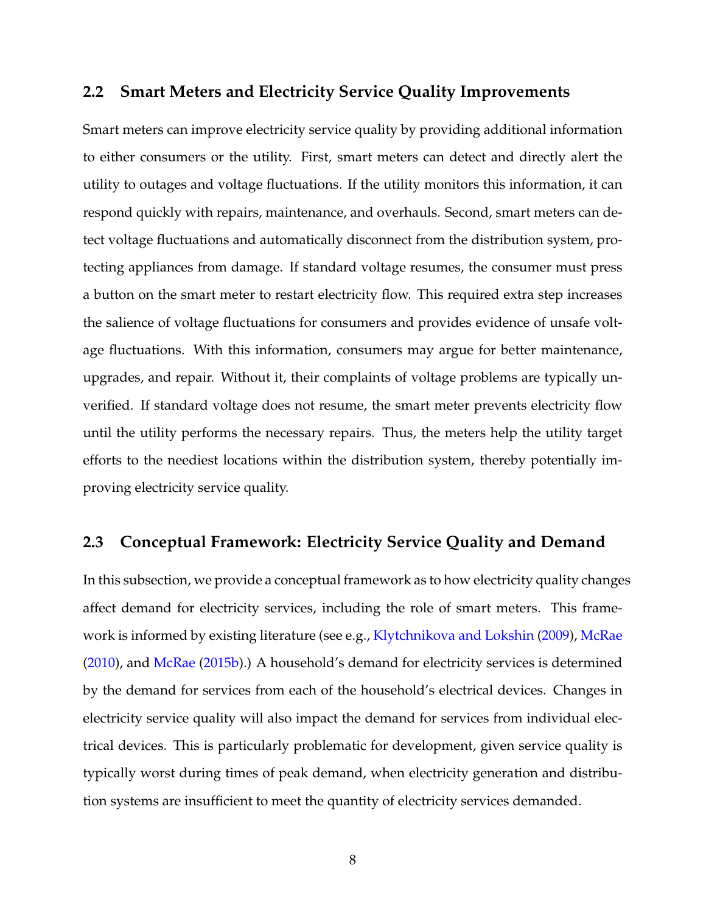## 2.2 Smart Meters and Electricity Service Quality Improvements

Smart meters can improve electricity service quality by providing additional information to either consumers or the utility. First, smart meters can detect and directly alert the utility to outages and voltage fluctuations. If the utility monitors this information, it can respond quickly with repairs, maintenance, and overhauls. Second, smart meters can detect voltage fluctuations and automatically disconnect from the distribution system, protecting appliances from damage. If standard voltage resumes, the consumer must press a button on the smart meter to restart electricity flow. This required extra step increases the salience of voltage fluctuations for consumers and provides evidence of unsafe voltage fluctuations. With this information, consumers may argue for better maintenance, upgrades, and repair. Without it, their complaints of voltage problems are typically unverified. If standard voltage does not resume, the smart meter prevents electricity flow until the utility performs the necessary repairs. Thus, the meters help the utility target efforts to the neediest locations within the distribution system, thereby potentially improving electricity service quality.

## 2.3 Conceptual Framework: Electricity Service Quality and Demand

In this subsection, we provide a conceptual framework as to how electricity quality changes affect demand for electricity services, including the role of smart meters. This framework is informed by existing literature (see e.g., Klytchnikova and Lokshin (2009), McRae (2010), and McRae (2015b).) A household's demand for electricity services is determined by the demand for services from each of the household's electrical devices. Changes in electricity service quality will also impact the demand for services from individual electrical devices. This is particularly problematic for development, given service quality is typically worst during times of peak demand, when electricity generation and distribution systems are insufficient to meet the quantity of electricity services demanded.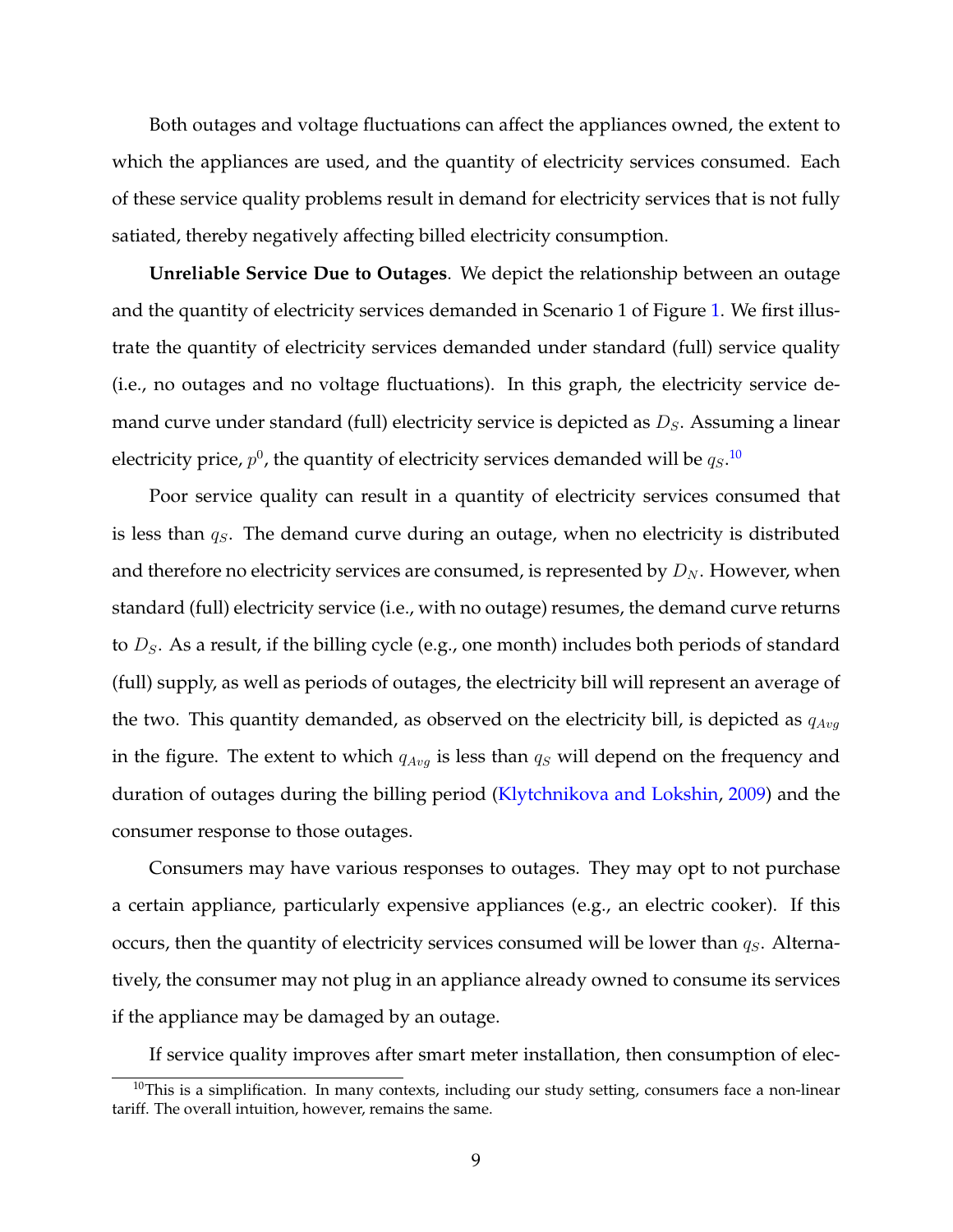Both outages and voltage fluctuations can affect the appliances owned, the extent to which the appliances are used, and the quantity of electricity services consumed. Each of these service quality problems result in demand for electricity services that is not fully satiated, thereby negatively affecting billed electricity consumption.

**Unreliable Service Due to Outages**. We depict the relationship between an outage and the quantity of electricity services demanded in Scenario 1 of Figure 1. We first illustrate the quantity of electricity services demanded under standard (full) service quality (i.e., no outages and no voltage fluctuations). In this graph, the electricity service demand curve under standard (full) electricity service is depicted as $D_S$. Assuming a linear electricity price, $p^0$, the quantity of electricity services demanded will be $q_S$.[10]

Poor service quality can result in a quantity of electricity services consumed that is less than $q_S$. The demand curve during an outage, when no electricity is distributed and therefore no electricity services are consumed, is represented by $D_N$. However, when standard (full) electricity service (i.e., with no outage) resumes, the demand curve returns to $D_S$. As a result, if the billing cycle (e.g., one month) includes both periods of standard (full) supply, as well as periods of outages, the electricity bill will represent an average of the two. This quantity demanded, as observed on the electricity bill, is depicted as $q_{Avg}$ in the figure. The extent to which $q_{Avg}$ is less than $q_S$ will depend on the frequency and duration of outages during the billing period (Klytchnikova and Lokshin, 2009) and the consumer response to those outages.

Consumers may have various responses to outages. They may opt to not purchase a certain appliance, particularly expensive appliances (e.g., an electric cooker). If this occurs, then the quantity of electricity services consumed will be lower than $q_S$. Alternatively, the consumer may not plug in an appliance already owned to consume its services if the appliance may be damaged by an outage.

If service quality improves after smart meter installation, then consumption of elec-

[10] This is a simplification. In many contexts, including our study setting, consumers face a non-linear tariff. The overall intuition, however, remains the same.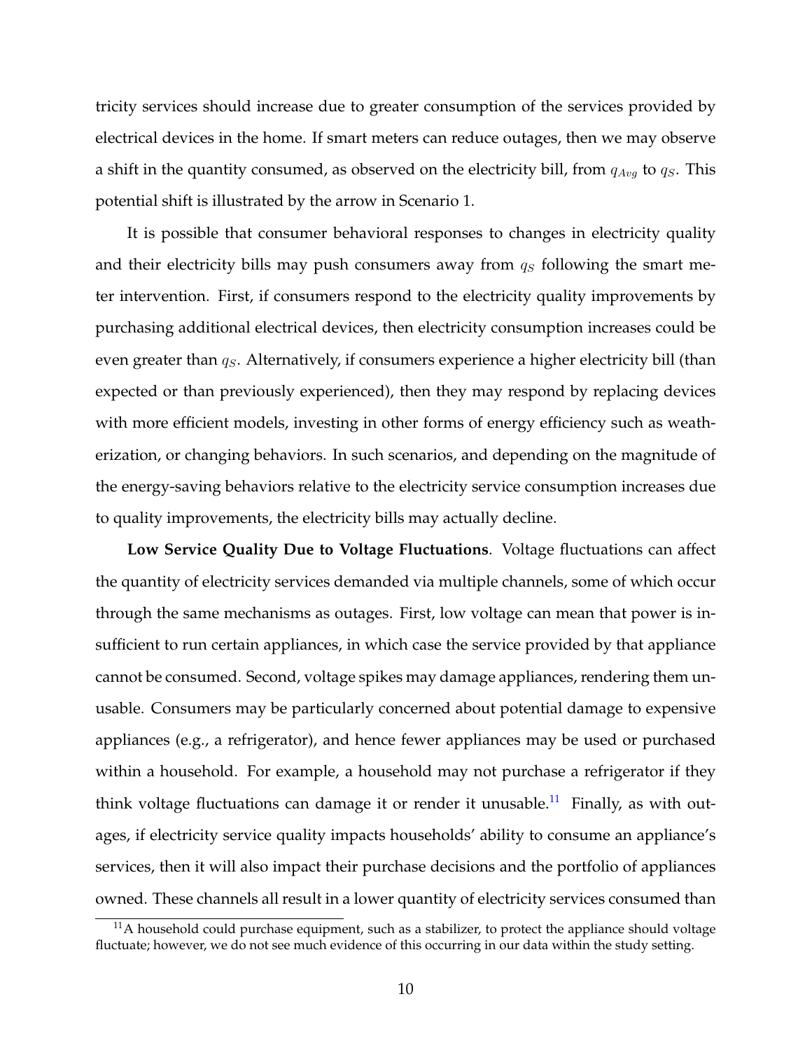tricity services should increase due to greater consumption of the services provided by electrical devices in the home. If smart meters can reduce outages, then we may observe a shift in the quantity consumed, as observed on the electricity bill, from $q_{Avg}$ to $q_S$. This potential shift is illustrated by the arrow in Scenario 1.

It is possible that consumer behavioral responses to changes in electricity quality and their electricity bills may push consumers away from $q_S$ following the smart meter intervention. First, if consumers respond to the electricity quality improvements by purchasing additional electrical devices, then electricity consumption increases could be even greater than $q_S$. Alternatively, if consumers experience a higher electricity bill (than expected or than previously experienced), then they may respond by replacing devices with more efficient models, investing in other forms of energy efficiency such as weatherization, or changing behaviors. In such scenarios, and depending on the magnitude of the energy-saving behaviors relative to the electricity service consumption increases due to quality improvements, the electricity bills may actually decline.

**Low Service Quality Due to Voltage Fluctuations**. Voltage fluctuations can affect the quantity of electricity services demanded via multiple channels, some of which occur through the same mechanisms as outages. First, low voltage can mean that power is insufficient to run certain appliances, in which case the service provided by that appliance cannot be consumed. Second, voltage spikes may damage appliances, rendering them unusable. Consumers may be particularly concerned about potential damage to expensive appliances (e.g., a refrigerator), and hence fewer appliances may be used or purchased within a household. For example, a household may not purchase a refrigerator if they think voltage fluctuations can damage it or render it unusable.[11] Finally, as with outages, if electricity service quality impacts households' ability to consume an appliance's services, then it will also impact their purchase decisions and the portfolio of appliances owned. These channels all result in a lower quantity of electricity services consumed than

[11] A household could purchase equipment, such as a stabilizer, to protect the appliance should voltage fluctuate; however, we do not see much evidence of this occurring in our data within the study setting.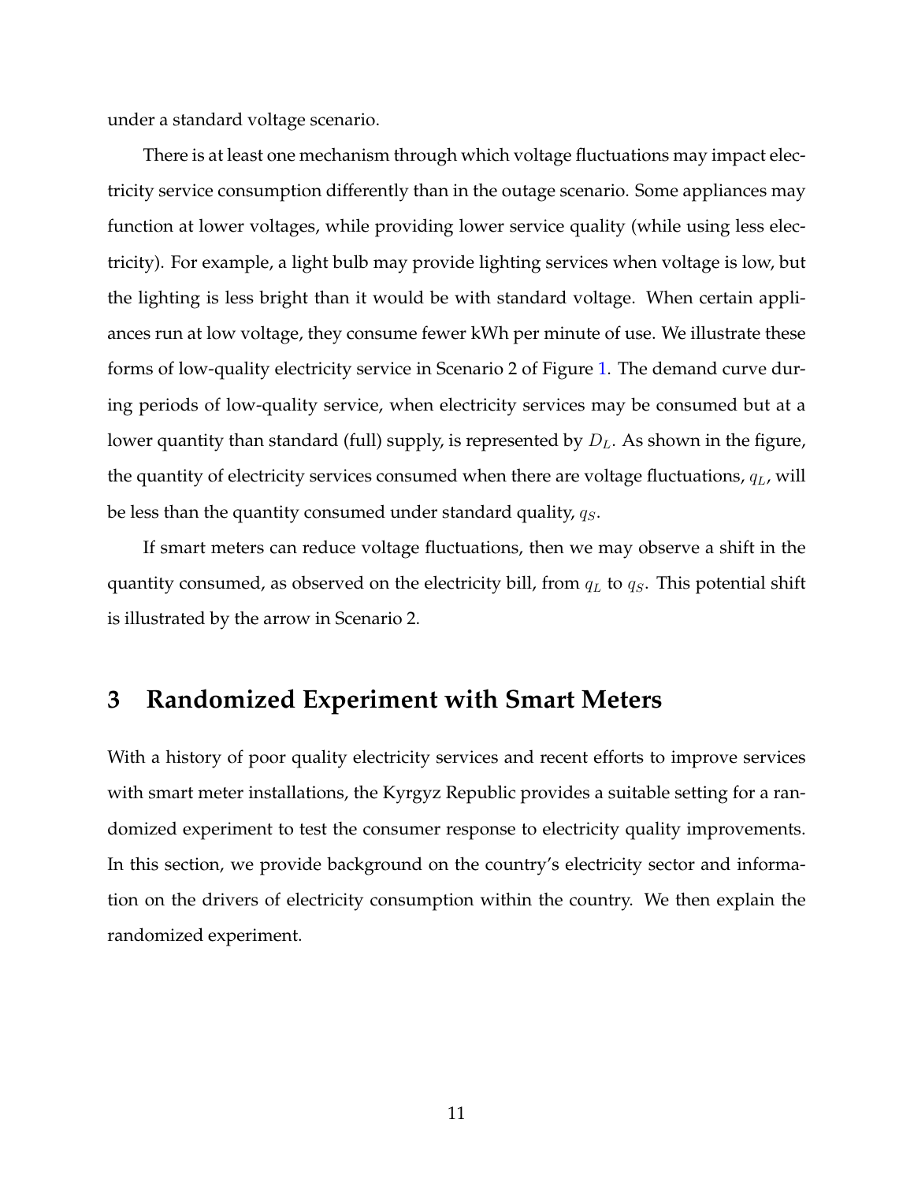under a standard voltage scenario.

There is at least one mechanism through which voltage fluctuations may impact electricity service consumption differently than in the outage scenario. Some appliances may function at lower voltages, while providing lower service quality (while using less electricity). For example, a light bulb may provide lighting services when voltage is low, but the lighting is less bright than it would be with standard voltage. When certain appliances run at low voltage, they consume fewer kWh per minute of use. We illustrate these forms of low-quality electricity service in Scenario 2 of Figure 1. The demand curve during periods of low-quality service, when electricity services may be consumed but at a lower quantity than standard (full) supply, is represented by $D_L$. As shown in the figure, the quantity of electricity services consumed when there are voltage fluctuations, $q_L$, will be less than the quantity consumed under standard quality, $q_S$.

If smart meters can reduce voltage fluctuations, then we may observe a shift in the quantity consumed, as observed on the electricity bill, from $q_L$ to $q_S$. This potential shift is illustrated by the arrow in Scenario 2.

## 3 Randomized Experiment with Smart Meters

With a history of poor quality electricity services and recent efforts to improve services with smart meter installations, the Kyrgyz Republic provides a suitable setting for a randomized experiment to test the consumer response to electricity quality improvements. In this section, we provide background on the country's electricity sector and information on the drivers of electricity consumption within the country. We then explain the randomized experiment.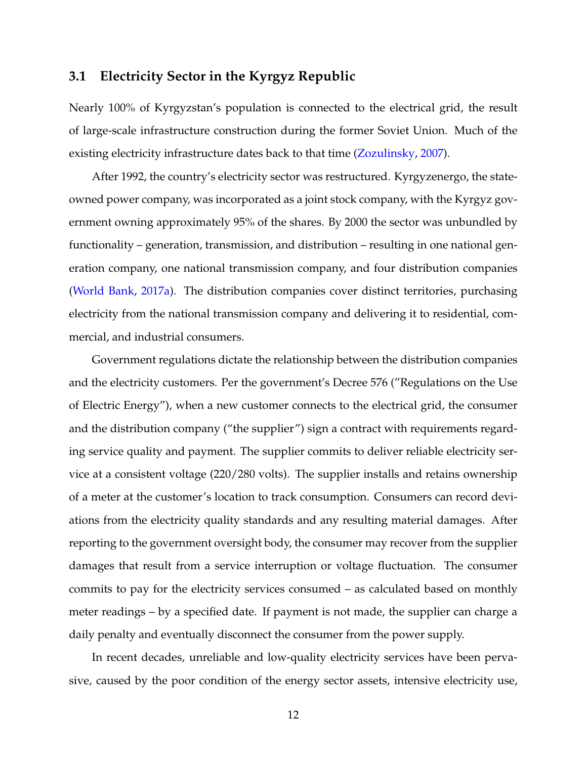### 3.1 Electricity Sector in the Kyrgyz Republic

Nearly 100% of Kyrgyzstan's population is connected to the electrical grid, the result of large-scale infrastructure construction during the former Soviet Union. Much of the existing electricity infrastructure dates back to that time (Zozulinsky, 2007).

After 1992, the country's electricity sector was restructured. Kyrgyzenergo, the state-owned power company, was incorporated as a joint stock company, with the Kyrgyz government owning approximately 95% of the shares. By 2000 the sector was unbundled by functionality – generation, transmission, and distribution – resulting in one national generation company, one national transmission company, and four distribution companies (World Bank, 2017a). The distribution companies cover distinct territories, purchasing electricity from the national transmission company and delivering it to residential, commercial, and industrial consumers.

Government regulations dictate the relationship between the distribution companies and the electricity customers. Per the government's Decree 576 ("Regulations on the Use of Electric Energy"), when a new customer connects to the electrical grid, the consumer and the distribution company ("the supplier") sign a contract with requirements regarding service quality and payment. The supplier commits to deliver reliable electricity service at a consistent voltage (220/280 volts). The supplier installs and retains ownership of a meter at the customer's location to track consumption. Consumers can record deviations from the electricity quality standards and any resulting material damages. After reporting to the government oversight body, the consumer may recover from the supplier damages that result from a service interruption or voltage fluctuation. The consumer commits to pay for the electricity services consumed – as calculated based on monthly meter readings – by a specified date. If payment is not made, the supplier can charge a daily penalty and eventually disconnect the consumer from the power supply.

In recent decades, unreliable and low-quality electricity services have been pervasive, caused by the poor condition of the energy sector assets, intensive electricity use,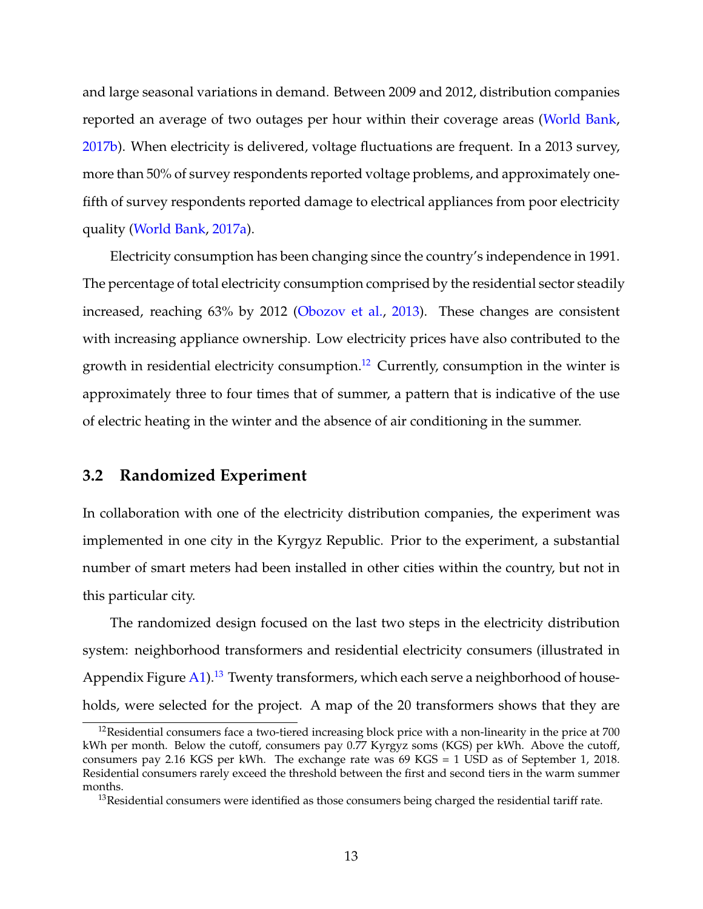and large seasonal variations in demand. Between 2009 and 2012, distribution companies reported an average of two outages per hour within their coverage areas (World Bank, 2017b). When electricity is delivered, voltage fluctuations are frequent. In a 2013 survey, more than 50% of survey respondents reported voltage problems, and approximately one-fifth of survey respondents reported damage to electrical appliances from poor electricity quality (World Bank, 2017a).

Electricity consumption has been changing since the country's independence in 1991. The percentage of total electricity consumption comprised by the residential sector steadily increased, reaching 63% by 2012 (Obozov et al., 2013). These changes are consistent with increasing appliance ownership. Low electricity prices have also contributed to the growth in residential electricity consumption.[12] Currently, consumption in the winter is approximately three to four times that of summer, a pattern that is indicative of the use of electric heating in the winter and the absence of air conditioning in the summer.

### 3.2 Randomized Experiment

In collaboration with one of the electricity distribution companies, the experiment was implemented in one city in the Kyrgyz Republic. Prior to the experiment, a substantial number of smart meters had been installed in other cities within the country, but not in this particular city.

The randomized design focused on the last two steps in the electricity distribution system: neighborhood transformers and residential electricity consumers (illustrated in Appendix Figure A1).[13] Twenty transformers, which each serve a neighborhood of households, were selected for the project. A map of the 20 transformers shows that they are

[12] Residential consumers face a two-tiered increasing block price with a non-linearity in the price at 700 kWh per month. Below the cutoff, consumers pay 0.77 Kyrgyz soms (KGS) per kWh. Above the cutoff, consumers pay 2.16 KGS per kWh. The exchange rate was 69 KGS = 1 USD as of September 1, 2018. Residential consumers rarely exceed the threshold between the first and second tiers in the warm summer months.

[13] Residential consumers were identified as those consumers being charged the residential tariff rate.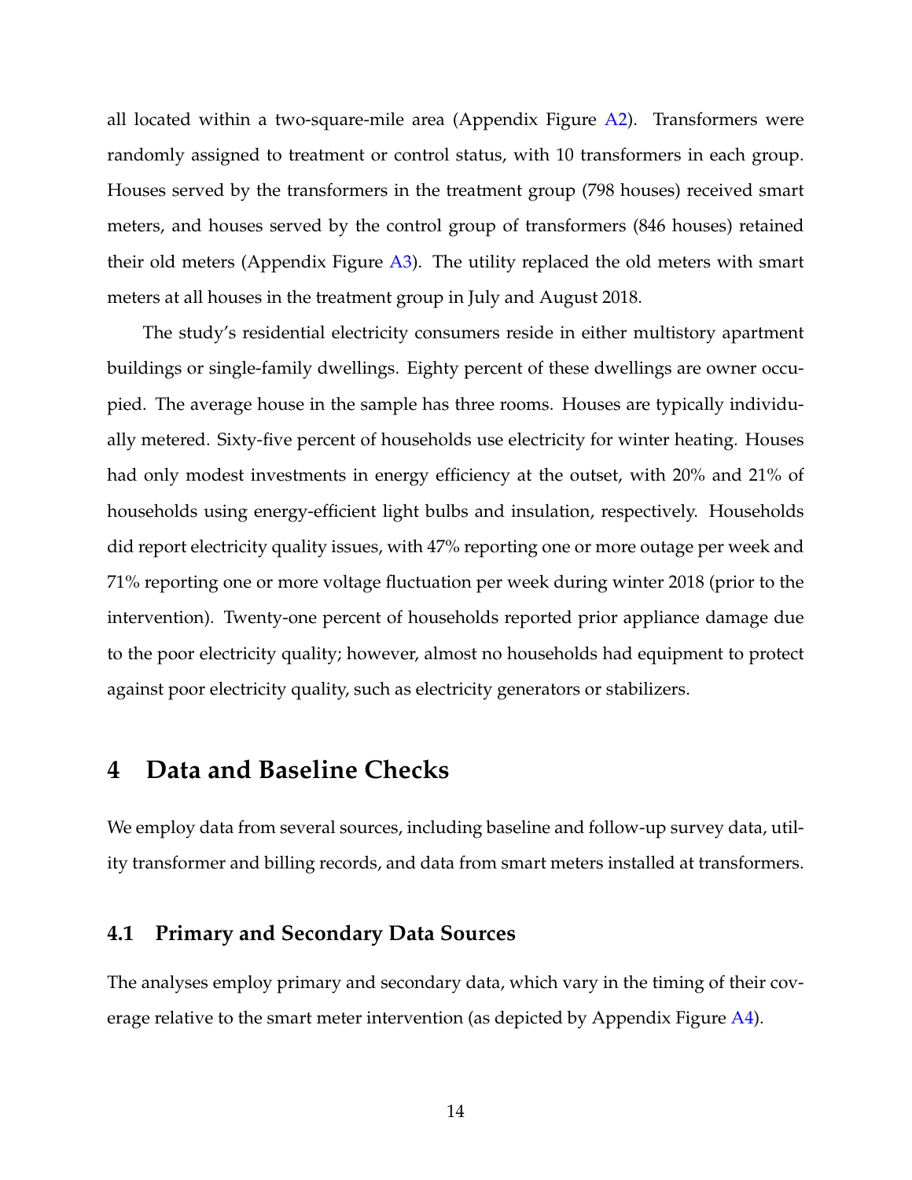all located within a two-square-mile area (Appendix Figure A2). Transformers were randomly assigned to treatment or control status, with 10 transformers in each group. Houses served by the transformers in the treatment group (798 houses) received smart meters, and houses served by the control group of transformers (846 houses) retained their old meters (Appendix Figure A3). The utility replaced the old meters with smart meters at all houses in the treatment group in July and August 2018.

The study's residential electricity consumers reside in either multistory apartment buildings or single-family dwellings. Eighty percent of these dwellings are owner occupied. The average house in the sample has three rooms. Houses are typically individually metered. Sixty-five percent of households use electricity for winter heating. Houses had only modest investments in energy efficiency at the outset, with 20% and 21% of households using energy-efficient light bulbs and insulation, respectively. Households did report electricity quality issues, with 47% reporting one or more outage per week and 71% reporting one or more voltage fluctuation per week during winter 2018 (prior to the intervention). Twenty-one percent of households reported prior appliance damage due to the poor electricity quality; however, almost no households had equipment to protect against poor electricity quality, such as electricity generators or stabilizers.

# 4 Data and Baseline Checks

We employ data from several sources, including baseline and follow-up survey data, utility transformer and billing records, and data from smart meters installed at transformers.

## 4.1 Primary and Secondary Data Sources

The analyses employ primary and secondary data, which vary in the timing of their coverage relative to the smart meter intervention (as depicted by Appendix Figure A4).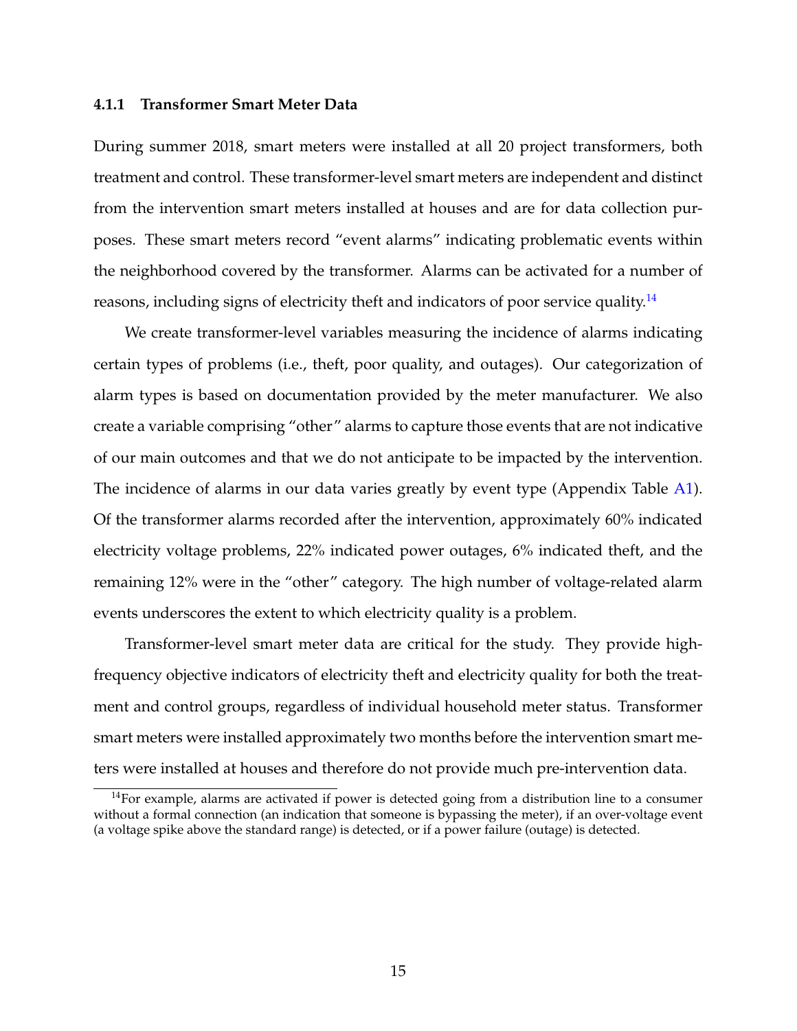### 4.1.1 Transformer Smart Meter Data

During summer 2018, smart meters were installed at all 20 project transformers, both treatment and control. These transformer-level smart meters are independent and distinct from the intervention smart meters installed at houses and are for data collection purposes. These smart meters record "event alarms" indicating problematic events within the neighborhood covered by the transformer. Alarms can be activated for a number of reasons, including signs of electricity theft and indicators of poor service quality.[14]

We create transformer-level variables measuring the incidence of alarms indicating certain types of problems (i.e., theft, poor quality, and outages). Our categorization of alarm types is based on documentation provided by the meter manufacturer. We also create a variable comprising "other" alarms to capture those events that are not indicative of our main outcomes and that we do not anticipate to be impacted by the intervention. The incidence of alarms in our data varies greatly by event type (Appendix Table A1). Of the transformer alarms recorded after the intervention, approximately 60% indicated electricity voltage problems, 22% indicated power outages, 6% indicated theft, and the remaining 12% were in the "other" category. The high number of voltage-related alarm events underscores the extent to which electricity quality is a problem.

Transformer-level smart meter data are critical for the study. They provide high-frequency objective indicators of electricity theft and electricity quality for both the treatment and control groups, regardless of individual household meter status. Transformer smart meters were installed approximately two months before the intervention smart meters were installed at houses and therefore do not provide much pre-intervention data.

[14] For example, alarms are activated if power is detected going from a distribution line to a consumer without a formal connection (an indication that someone is bypassing the meter), if an over-voltage event (a voltage spike above the standard range) is detected, or if a power failure (outage) is detected.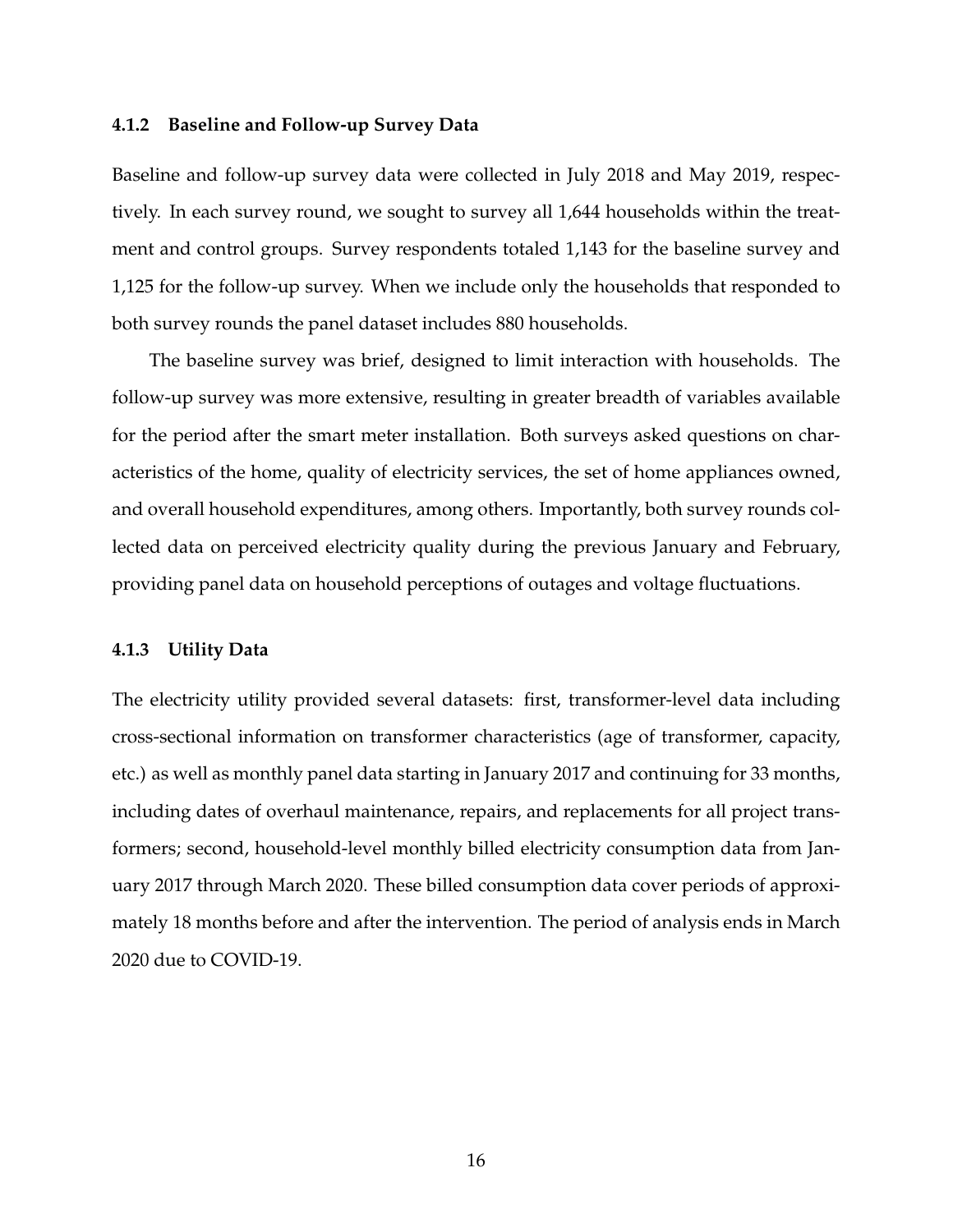#### 4.1.2 Baseline and Follow-up Survey Data

Baseline and follow-up survey data were collected in July 2018 and May 2019, respectively. In each survey round, we sought to survey all 1,644 households within the treatment and control groups. Survey respondents totaled 1,143 for the baseline survey and 1,125 for the follow-up survey. When we include only the households that responded to both survey rounds the panel dataset includes 880 households.

The baseline survey was brief, designed to limit interaction with households. The follow-up survey was more extensive, resulting in greater breadth of variables available for the period after the smart meter installation. Both surveys asked questions on characteristics of the home, quality of electricity services, the set of home appliances owned, and overall household expenditures, among others. Importantly, both survey rounds collected data on perceived electricity quality during the previous January and February, providing panel data on household perceptions of outages and voltage fluctuations.

#### 4.1.3 Utility Data

The electricity utility provided several datasets: first, transformer-level data including cross-sectional information on transformer characteristics (age of transformer, capacity, etc.) as well as monthly panel data starting in January 2017 and continuing for 33 months, including dates of overhaul maintenance, repairs, and replacements for all project transformers; second, household-level monthly billed electricity consumption data from January 2017 through March 2020. These billed consumption data cover periods of approximately 18 months before and after the intervention. The period of analysis ends in March 2020 due to COVID-19.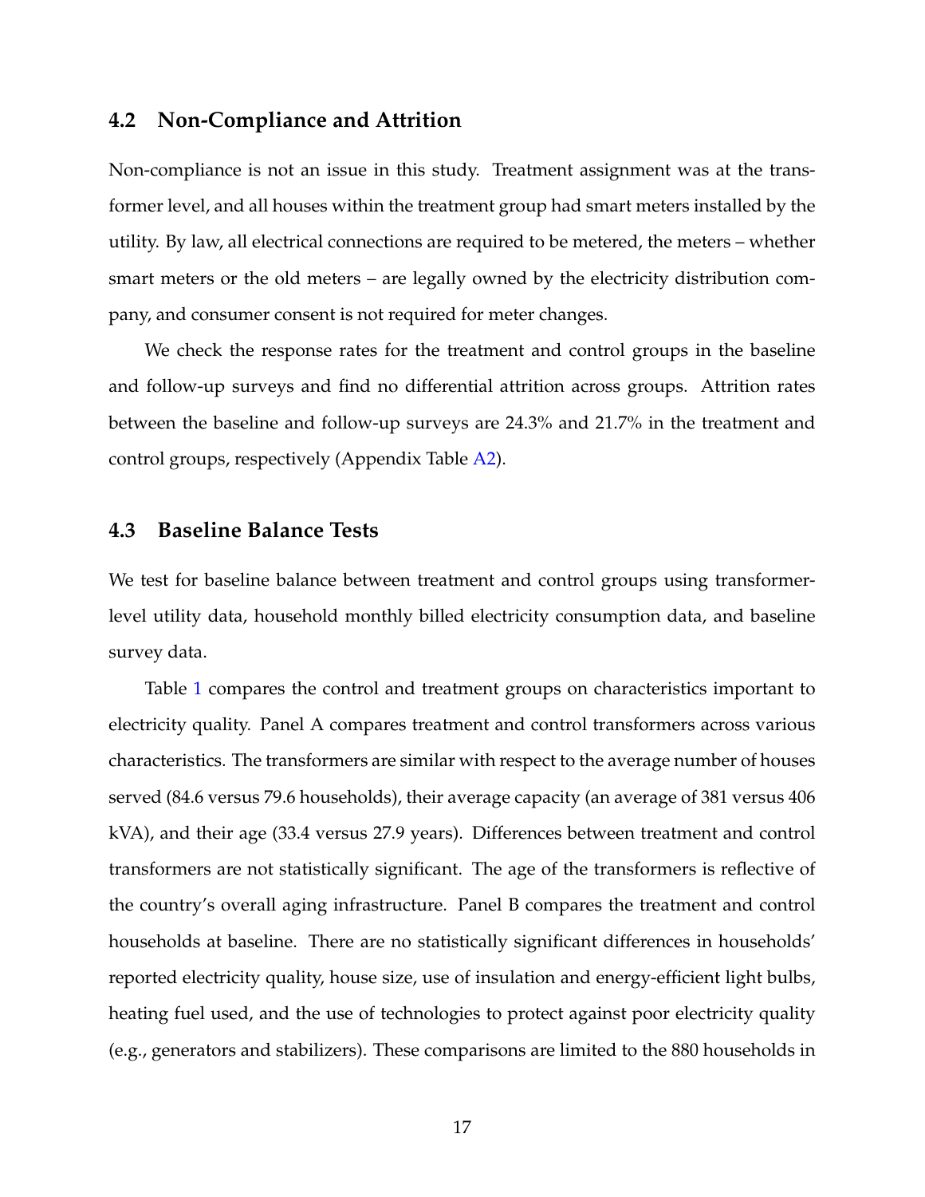### 4.2 Non-Compliance and Attrition

Non-compliance is not an issue in this study. Treatment assignment was at the transformer level, and all houses within the treatment group had smart meters installed by the utility. By law, all electrical connections are required to be metered, the meters – whether smart meters or the old meters – are legally owned by the electricity distribution company, and consumer consent is not required for meter changes.

We check the response rates for the treatment and control groups in the baseline and follow-up surveys and find no differential attrition across groups. Attrition rates between the baseline and follow-up surveys are 24.3% and 21.7% in the treatment and control groups, respectively (Appendix Table A2).

### 4.3 Baseline Balance Tests

We test for baseline balance between treatment and control groups using transformer-level utility data, household monthly billed electricity consumption data, and baseline survey data.

Table 1 compares the control and treatment groups on characteristics important to electricity quality. Panel A compares treatment and control transformers across various characteristics. The transformers are similar with respect to the average number of houses served (84.6 versus 79.6 households), their average capacity (an average of 381 versus 406 kVA), and their age (33.4 versus 27.9 years). Differences between treatment and control transformers are not statistically significant. The age of the transformers is reflective of the country's overall aging infrastructure. Panel B compares the treatment and control households at baseline. There are no statistically significant differences in households' reported electricity quality, house size, use of insulation and energy-efficient light bulbs, heating fuel used, and the use of technologies to protect against poor electricity quality (e.g., generators and stabilizers). These comparisons are limited to the 880 households in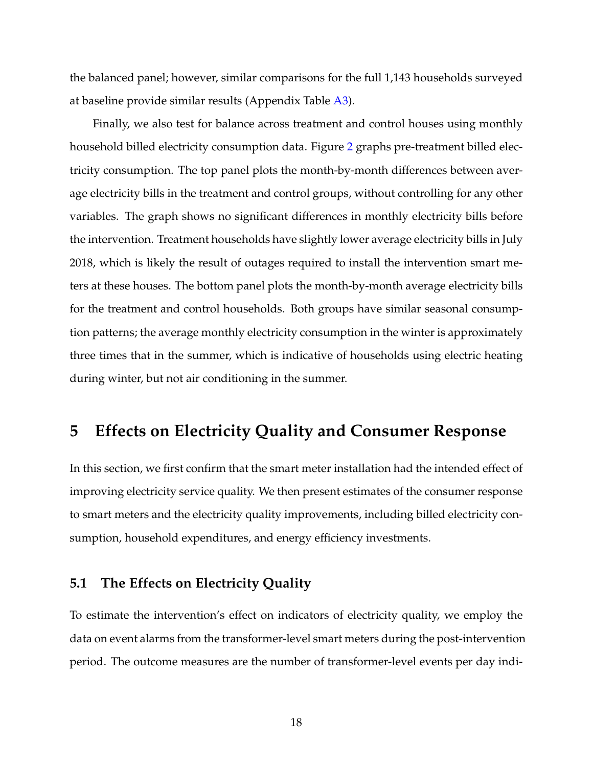the balanced panel; however, similar comparisons for the full 1,143 households surveyed at baseline provide similar results (Appendix Table A3).

Finally, we also test for balance across treatment and control houses using monthly household billed electricity consumption data. Figure 2 graphs pre-treatment billed electricity consumption. The top panel plots the month-by-month differences between average electricity bills in the treatment and control groups, without controlling for any other variables. The graph shows no significant differences in monthly electricity bills before the intervention. Treatment households have slightly lower average electricity bills in July 2018, which is likely the result of outages required to install the intervention smart meters at these houses. The bottom panel plots the month-by-month average electricity bills for the treatment and control households. Both groups have similar seasonal consumption patterns; the average monthly electricity consumption in the winter is approximately three times that in the summer, which is indicative of households using electric heating during winter, but not air conditioning in the summer.

# 5 Effects on Electricity Quality and Consumer Response

In this section, we first confirm that the smart meter installation had the intended effect of improving electricity service quality. We then present estimates of the consumer response to smart meters and the electricity quality improvements, including billed electricity consumption, household expenditures, and energy efficiency investments.

## 5.1 The Effects on Electricity Quality

To estimate the intervention's effect on indicators of electricity quality, we employ the data on event alarms from the transformer-level smart meters during the post-intervention period. The outcome measures are the number of transformer-level events per day indi-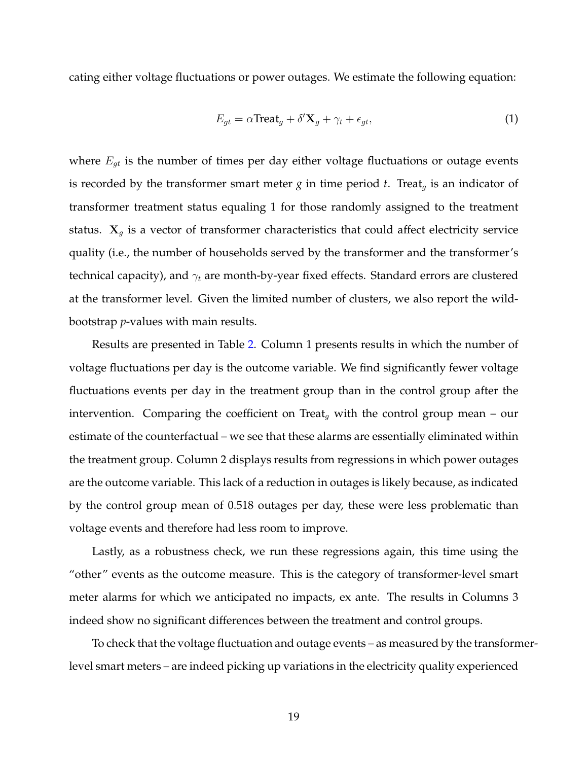cating either voltage fluctuations or power outages. We estimate the following equation:

$$E_{gt} = \alpha \text{Treat}_g + \delta' \mathbf{X}_g + \gamma_t + \epsilon_{gt}, \tag{1}$$

where $E_{gt}$ is the number of times per day either voltage fluctuations or outage events is recorded by the transformer smart meter $g$ in time period $t$. $\text{Treat}_g$ is an indicator of transformer treatment status equaling 1 for those randomly assigned to the treatment status. $\mathbf{X}_g$ is a vector of transformer characteristics that could affect electricity service quality (i.e., the number of households served by the transformer and the transformer's technical capacity), and $\gamma_t$ are month-by-year fixed effects. Standard errors are clustered at the transformer level. Given the limited number of clusters, we also report the wild-bootstrap *p*-values with main results.

Results are presented in Table 2. Column 1 presents results in which the number of voltage fluctuations per day is the outcome variable. We find significantly fewer voltage fluctuations events per day in the treatment group than in the control group after the intervention. Comparing the coefficient on $\text{Treat}_g$ with the control group mean – our estimate of the counterfactual – we see that these alarms are essentially eliminated within the treatment group. Column 2 displays results from regressions in which power outages are the outcome variable. This lack of a reduction in outages is likely because, as indicated by the control group mean of 0.518 outages per day, these were less problematic than voltage events and therefore had less room to improve.

Lastly, as a robustness check, we run these regressions again, this time using the "other" events as the outcome measure. This is the category of transformer-level smart meter alarms for which we anticipated no impacts, ex ante. The results in Columns 3 indeed show no significant differences between the treatment and control groups.

To check that the voltage fluctuation and outage events – as measured by the transformer-level smart meters – are indeed picking up variations in the electricity quality experienced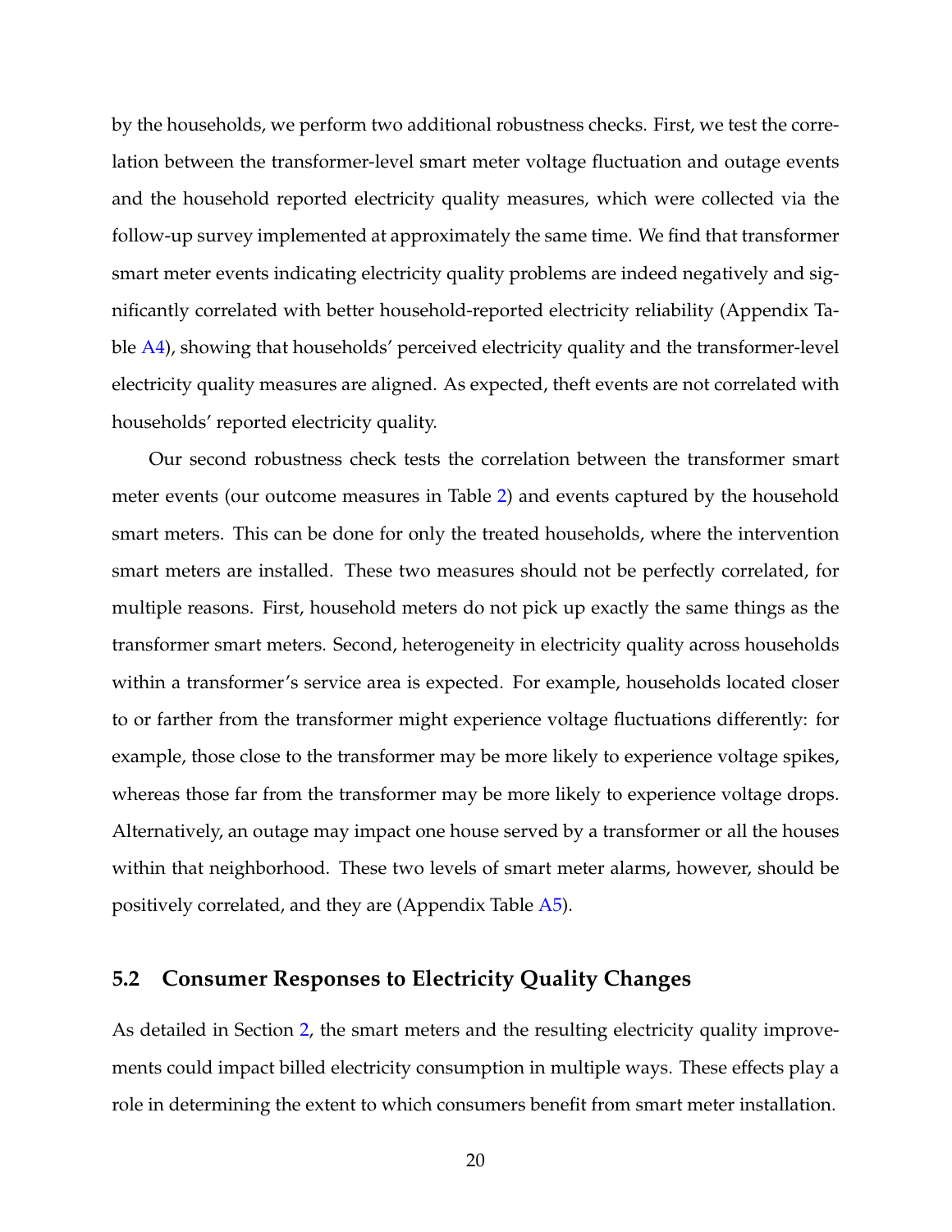by the households, we perform two additional robustness checks. First, we test the correlation between the transformer-level smart meter voltage fluctuation and outage events and the household reported electricity quality measures, which were collected via the follow-up survey implemented at approximately the same time. We find that transformer smart meter events indicating electricity quality problems are indeed negatively and significantly correlated with better household-reported electricity reliability (Appendix Table A4), showing that households' perceived electricity quality and the transformer-level electricity quality measures are aligned. As expected, theft events are not correlated with households' reported electricity quality.

Our second robustness check tests the correlation between the transformer smart meter events (our outcome measures in Table 2) and events captured by the household smart meters. This can be done for only the treated households, where the intervention smart meters are installed. These two measures should not be perfectly correlated, for multiple reasons. First, household meters do not pick up exactly the same things as the transformer smart meters. Second, heterogeneity in electricity quality across households within a transformer's service area is expected. For example, households located closer to or farther from the transformer might experience voltage fluctuations differently: for example, those close to the transformer may be more likely to experience voltage spikes, whereas those far from the transformer may be more likely to experience voltage drops. Alternatively, an outage may impact one house served by a transformer or all the houses within that neighborhood. These two levels of smart meter alarms, however, should be positively correlated, and they are (Appendix Table A5).

## 5.2 Consumer Responses to Electricity Quality Changes

As detailed in Section 2, the smart meters and the resulting electricity quality improvements could impact billed electricity consumption in multiple ways. These effects play a role in determining the extent to which consumers benefit from smart meter installation.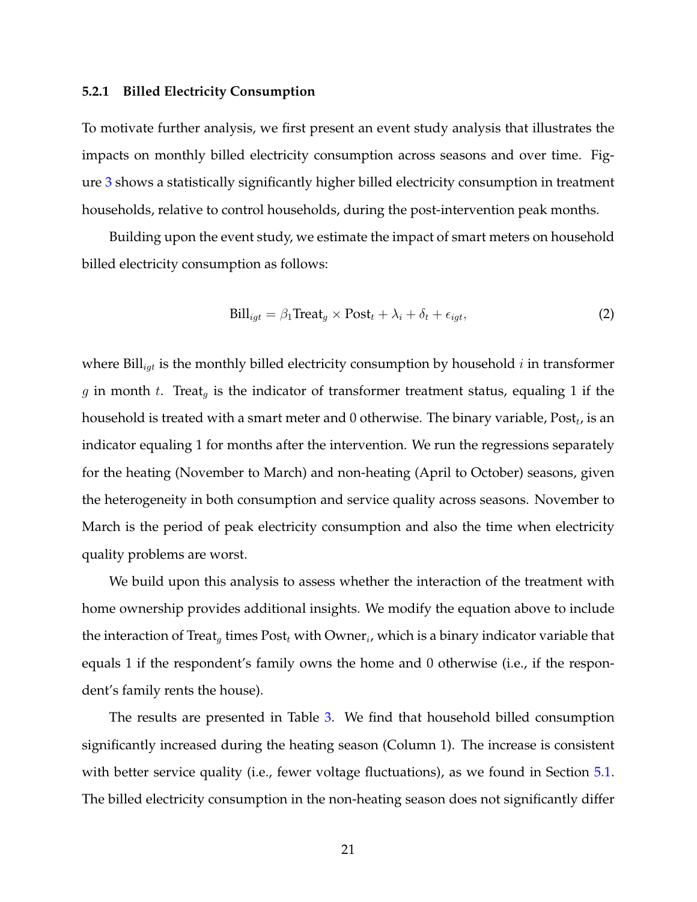#### 5.2.1 Billed Electricity Consumption

To motivate further analysis, we first present an event study analysis that illustrates the impacts on monthly billed electricity consumption across seasons and over time. Figure 3 shows a statistically significantly higher billed electricity consumption in treatment households, relative to control households, during the post-intervention peak months.

Building upon the event study, we estimate the impact of smart meters on household billed electricity consumption as follows:

$$\text{Bill}_{igt} = \beta_1 \text{Treat}_g \times \text{Post}_t + \lambda_i + \delta_t + \epsilon_{igt}, \tag{2}$$

where $\text{Bill}_{igt}$ is the monthly billed electricity consumption by household $i$ in transformer $g$ in month $t$. $\text{Treat}_g$ is the indicator of transformer treatment status, equaling 1 if the household is treated with a smart meter and 0 otherwise. The binary variable, $\text{Post}_t$, is an indicator equaling 1 for months after the intervention. We run the regressions separately for the heating (November to March) and non-heating (April to October) seasons, given the heterogeneity in both consumption and service quality across seasons. November to March is the period of peak electricity consumption and also the time when electricity quality problems are worst.

We build upon this analysis to assess whether the interaction of the treatment with home ownership provides additional insights. We modify the equation above to include the interaction of $\text{Treat}_g$ times $\text{Post}_t$ with $\text{Owner}_i$, which is a binary indicator variable that equals 1 if the respondent's family owns the home and 0 otherwise (i.e., if the respondent's family rents the house).

The results are presented in Table 3. We find that household billed consumption significantly increased during the heating season (Column 1). The increase is consistent with better service quality (i.e., fewer voltage fluctuations), as we found in Section 5.1. The billed electricity consumption in the non-heating season does not significantly differ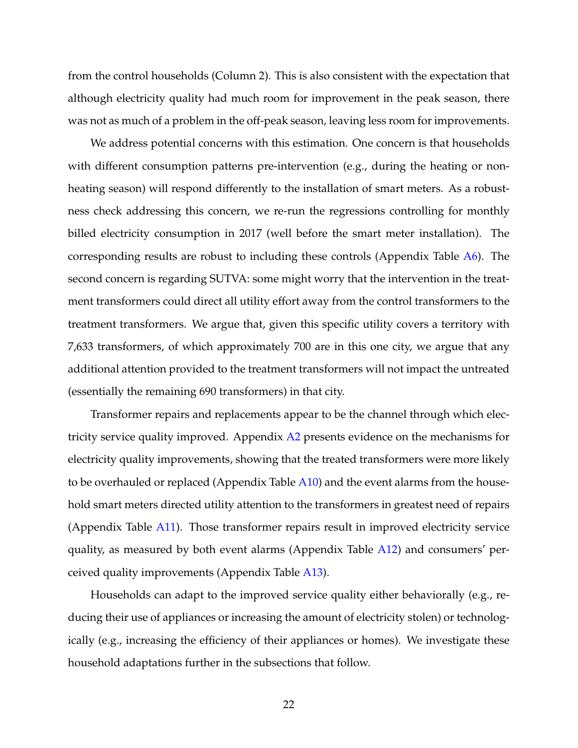from the control households (Column 2). This is also consistent with the expectation that although electricity quality had much room for improvement in the peak season, there was not as much of a problem in the off-peak season, leaving less room for improvements.

We address potential concerns with this estimation. One concern is that households with different consumption patterns pre-intervention (e.g., during the heating or non-heating season) will respond differently to the installation of smart meters. As a robustness check addressing this concern, we re-run the regressions controlling for monthly billed electricity consumption in 2017 (well before the smart meter installation). The corresponding results are robust to including these controls (Appendix Table A6). The second concern is regarding SUTVA: some might worry that the intervention in the treatment transformers could direct all utility effort away from the control transformers to the treatment transformers. We argue that, given this specific utility covers a territory with 7,633 transformers, of which approximately 700 are in this one city, we argue that any additional attention provided to the treatment transformers will not impact the untreated (essentially the remaining 690 transformers) in that city.

Transformer repairs and replacements appear to be the channel through which electricity service quality improved. Appendix A2 presents evidence on the mechanisms for electricity quality improvements, showing that the treated transformers were more likely to be overhauled or replaced (Appendix Table A10) and the event alarms from the household smart meters directed utility attention to the transformers in greatest need of repairs (Appendix Table A11). Those transformer repairs result in improved electricity service quality, as measured by both event alarms (Appendix Table A12) and consumers' perceived quality improvements (Appendix Table A13).

Households can adapt to the improved service quality either behaviorally (e.g., reducing their use of appliances or increasing the amount of electricity stolen) or technologically (e.g., increasing the efficiency of their appliances or homes). We investigate these household adaptations further in the subsections that follow.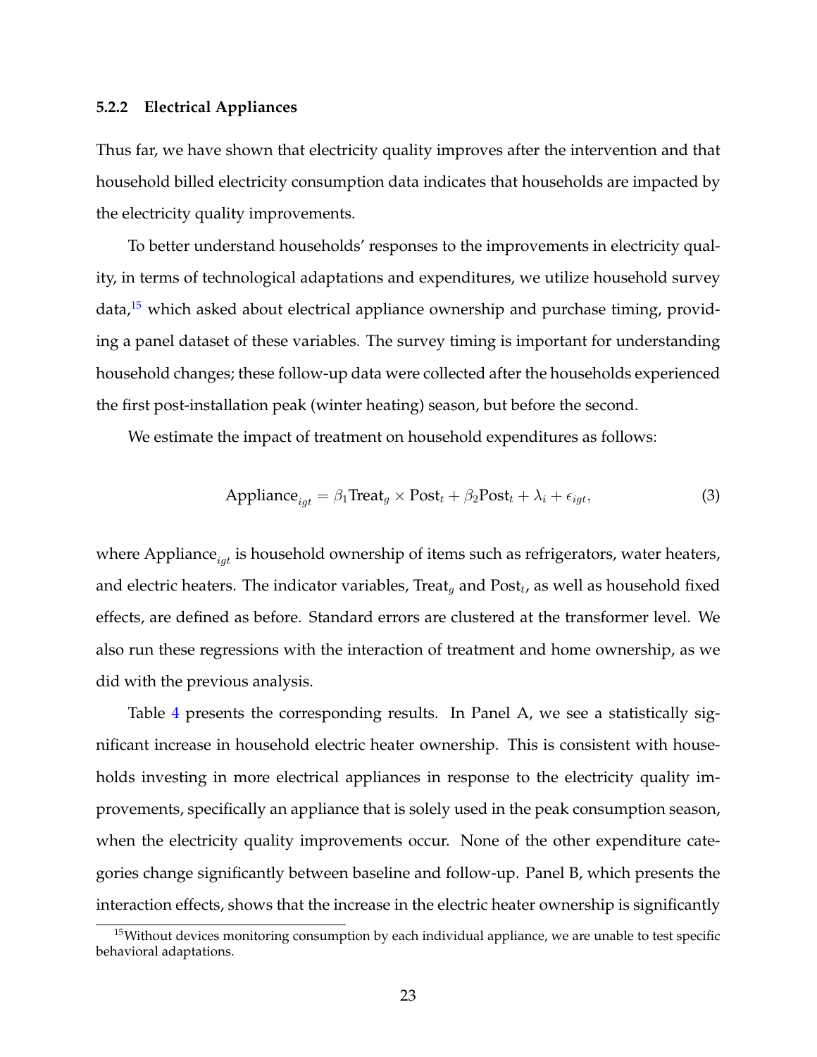### 5.2.2 Electrical Appliances

Thus far, we have shown that electricity quality improves after the intervention and that household billed electricity consumption data indicates that households are impacted by the electricity quality improvements.

To better understand households' responses to the improvements in electricity quality, in terms of technological adaptations and expenditures, we utilize household survey data,[15] which asked about electrical appliance ownership and purchase timing, providing a panel dataset of these variables. The survey timing is important for understanding household changes; these follow-up data were collected after the households experienced the first post-installation peak (winter heating) season, but before the second.

We estimate the impact of treatment on household expenditures as follows:

$$\text{Appliance}_{igt} = \beta_1 \text{Treat}_g \times \text{Post}_t + \beta_2 \text{Post}_t + \lambda_i + \epsilon_{igt}, \tag{3}$$

where $\text{Appliance}_{igt}$ is household ownership of items such as refrigerators, water heaters, and electric heaters. The indicator variables, $\text{Treat}_g$ and $\text{Post}_t$, as well as household fixed effects, are defined as before. Standard errors are clustered at the transformer level. We also run these regressions with the interaction of treatment and home ownership, as we did with the previous analysis.

Table 4 presents the corresponding results. In Panel A, we see a statistically significant increase in household electric heater ownership. This is consistent with households investing in more electrical appliances in response to the electricity quality improvements, specifically an appliance that is solely used in the peak consumption season, when the electricity quality improvements occur. None of the other expenditure categories change significantly between baseline and follow-up. Panel B, which presents the interaction effects, shows that the increase in the electric heater ownership is significantly

[15] Without devices monitoring consumption by each individual appliance, we are unable to test specific behavioral adaptations.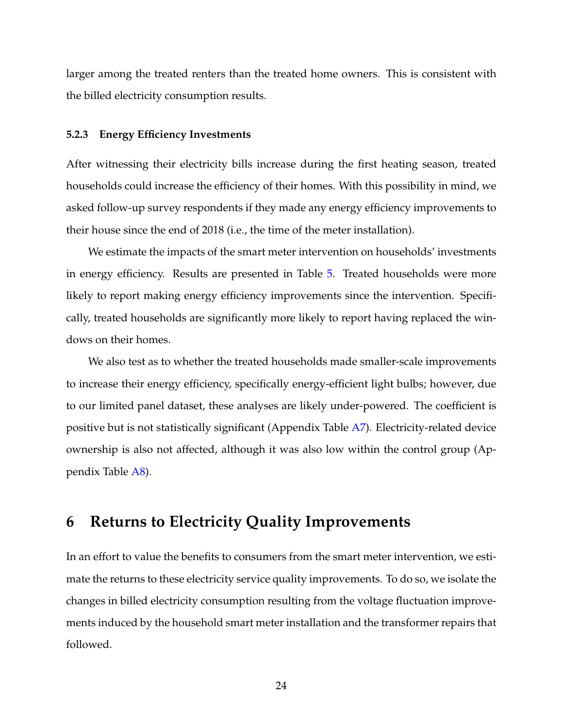larger among the treated renters than the treated home owners. This is consistent with the billed electricity consumption results.

#### 5.2.3 Energy Efficiency Investments

After witnessing their electricity bills increase during the first heating season, treated households could increase the efficiency of their homes. With this possibility in mind, we asked follow-up survey respondents if they made any energy efficiency improvements to their house since the end of 2018 (i.e., the time of the meter installation).

We estimate the impacts of the smart meter intervention on households' investments in energy efficiency. Results are presented in Table 5. Treated households were more likely to report making energy efficiency improvements since the intervention. Specifically, treated households are significantly more likely to report having replaced the windows on their homes.

We also test as to whether the treated households made smaller-scale improvements to increase their energy efficiency, specifically energy-efficient light bulbs; however, due to our limited panel dataset, these analyses are likely under-powered. The coefficient is positive but is not statistically significant (Appendix Table A7). Electricity-related device ownership is also not affected, although it was also low within the control group (Appendix Table A8).

## 6 Returns to Electricity Quality Improvements

In an effort to value the benefits to consumers from the smart meter intervention, we estimate the returns to these electricity service quality improvements. To do so, we isolate the changes in billed electricity consumption resulting from the voltage fluctuation improvements induced by the household smart meter installation and the transformer repairs that followed.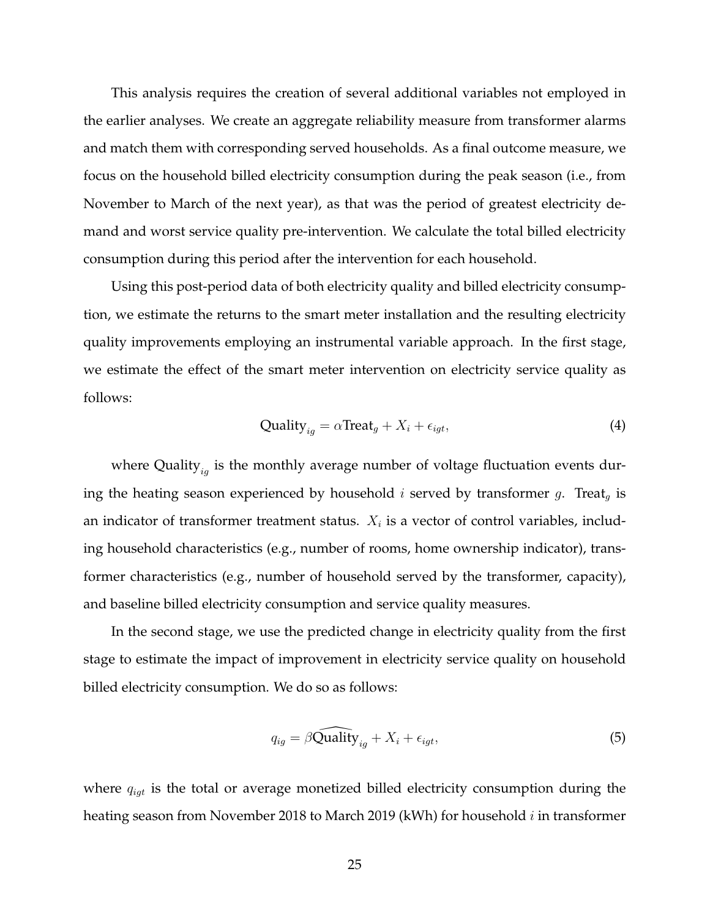This analysis requires the creation of several additional variables not employed in the earlier analyses. We create an aggregate reliability measure from transformer alarms and match them with corresponding served households. As a final outcome measure, we focus on the household billed electricity consumption during the peak season (i.e., from November to March of the next year), as that was the period of greatest electricity demand and worst service quality pre-intervention. We calculate the total billed electricity consumption during this period after the intervention for each household.

Using this post-period data of both electricity quality and billed electricity consumption, we estimate the returns to the smart meter installation and the resulting electricity quality improvements employing an instrumental variable approach. In the first stage, we estimate the effect of the smart meter intervention on electricity service quality as follows:

$$\text{Quality}_{ig} = \alpha \text{Treat}_g + X_i + \epsilon_{igt}, \tag{4}$$

where $\text{Quality}_{ig}$ is the monthly average number of voltage fluctuation events during the heating season experienced by household $i$ served by transformer $g$. $\text{Treat}_g$ is an indicator of transformer treatment status. $X_i$ is a vector of control variables, including household characteristics (e.g., number of rooms, home ownership indicator), transformer characteristics (e.g., number of household served by the transformer, capacity), and baseline billed electricity consumption and service quality measures.

In the second stage, we use the predicted change in electricity quality from the first stage to estimate the impact of improvement in electricity service quality on household billed electricity consumption. We do so as follows:

$$q_{ig} = \beta \widehat{\text{Quality}}_{ig} + X_i + \epsilon_{igt}, \tag{5}$$

where $q_{igt}$ is the total or average monetized billed electricity consumption during the heating season from November 2018 to March 2019 (kWh) for household $i$ in transformer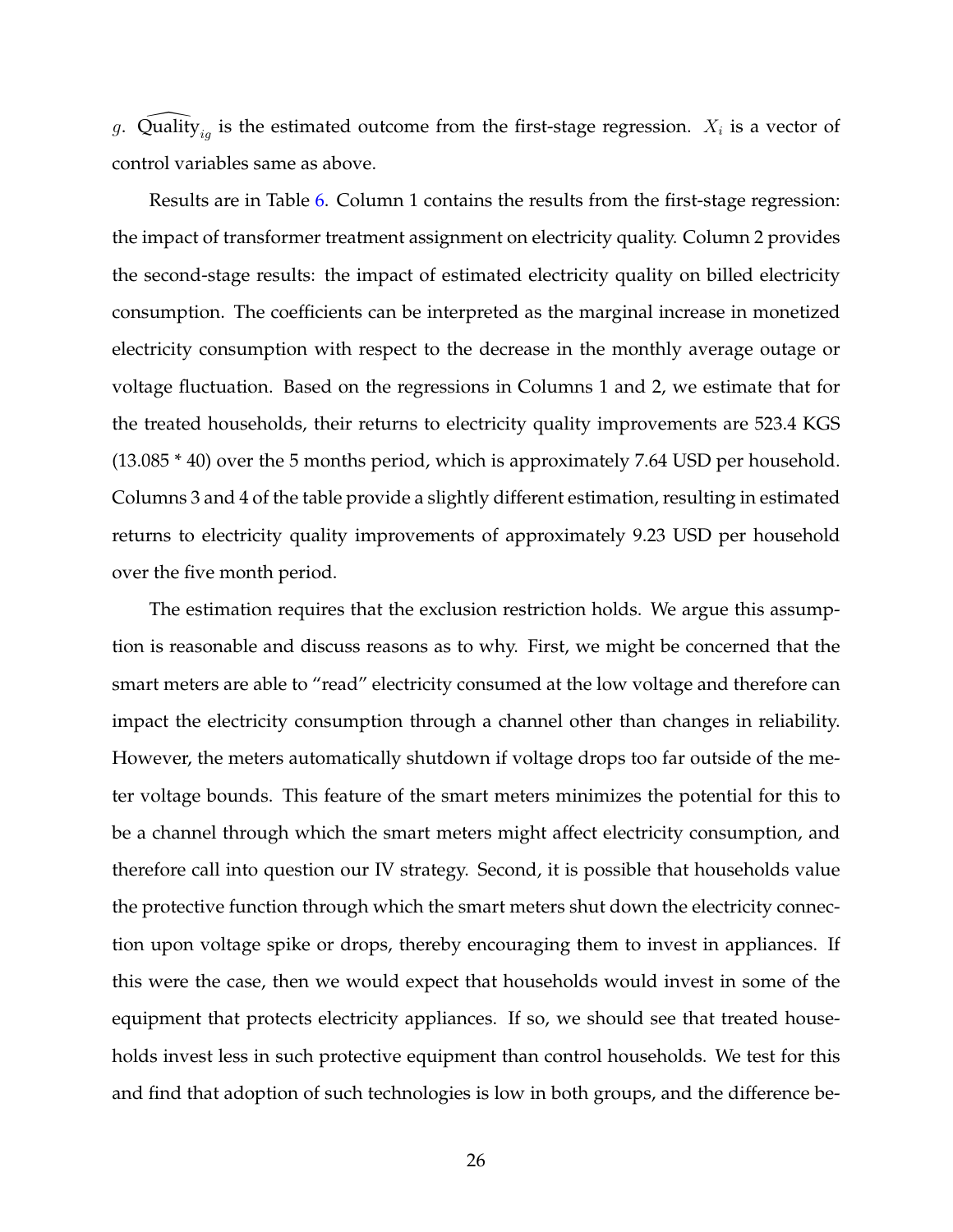$g$. $\widehat{\text{Quality}}_{ig}$ is the estimated outcome from the first-stage regression. $X_i$ is a vector of control variables same as above.

Results are in Table 6. Column 1 contains the results from the first-stage regression: the impact of transformer treatment assignment on electricity quality. Column 2 provides the second-stage results: the impact of estimated electricity quality on billed electricity consumption. The coefficients can be interpreted as the marginal increase in monetized electricity consumption with respect to the decrease in the monthly average outage or voltage fluctuation. Based on the regressions in Columns 1 and 2, we estimate that for the treated households, their returns to electricity quality improvements are 523.4 KGS (13.085 * 40) over the 5 months period, which is approximately 7.64 USD per household. Columns 3 and 4 of the table provide a slightly different estimation, resulting in estimated returns to electricity quality improvements of approximately 9.23 USD per household over the five month period.

The estimation requires that the exclusion restriction holds. We argue this assumption is reasonable and discuss reasons as to why. First, we might be concerned that the smart meters are able to "read" electricity consumed at the low voltage and therefore can impact the electricity consumption through a channel other than changes in reliability. However, the meters automatically shutdown if voltage drops too far outside of the meter voltage bounds. This feature of the smart meters minimizes the potential for this to be a channel through which the smart meters might affect electricity consumption, and therefore call into question our IV strategy. Second, it is possible that households value the protective function through which the smart meters shut down the electricity connection upon voltage spike or drops, thereby encouraging them to invest in appliances. If this were the case, then we would expect that households would invest in some of the equipment that protects electricity appliances. If so, we should see that treated households invest less in such protective equipment than control households. We test for this and find that adoption of such technologies is low in both groups, and the difference be-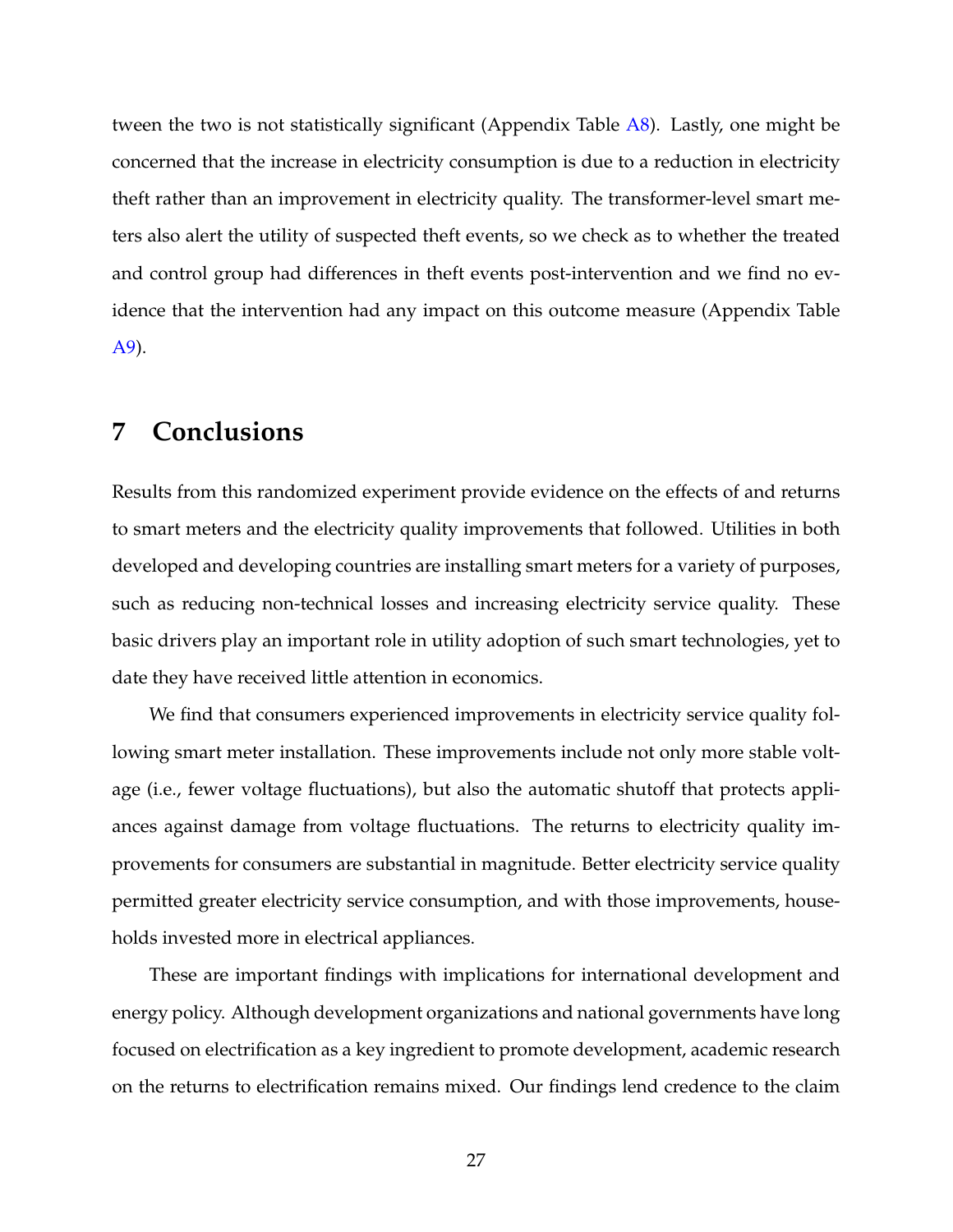tween the two is not statistically significant (Appendix Table A8). Lastly, one might be concerned that the increase in electricity consumption is due to a reduction in electricity theft rather than an improvement in electricity quality. The transformer-level smart meters also alert the utility of suspected theft events, so we check as to whether the treated and control group had differences in theft events post-intervention and we find no evidence that the intervention had any impact on this outcome measure (Appendix Table A9).

# 7 Conclusions

Results from this randomized experiment provide evidence on the effects of and returns to smart meters and the electricity quality improvements that followed. Utilities in both developed and developing countries are installing smart meters for a variety of purposes, such as reducing non-technical losses and increasing electricity service quality. These basic drivers play an important role in utility adoption of such smart technologies, yet to date they have received little attention in economics.

We find that consumers experienced improvements in electricity service quality following smart meter installation. These improvements include not only more stable voltage (i.e., fewer voltage fluctuations), but also the automatic shutoff that protects appliances against damage from voltage fluctuations. The returns to electricity quality improvements for consumers are substantial in magnitude. Better electricity service quality permitted greater electricity service consumption, and with those improvements, households invested more in electrical appliances.

These are important findings with implications for international development and energy policy. Although development organizations and national governments have long focused on electrification as a key ingredient to promote development, academic research on the returns to electrification remains mixed. Our findings lend credence to the claim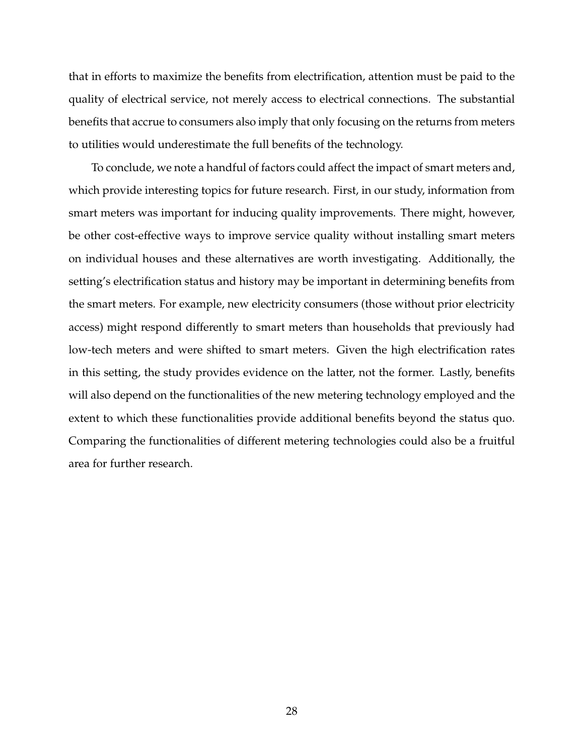that in efforts to maximize the benefits from electrification, attention must be paid to the quality of electrical service, not merely access to electrical connections. The substantial benefits that accrue to consumers also imply that only focusing on the returns from meters to utilities would underestimate the full benefits of the technology.

To conclude, we note a handful of factors could affect the impact of smart meters and, which provide interesting topics for future research. First, in our study, information from smart meters was important for inducing quality improvements. There might, however, be other cost-effective ways to improve service quality without installing smart meters on individual houses and these alternatives are worth investigating. Additionally, the setting's electrification status and history may be important in determining benefits from the smart meters. For example, new electricity consumers (those without prior electricity access) might respond differently to smart meters than households that previously had low-tech meters and were shifted to smart meters. Given the high electrification rates in this setting, the study provides evidence on the latter, not the former. Lastly, benefits will also depend on the functionalities of the new metering technology employed and the extent to which these functionalities provide additional benefits beyond the status quo. Comparing the functionalities of different metering technologies could also be a fruitful area for further research.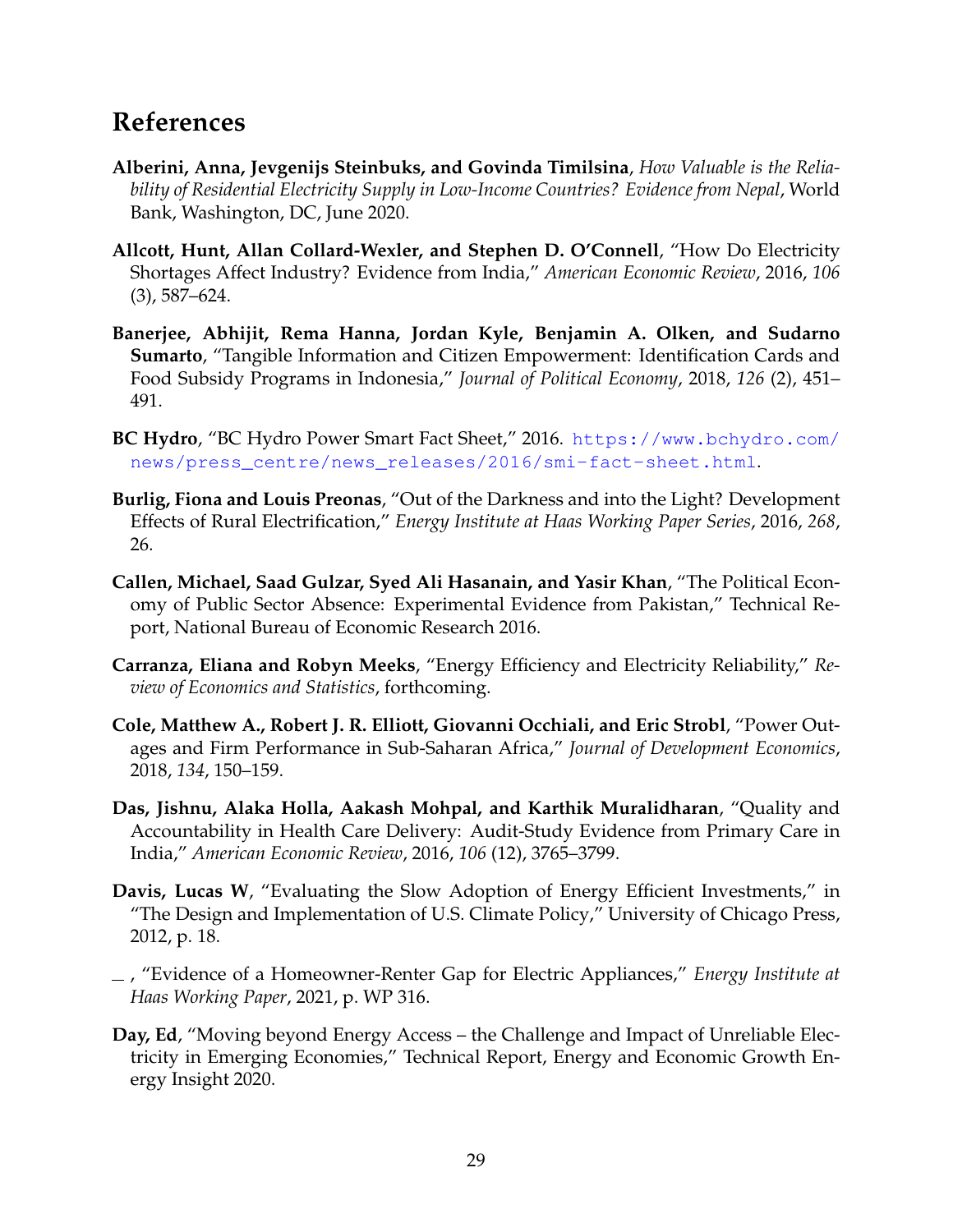# References

**Alberini, Anna, Jevgenijs Steinbuks, and Govinda Timilsina**, *How Valuable is the Reliability of Residential Electricity Supply in Low-Income Countries? Evidence from Nepal*, World Bank, Washington, DC, June 2020.

**Allcott, Hunt, Allan Collard-Wexler, and Stephen D. O'Connell**, "How Do Electricity Shortages Affect Industry? Evidence from India," *American Economic Review*, 2016, *106* (3), 587–624.

**Banerjee, Abhijit, Rema Hanna, Jordan Kyle, Benjamin A. Olken, and Sudarno Sumarto**, "Tangible Information and Citizen Empowerment: Identification Cards and Food Subsidy Programs in Indonesia," *Journal of Political Economy*, 2018, *126* (2), 451–491.

**BC Hydro**, "BC Hydro Power Smart Fact Sheet," 2016. https://www.bchydro.com/news/press_centre/news_releases/2016/smi-fact-sheet.html.

**Burlig, Fiona and Louis Preonas**, "Out of the Darkness and into the Light? Development Effects of Rural Electrification," *Energy Institute at Haas Working Paper Series*, 2016, *268*, 26.

**Callen, Michael, Saad Gulzar, Syed Ali Hasanain, and Yasir Khan**, "The Political Economy of Public Sector Absence: Experimental Evidence from Pakistan," Technical Report, National Bureau of Economic Research 2016.

**Carranza, Eliana and Robyn Meeks**, "Energy Efficiency and Electricity Reliability," *Review of Economics and Statistics*, forthcoming.

**Cole, Matthew A., Robert J. R. Elliott, Giovanni Occhiali, and Eric Strobl**, "Power Outages and Firm Performance in Sub-Saharan Africa," *Journal of Development Economics*, 2018, *134*, 150–159.

**Das, Jishnu, Alaka Holla, Aakash Mohpal, and Karthik Muralidharan**, "Quality and Accountability in Health Care Delivery: Audit-Study Evidence from Primary Care in India," *American Economic Review*, 2016, *106* (12), 3765–3799.

**Davis, Lucas W**, "Evaluating the Slow Adoption of Energy Efficient Investments," in "The Design and Implementation of U.S. Climate Policy," University of Chicago Press, 2012, p. 18.

\_ , "Evidence of a Homeowner-Renter Gap for Electric Appliances," *Energy Institute at Haas Working Paper*, 2021, p. WP 316.

**Day, Ed**, "Moving beyond Energy Access – the Challenge and Impact of Unreliable Electricity in Emerging Economies," Technical Report, Energy and Economic Growth Energy Insight 2020.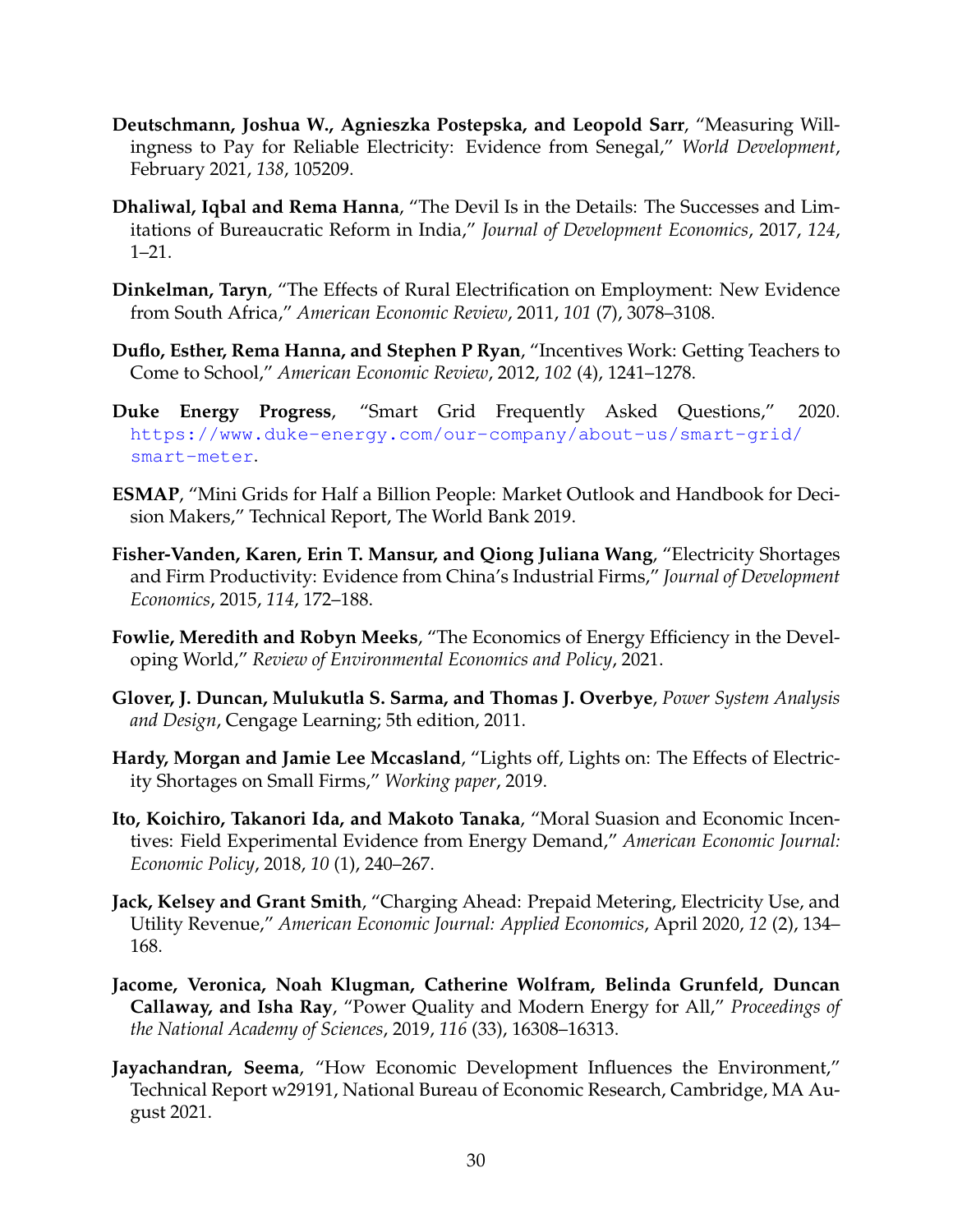**Deutschmann, Joshua W., Agnieszka Postepska, and Leopold Sarr**, "Measuring Willingness to Pay for Reliable Electricity: Evidence from Senegal," *World Development*, February 2021, *138*, 105209.

**Dhaliwal, Iqbal and Rema Hanna**, "The Devil Is in the Details: The Successes and Limitations of Bureaucratic Reform in India," *Journal of Development Economics*, 2017, *124*, 1–21.

**Dinkelman, Taryn**, "The Effects of Rural Electrification on Employment: New Evidence from South Africa," *American Economic Review*, 2011, *101* (7), 3078–3108.

**Duflo, Esther, Rema Hanna, and Stephen P Ryan**, "Incentives Work: Getting Teachers to Come to School," *American Economic Review*, 2012, *102* (4), 1241–1278.

**Duke Energy Progress**, "Smart Grid Frequently Asked Questions," 2020. https://www.duke-energy.com/our-company/about-us/smart-grid/smart-meter.

**ESMAP**, "Mini Grids for Half a Billion People: Market Outlook and Handbook for Decision Makers," Technical Report, The World Bank 2019.

**Fisher-Vanden, Karen, Erin T. Mansur, and Qiong Juliana Wang**, "Electricity Shortages and Firm Productivity: Evidence from China's Industrial Firms," *Journal of Development Economics*, 2015, *114*, 172–188.

**Fowlie, Meredith and Robyn Meeks**, "The Economics of Energy Efficiency in the Developing World," *Review of Environmental Economics and Policy*, 2021.

**Glover, J. Duncan, Mulukutla S. Sarma, and Thomas J. Overbye**, *Power System Analysis and Design*, Cengage Learning; 5th edition, 2011.

**Hardy, Morgan and Jamie Lee Mccasland**, "Lights off, Lights on: The Effects of Electricity Shortages on Small Firms," *Working paper*, 2019.

**Ito, Koichiro, Takanori Ida, and Makoto Tanaka**, "Moral Suasion and Economic Incentives: Field Experimental Evidence from Energy Demand," *American Economic Journal: Economic Policy*, 2018, *10* (1), 240–267.

**Jack, Kelsey and Grant Smith**, "Charging Ahead: Prepaid Metering, Electricity Use, and Utility Revenue," *American Economic Journal: Applied Economics*, April 2020, *12* (2), 134–168.

**Jacome, Veronica, Noah Klugman, Catherine Wolfram, Belinda Grunfeld, Duncan Callaway, and Isha Ray**, "Power Quality and Modern Energy for All," *Proceedings of the National Academy of Sciences*, 2019, *116* (33), 16308–16313.

**Jayachandran, Seema**, "How Economic Development Influences the Environment," Technical Report w29191, National Bureau of Economic Research, Cambridge, MA August 2021.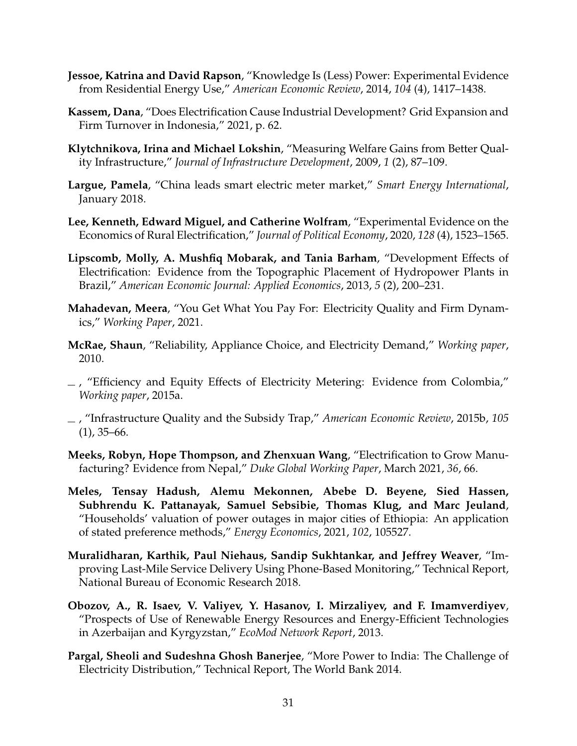**Jessoe, Katrina and David Rapson**, "Knowledge Is (Less) Power: Experimental Evidence from Residential Energy Use," *American Economic Review*, 2014, *104* (4), 1417–1438.

**Kassem, Dana**, "Does Electrification Cause Industrial Development? Grid Expansion and Firm Turnover in Indonesia," 2021, p. 62.

**Klytchnikova, Irina and Michael Lokshin**, "Measuring Welfare Gains from Better Quality Infrastructure," *Journal of Infrastructure Development*, 2009, *1* (2), 87–109.

**Largue, Pamela**, "China leads smart electric meter market," *Smart Energy International*, January 2018.

**Lee, Kenneth, Edward Miguel, and Catherine Wolfram**, "Experimental Evidence on the Economics of Rural Electrification," *Journal of Political Economy*, 2020, *128* (4), 1523–1565.

**Lipscomb, Molly, A. Mushfiq Mobarak, and Tania Barham**, "Development Effects of Electrification: Evidence from the Topographic Placement of Hydropower Plants in Brazil," *American Economic Journal: Applied Economics*, 2013, *5* (2), 200–231.

**Mahadevan, Meera**, "You Get What You Pay For: Electricity Quality and Firm Dynamics," *Working Paper*, 2021.

**McRae, Shaun**, "Reliability, Appliance Choice, and Electricity Demand," *Working paper*, 2010.

\_ , "Efficiency and Equity Effects of Electricity Metering: Evidence from Colombia," *Working paper*, 2015a.

\_ , "Infrastructure Quality and the Subsidy Trap," *American Economic Review*, 2015b, *105* (1), 35–66.

**Meeks, Robyn, Hope Thompson, and Zhenxuan Wang**, "Electrification to Grow Manufacturing? Evidence from Nepal," *Duke Global Working Paper*, March 2021, *36*, 66.

**Meles, Tensay Hadush, Alemu Mekonnen, Abebe D. Beyene, Sied Hassen, Subhrendu K. Pattanayak, Samuel Sebsibie, Thomas Klug, and Marc Jeuland**, "Households' valuation of power outages in major cities of Ethiopia: An application of stated preference methods," *Energy Economics*, 2021, *102*, 105527.

**Muralidharan, Karthik, Paul Niehaus, Sandip Sukhtankar, and Jeffrey Weaver**, "Improving Last-Mile Service Delivery Using Phone-Based Monitoring," Technical Report, National Bureau of Economic Research 2018.

**Obozov, A., R. Isaev, V. Valiyev, Y. Hasanov, I. Mirzaliyev, and F. Imamverdiyev**, "Prospects of Use of Renewable Energy Resources and Energy-Efficient Technologies in Azerbaijan and Kyrgyzstan," *EcoMod Network Report*, 2013.

**Pargal, Sheoli and Sudeshna Ghosh Banerjee**, "More Power to India: The Challenge of Electricity Distribution," Technical Report, The World Bank 2014.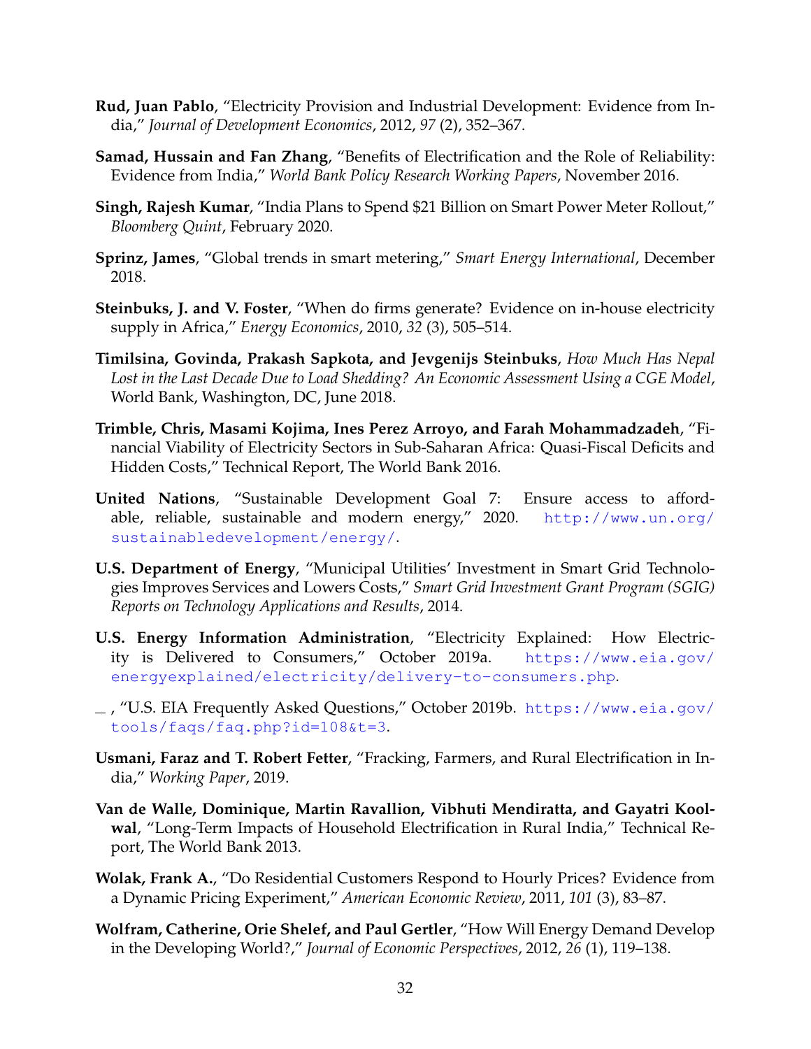**Rud, Juan Pablo**, "Electricity Provision and Industrial Development: Evidence from India," *Journal of Development Economics*, 2012, *97* (2), 352–367.

**Samad, Hussain and Fan Zhang**, "Benefits of Electrification and the Role of Reliability: Evidence from India," *World Bank Policy Research Working Papers*, November 2016.

**Singh, Rajesh Kumar**, "India Plans to Spend $21 Billion on Smart Power Meter Rollout," *Bloomberg Quint*, February 2020.

**Sprinz, James**, "Global trends in smart metering," *Smart Energy International*, December 2018.

**Steinbuks, J. and V. Foster**, "When do firms generate? Evidence on in-house electricity supply in Africa," *Energy Economics*, 2010, *32* (3), 505–514.

**Timilsina, Govinda, Prakash Sapkota, and Jevgenijs Steinbuks**, *How Much Has Nepal Lost in the Last Decade Due to Load Shedding? An Economic Assessment Using a CGE Model*, World Bank, Washington, DC, June 2018.

**Trimble, Chris, Masami Kojima, Ines Perez Arroyo, and Farah Mohammadzadeh**, "Financial Viability of Electricity Sectors in Sub-Saharan Africa: Quasi-Fiscal Deficits and Hidden Costs," Technical Report, The World Bank 2016.

**United Nations**, "Sustainable Development Goal 7: Ensure access to affordable, reliable, sustainable and modern energy," 2020. http://www.un.org/sustainabledevelopment/energy/.

**U.S. Department of Energy**, "Municipal Utilities' Investment in Smart Grid Technologies Improves Services and Lowers Costs," *Smart Grid Investment Grant Program (SGIG) Reports on Technology Applications and Results*, 2014.

**U.S. Energy Information Administration**, "Electricity Explained: How Electricity is Delivered to Consumers," October 2019a. https://www.eia.gov/energyexplained/electricity/delivery-to-consumers.php.

_ , "U.S. EIA Frequently Asked Questions," October 2019b. https://www.eia.gov/tools/faqs/faq.php?id=108&t=3.

**Usmani, Faraz and T. Robert Fetter**, "Fracking, Farmers, and Rural Electrification in India," *Working Paper*, 2019.

**Van de Walle, Dominique, Martin Ravallion, Vibhuti Mendiratta, and Gayatri Koolwal**, "Long-Term Impacts of Household Electrification in Rural India," Technical Report, The World Bank 2013.

**Wolak, Frank A.**, "Do Residential Customers Respond to Hourly Prices? Evidence from a Dynamic Pricing Experiment," *American Economic Review*, 2011, *101* (3), 83–87.

**Wolfram, Catherine, Orie Shelef, and Paul Gertler**, "How Will Energy Demand Develop in the Developing World?," *Journal of Economic Perspectives*, 2012, *26* (1), 119–138.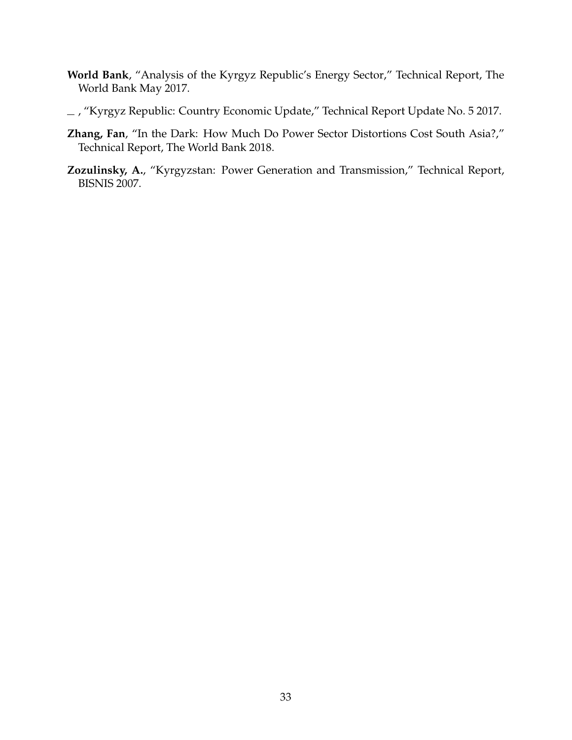**World Bank**, "Analysis of the Kyrgyz Republic's Energy Sector," Technical Report, The World Bank May 2017.

\_ , "Kyrgyz Republic: Country Economic Update," Technical Report Update No. 5 2017.

**Zhang, Fan**, "In the Dark: How Much Do Power Sector Distortions Cost South Asia?," Technical Report, The World Bank 2018.

**Zozulinsky, A.**, "Kyrgyzstan: Power Generation and Transmission," Technical Report, BISNIS 2007.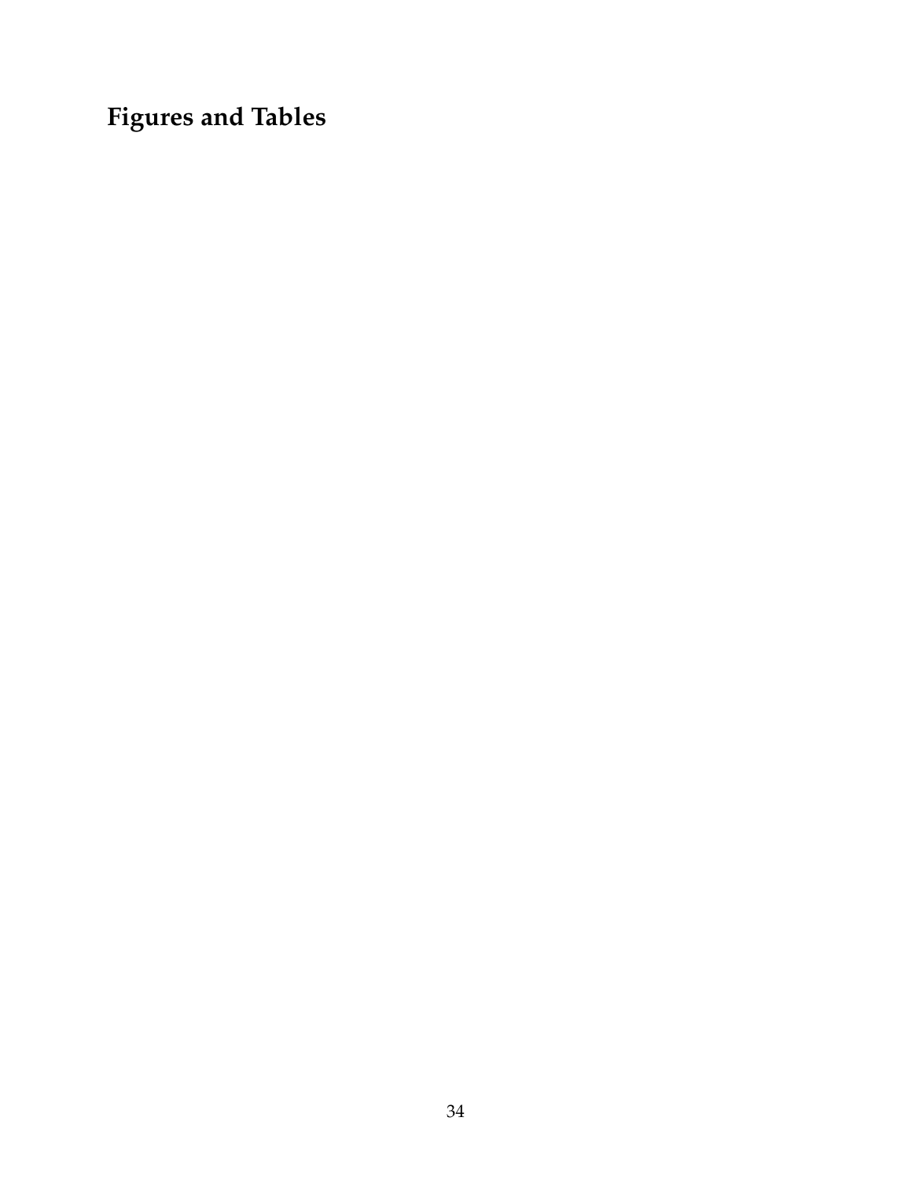# Figures and Tables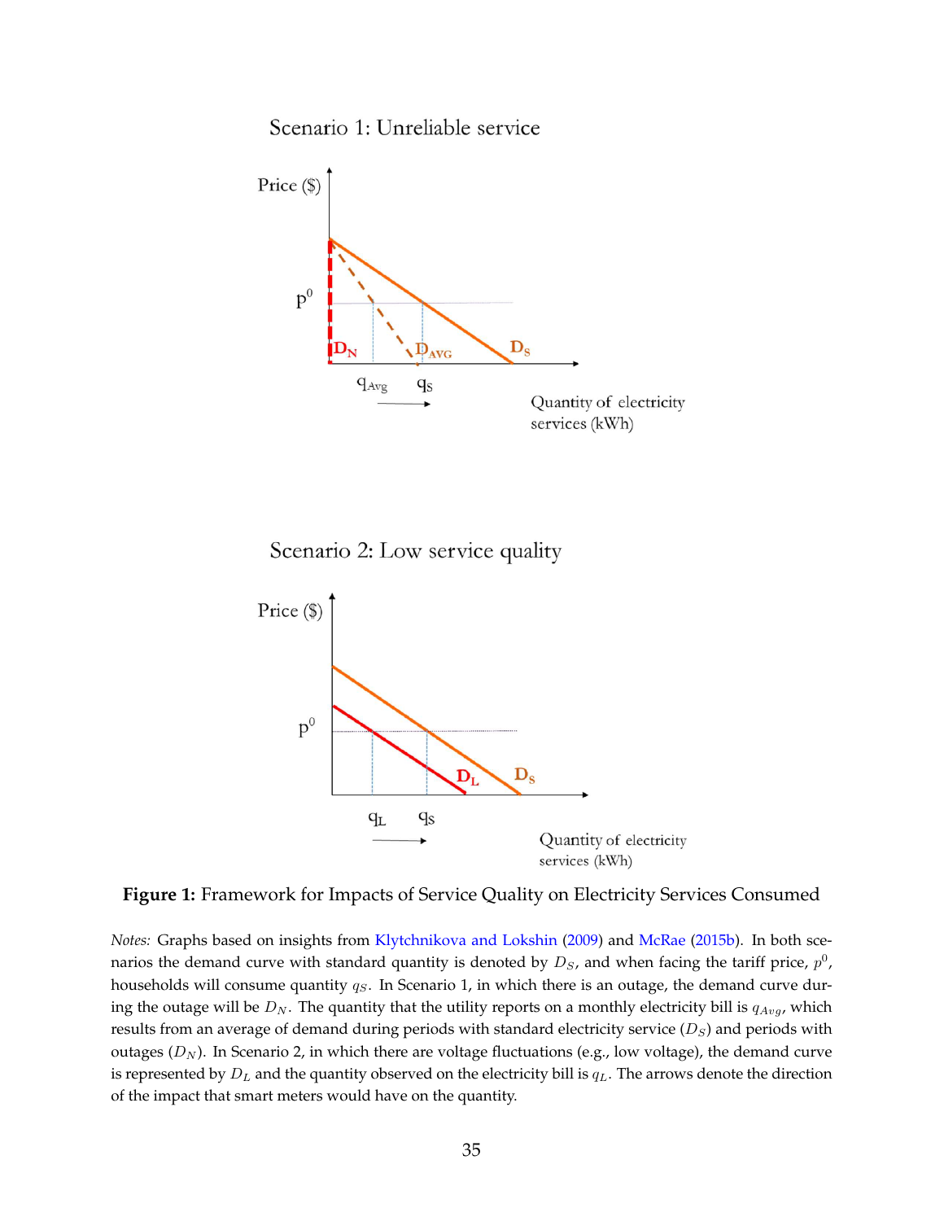Figure 1: Framework for Impacts of Service Quality on Electricity Services Consumed

*Notes:* Graphs based on insights from Klytchnikova and Lokshin (2009) and McRae (2015b). In both scenarios the demand curve with standard quantity is denoted by $D_S$, and when facing the tariff price, $p^0$, households will consume quantity $q_S$. In Scenario 1, in which there is an outage, the demand curve during the outage will be $D_N$. The quantity that the utility reports on a monthly electricity bill is $q_{Avg}$, which results from an average of demand during periods with standard electricity service ($D_S$) and periods with outages ($D_N$). In Scenario 2, in which there are voltage fluctuations (e.g., low voltage), the demand curve is represented by $D_L$ and the quantity observed on the electricity bill is $q_L$. The arrows denote the direction of the impact that smart meters would have on the quantity.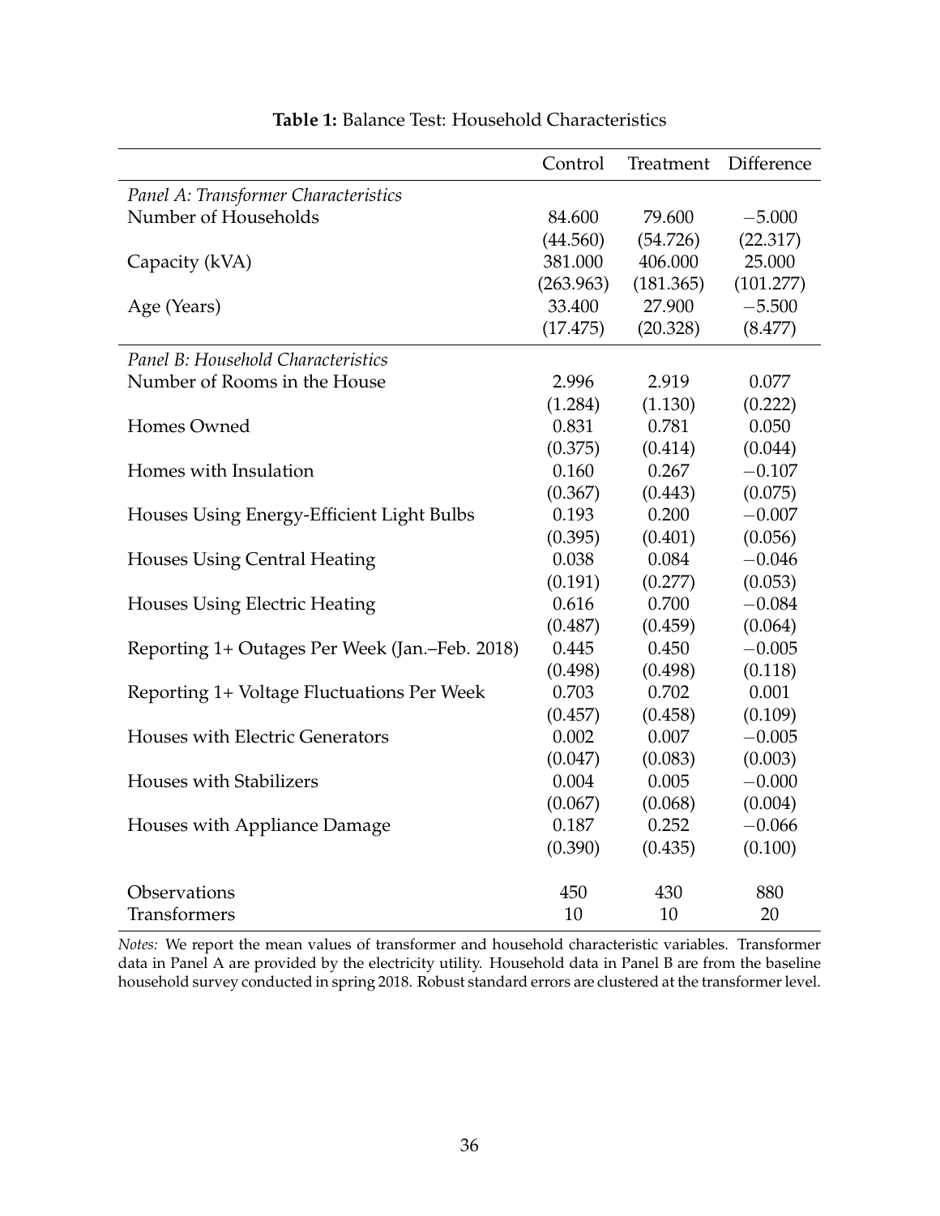**Table 1:** Balance Test: Household Characteristics

| | Control | Treatment | Difference |
|---|---|---|---|
| *Panel A: Transformer Characteristics* | | | |
| Number of Households | 84.600 | 79.600 | −5.000 |
| | (44.560) | (54.726) | (22.317) |
| Capacity (kVA) | 381.000 | 406.000 | 25.000 |
| | (263.963) | (181.365) | (101.277) |
| Age (Years) | 33.400 | 27.900 | −5.500 |
| | (17.475) | (20.328) | (8.477) |
| *Panel B: Household Characteristics* | | | |
| Number of Rooms in the House | 2.996 | 2.919 | 0.077 |
| | (1.284) | (1.130) | (0.222) |
| Homes Owned | 0.831 | 0.781 | 0.050 |
| | (0.375) | (0.414) | (0.044) |
| Homes with Insulation | 0.160 | 0.267 | −0.107 |
| | (0.367) | (0.443) | (0.075) |
| Houses Using Energy-Efficient Light Bulbs | 0.193 | 0.200 | −0.007 |
| | (0.395) | (0.401) | (0.056) |
| Houses Using Central Heating | 0.038 | 0.084 | −0.046 |
| | (0.191) | (0.277) | (0.053) |
| Houses Using Electric Heating | 0.616 | 0.700 | −0.084 |
| | (0.487) | (0.459) | (0.064) |
| Reporting 1+ Outages Per Week (Jan.–Feb. 2018) | 0.445 | 0.450 | −0.005 |
| | (0.498) | (0.498) | (0.118) |
| Reporting 1+ Voltage Fluctuations Per Week | 0.703 | 0.702 | 0.001 |
| | (0.457) | (0.458) | (0.109) |
| Houses with Electric Generators | 0.002 | 0.007 | −0.005 |
| | (0.047) | (0.083) | (0.003) |
| Houses with Stabilizers | 0.004 | 0.005 | −0.000 |
| | (0.067) | (0.068) | (0.004) |
| Houses with Appliance Damage | 0.187 | 0.252 | −0.066 |
| | (0.390) | (0.435) | (0.100) |
| Observations | 450 | 430 | 880 |
| Transformers | 10 | 10 | 20 |

*Notes:* We report the mean values of transformer and household characteristic variables. Transformer data in Panel A are provided by the electricity utility. Household data in Panel B are from the baseline household survey conducted in spring 2018. Robust standard errors are clustered at the transformer level.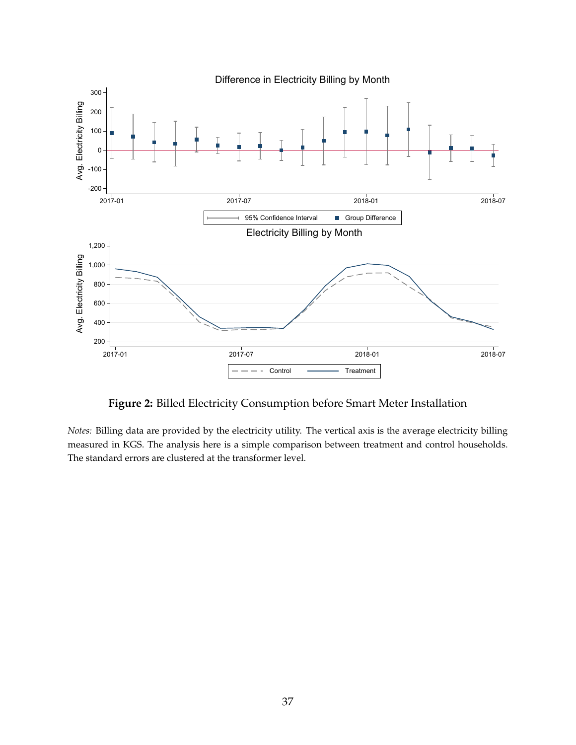**Figure 2:** Billed Electricity Consumption before Smart Meter Installation

*Notes:* Billing data are provided by the electricity utility. The vertical axis is the average electricity billing measured in KGS. The analysis here is a simple comparison between treatment and control households. The standard errors are clustered at the transformer level.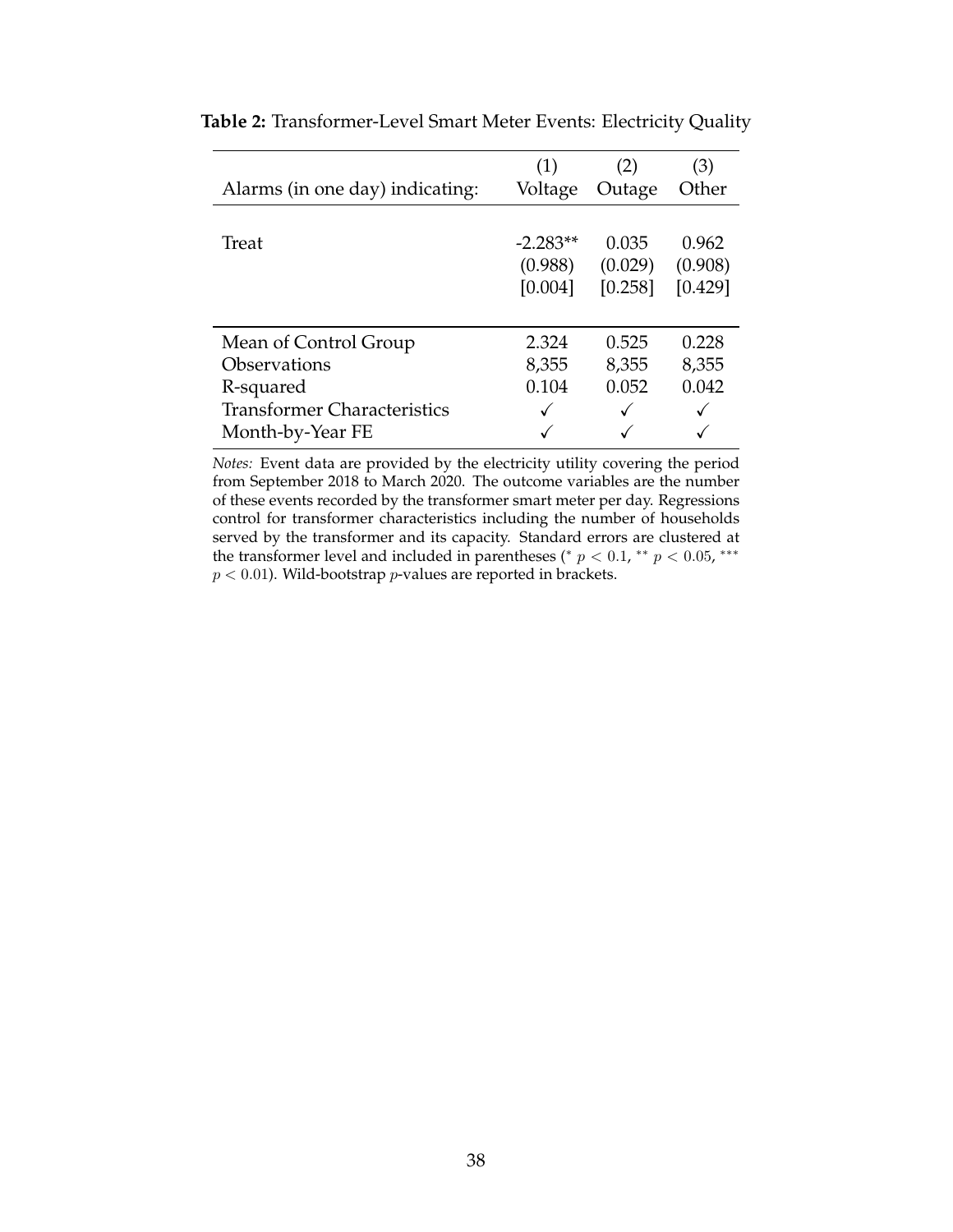**Table 2:** Transformer-Level Smart Meter Events: Electricity Quality

| | (1) | (2) | (3) |
|---|---|---|---|
| Alarms (in one day) indicating: | Voltage | Outage | Other |
| Treat | -2.283** | 0.035 | 0.962 |
| | (0.988) | (0.029) | (0.908) |
| | [0.004] | [0.258] | [0.429] |
| Mean of Control Group | 2.324 | 0.525 | 0.228 |
| Observations | 8,355 | 8,355 | 8,355 |
| R-squared | 0.104 | 0.052 | 0.042 |
| Transformer Characteristics | ✓ | ✓ | ✓ |
| Month-by-Year FE | ✓ | ✓ | ✓ |

*Notes:* Event data are provided by the electricity utility covering the period from September 2018 to March 2020. The outcome variables are the number of these events recorded by the transformer smart meter per day. Regressions control for transformer characteristics including the number of households served by the transformer and its capacity. Standard errors are clustered at the transformer level and included in parentheses (* $p < 0.1$, ** $p < 0.05$, *** $p < 0.01$). Wild-bootstrap $p$-values are reported in brackets.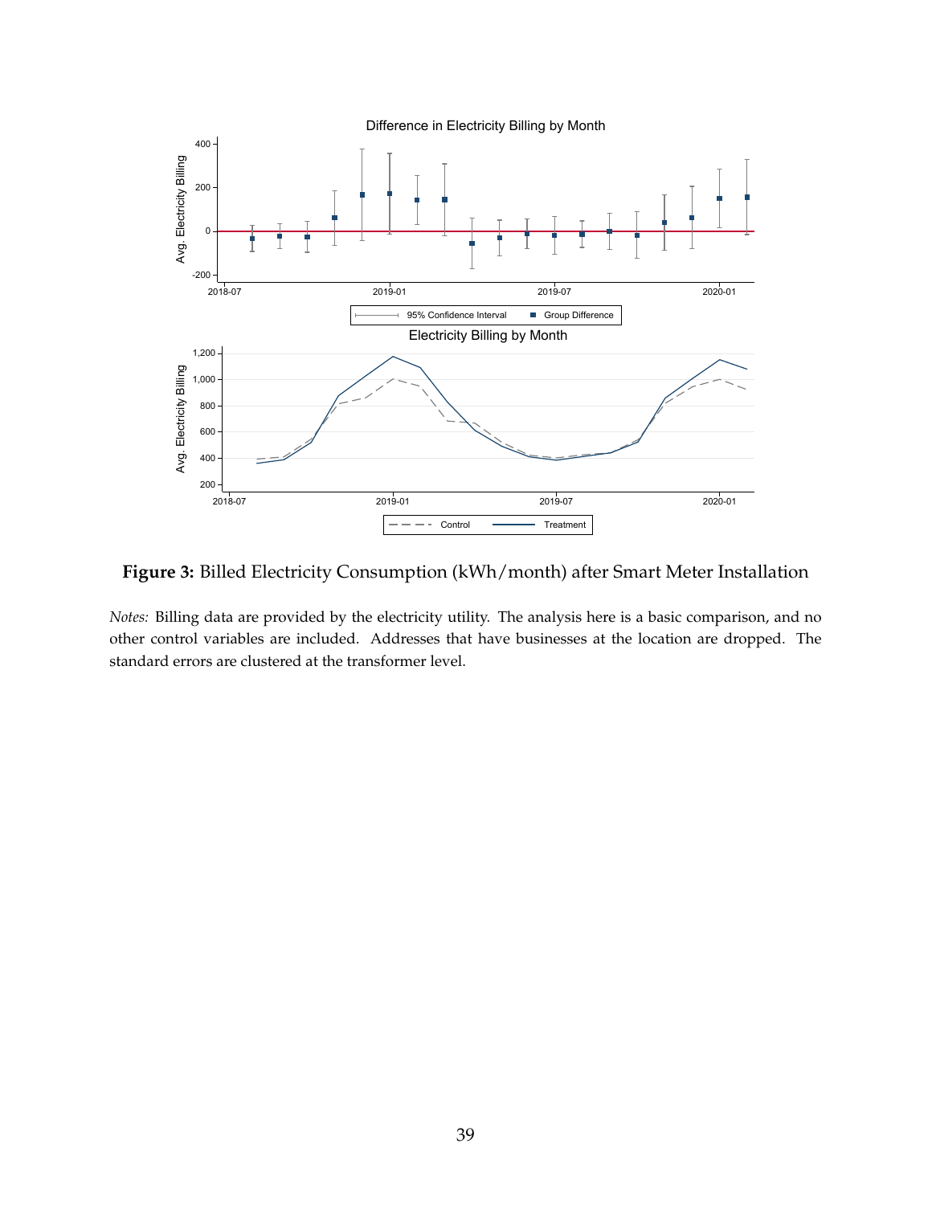**Figure 3:** Billed Electricity Consumption (kWh/month) after Smart Meter Installation

*Notes:* Billing data are provided by the electricity utility. The analysis here is a basic comparison, and no other control variables are included. Addresses that have businesses at the location are dropped. The standard errors are clustered at the transformer level.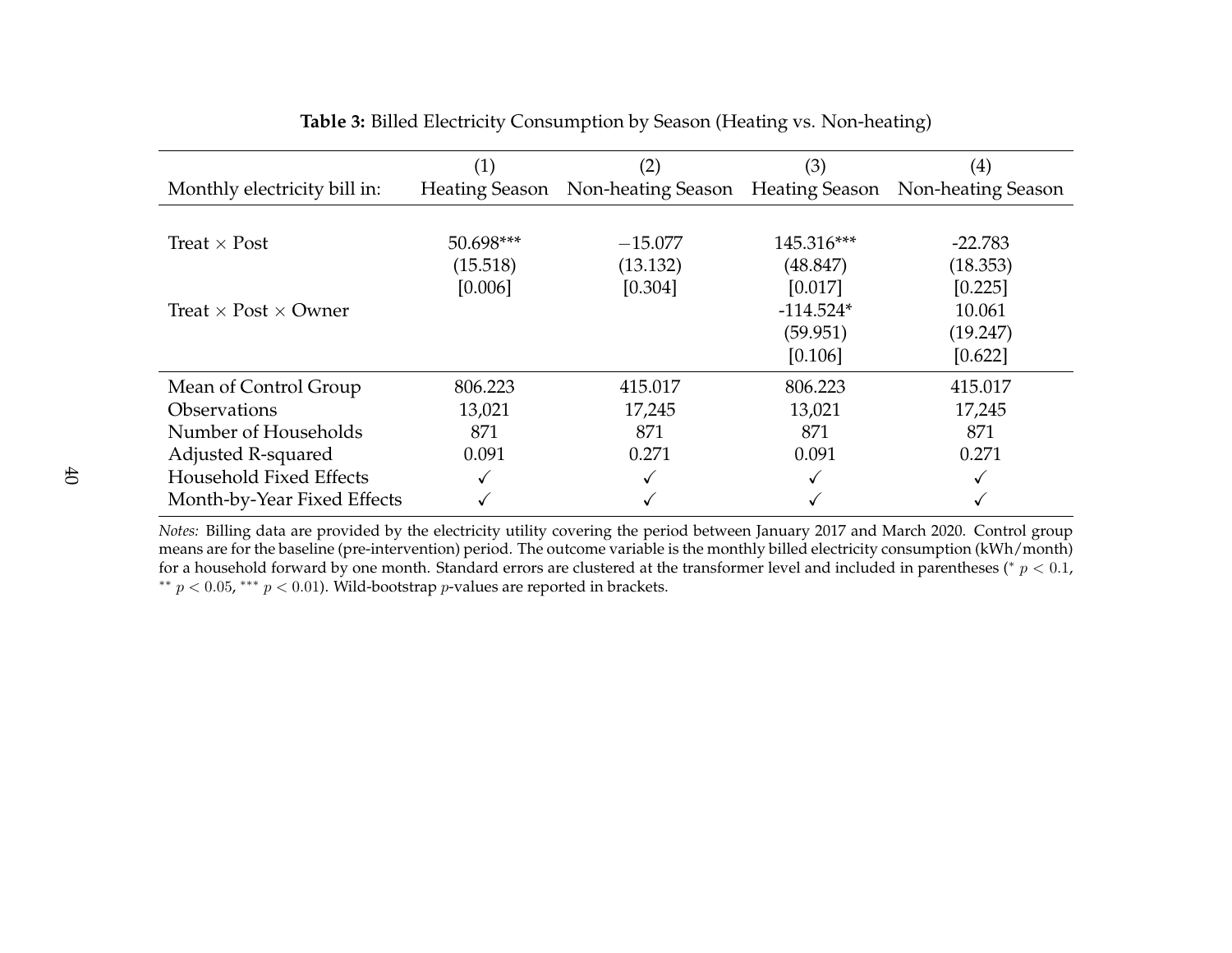**Table 3:** Billed Electricity Consumption by Season (Heating vs. Non-heating)

| Monthly electricity bill in: | (1) Heating Season | (2) Non-heating Season | (3) Heating Season | (4) Non-heating Season |
|---|---|---|---|---|
| Treat × Post | 50.698*** | −15.077 | 145.316*** | -22.783 |
| | (15.518) | (13.132) | (48.847) | (18.353) |
| | [0.006] | [0.304] | [0.017] | [0.225] |
| Treat × Post × Owner | | | -114.524* | 10.061 |
| | | | (59.951) | (19.247) |
| | | | [0.106] | [0.622] |
| Mean of Control Group | 806.223 | 415.017 | 806.223 | 415.017 |
| Observations | 13,021 | 17,245 | 13,021 | 17,245 |
| Number of Households | 871 | 871 | 871 | 871 |
| Adjusted R-squared | 0.091 | 0.271 | 0.091 | 0.271 |
| Household Fixed Effects | ✓ | ✓ | ✓ | ✓ |
| Month-by-Year Fixed Effects | ✓ | ✓ | ✓ | ✓ |

*Notes:* Billing data are provided by the electricity utility covering the period between January 2017 and March 2020. Control group means are for the baseline (pre-intervention) period. The outcome variable is the monthly billed electricity consumption (kWh/month) for a household forward by one month. Standard errors are clustered at the transformer level and included in parentheses (* $p < 0.1$, ** $p < 0.05$, *** $p < 0.01$). Wild-bootstrap $p$-values are reported in brackets.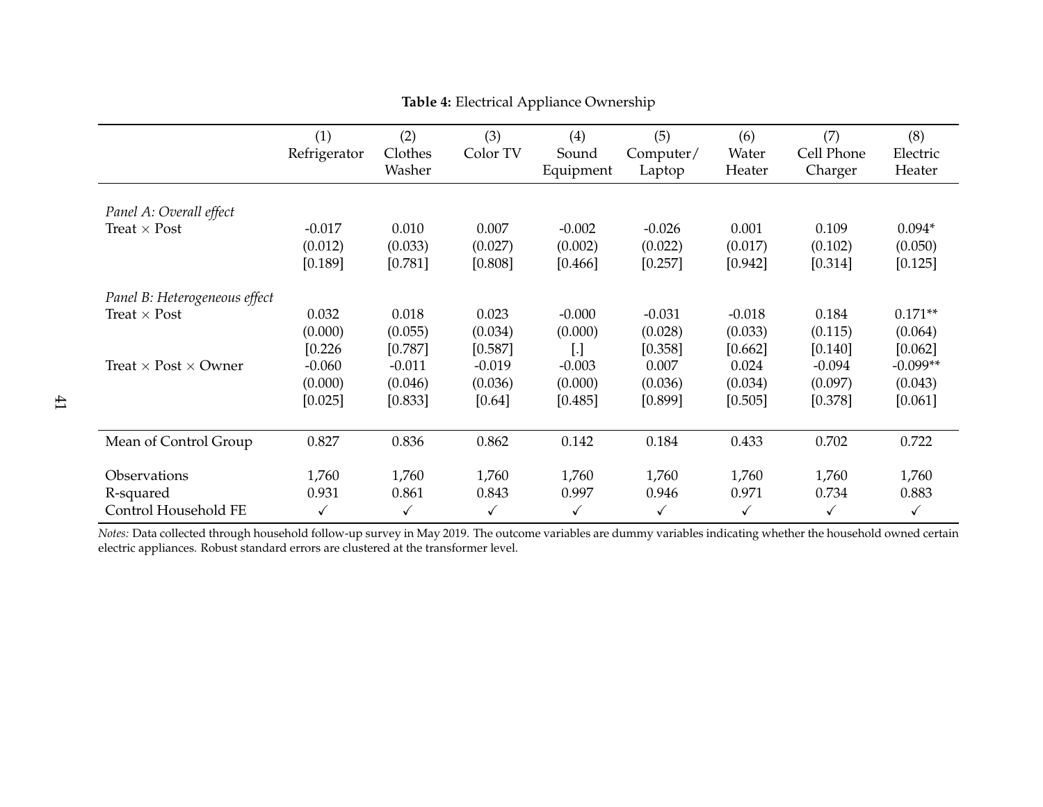**Table 4:** Electrical Appliance Ownership

| | (1) Refrigerator | (2) Clothes Washer | (3) Color TV | (4) Sound Equipment | (5) Computer/ Laptop | (6) Water Heater | (7) Cell Phone Charger | (8) Electric Heater |
|---|---|---|---|---|---|---|---|---|
| *Panel A: Overall effect* | | | | | | | | |
| Treat × Post | -0.017 | 0.010 | 0.007 | -0.002 | -0.026 | 0.001 | 0.109 | 0.094* |
| | (0.012) | (0.033) | (0.027) | (0.002) | (0.022) | (0.017) | (0.102) | (0.050) |
| | [0.189] | [0.781] | [0.808] | [0.466] | [0.257] | [0.942] | [0.314] | [0.125] |
| *Panel B: Heterogeneous effect* | | | | | | | | |
| Treat × Post | 0.032 | 0.018 | 0.023 | -0.000 | -0.031 | -0.018 | 0.184 | 0.171** |
| | (0.000) | (0.055) | (0.034) | (0.000) | (0.028) | (0.033) | (0.115) | (0.064) |
| | [0.226 | [0.787] | [0.587] | [.] | [0.358] | [0.662] | [0.140] | [0.062] |
| Treat × Post × Owner | -0.060 | -0.011 | -0.019 | -0.003 | 0.007 | 0.024 | -0.094 | -0.099** |
| | (0.000) | (0.046) | (0.036) | (0.000) | (0.036) | (0.034) | (0.097) | (0.043) |
| | [0.025] | [0.833] | [0.64] | [0.485] | [0.899] | [0.505] | [0.378] | [0.061] |
| Mean of Control Group | 0.827 | 0.836 | 0.862 | 0.142 | 0.184 | 0.433 | 0.702 | 0.722 |
| Observations | 1,760 | 1,760 | 1,760 | 1,760 | 1,760 | 1,760 | 1,760 | 1,760 |
| R-squared | 0.931 | 0.861 | 0.843 | 0.997 | 0.946 | 0.971 | 0.734 | 0.883 |
| Control Household FE | ✓ | ✓ | ✓ | ✓ | ✓ | ✓ | ✓ | ✓ |

*Notes:* Data collected through household follow-up survey in May 2019. The outcome variables are dummy variables indicating whether the household owned certain electric appliances. Robust standard errors are clustered at the transformer level.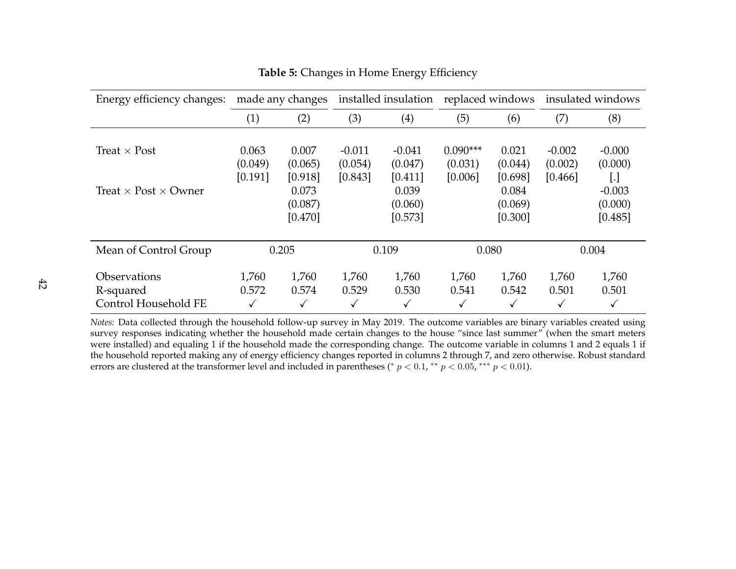**Table 5:** Changes in Home Energy Efficiency

| Energy efficiency changes: | made any changes | | installed insulation | | replaced windows | | insulated windows | |
|---|---|---|---|---|---|---|---|---|
| | (1) | (2) | (3) | (4) | (5) | (6) | (7) | (8) |
| Treat × Post | 0.063 | 0.007 | -0.011 | -0.041 | 0.090*** | 0.021 | -0.002 | -0.000 |
| | (0.049) | (0.065) | (0.054) | (0.047) | (0.031) | (0.044) | (0.002) | (0.000) |
| | [0.191] | [0.918] | [0.843] | [0.411] | [0.006] | [0.698] | [0.466] | [.] |
| Treat × Post × Owner | | 0.073 | | 0.039 | | 0.084 | | -0.003 |
| | | (0.087) | | (0.060) | | (0.069) | | (0.000) |
| | | [0.470] | | [0.573] | | [0.300] | | [0.485] |
| Mean of Control Group | 0.205 | | 0.109 | | 0.080 | | 0.004 | |
| Observations | 1,760 | 1,760 | 1,760 | 1,760 | 1,760 | 1,760 | 1,760 | 1,760 |
| R-squared | 0.572 | 0.574 | 0.529 | 0.530 | 0.541 | 0.542 | 0.501 | 0.501 |
| Control Household FE | ✓ | ✓ | ✓ | ✓ | ✓ | ✓ | ✓ | ✓ |

*Notes:* Data collected through the household follow-up survey in May 2019. The outcome variables are binary variables created using survey responses indicating whether the household made certain changes to the house "since last summer" (when the smart meters were installed) and equaling 1 if the household made the corresponding change. The outcome variable in columns 1 and 2 equals 1 if the household reported making any of energy efficiency changes reported in columns 2 through 7, and zero otherwise. Robust standard errors are clustered at the transformer level and included in parentheses ($^{*}$ $p < 0.1$, $^{**}$ $p < 0.05$, $^{***}$ $p < 0.01$).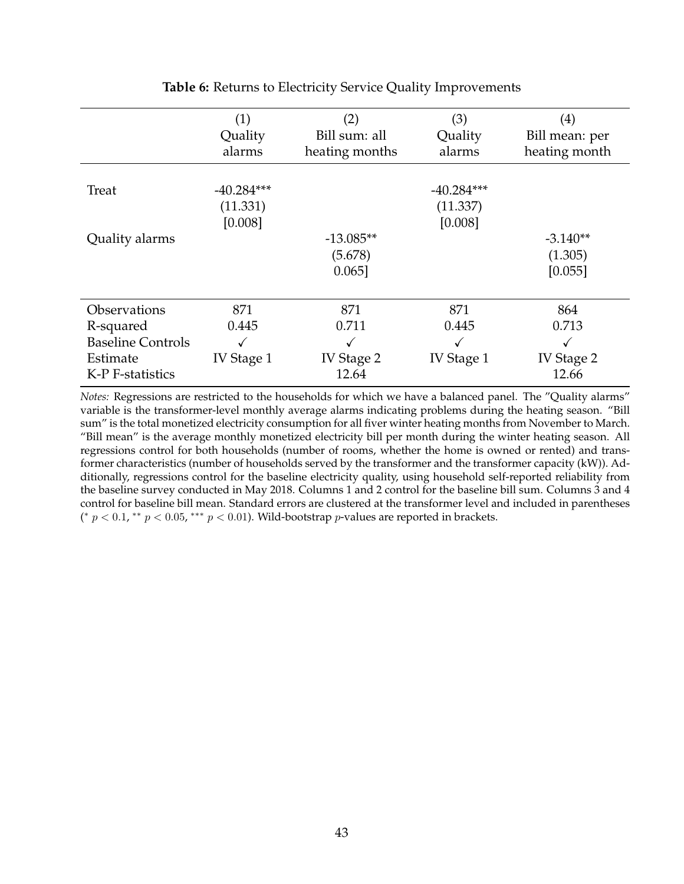**Table 6:** Returns to Electricity Service Quality Improvements

| | (1) Quality alarms | (2) Bill sum: all heating months | (3) Quality alarms | (4) Bill mean: per heating month |
|---|---|---|---|---|
| Treat | -40.284*** | | -40.284*** | |
| | (11.331) | | (11.337) | |
| | [0.008] | | [0.008] | |
| Quality alarms | | -13.085** | | -3.140** |
| | | (5.678) | | (1.305) |
| | | 0.065] | | [0.055] |
| Observations | 871 | 871 | 871 | 864 |
| R-squared | 0.445 | 0.711 | 0.445 | 0.713 |
| Baseline Controls | ✓ | ✓ | ✓ | ✓ |
| Estimate | IV Stage 1 | IV Stage 2 | IV Stage 1 | IV Stage 2 |
| K-P F-statistics | | 12.64 | | 12.66 |

*Notes:* Regressions are restricted to the households for which we have a balanced panel. The "Quality alarms" variable is the transformer-level monthly average alarms indicating problems during the heating season. "Bill sum" is the total monetized electricity consumption for all fiver winter heating months from November to March. "Bill mean" is the average monthly monetized electricity bill per month during the winter heating season. All regressions control for both households (number of rooms, whether the home is owned or rented) and transformer characteristics (number of households served by the transformer and the transformer capacity (kW)). Additionally, regressions control for the baseline electricity quality, using household self-reported reliability from the baseline survey conducted in May 2018. Columns 1 and 2 control for the baseline bill sum. Columns 3 and 4 control for baseline bill mean. Standard errors are clustered at the transformer level and included in parentheses (* $p < 0.1$, ** $p < 0.05$, *** $p < 0.01$). Wild-bootstrap $p$-values are reported in brackets.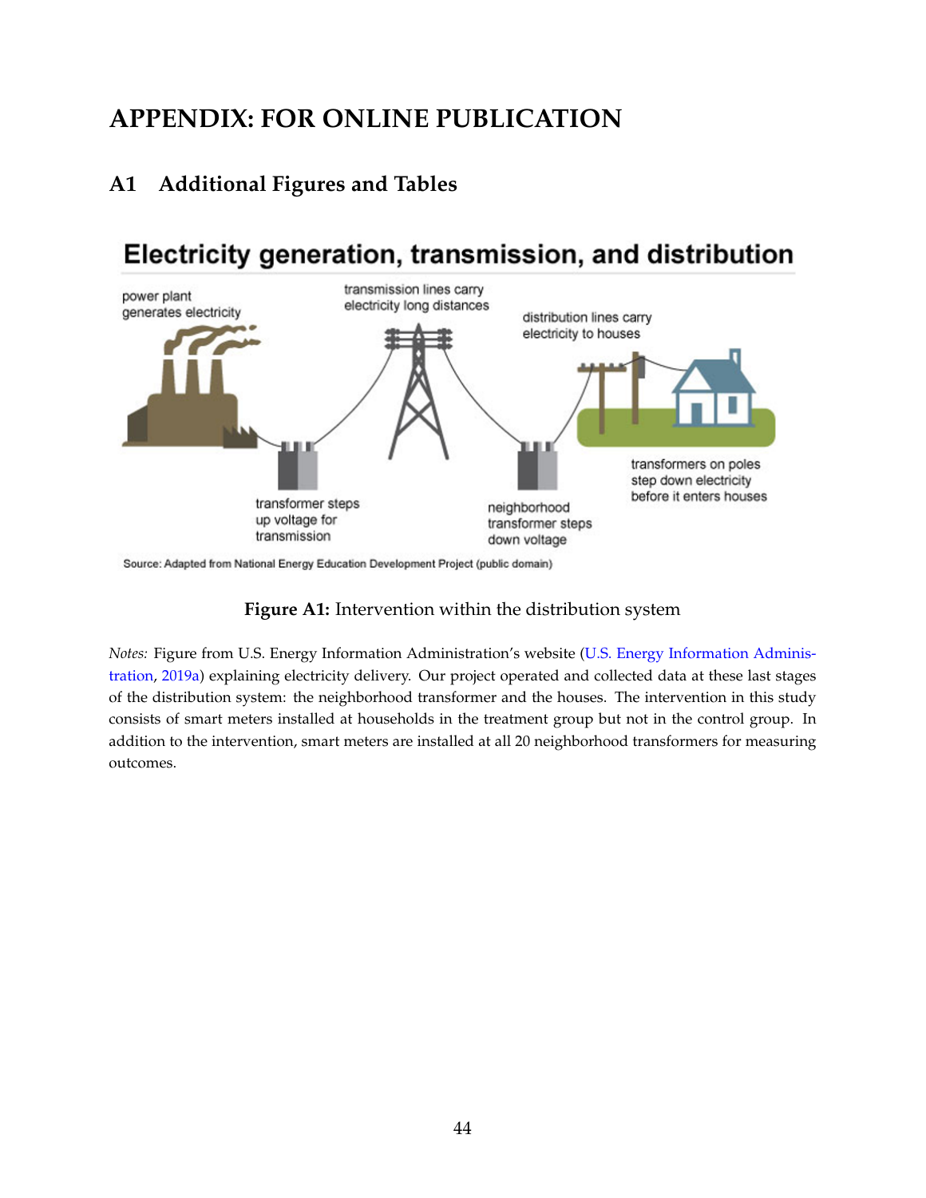# APPENDIX: FOR ONLINE PUBLICATION

## A1 Additional Figures and Tables

**Figure A1:** Intervention within the distribution system

*Notes:* Figure from U.S. Energy Information Administration's website (U.S. Energy Information Administration, 2019a) explaining electricity delivery. Our project operated and collected data at these last stages of the distribution system: the neighborhood transformer and the houses. The intervention in this study consists of smart meters installed at households in the treatment group but not in the control group. In addition to the intervention, smart meters are installed at all 20 neighborhood transformers for measuring outcomes.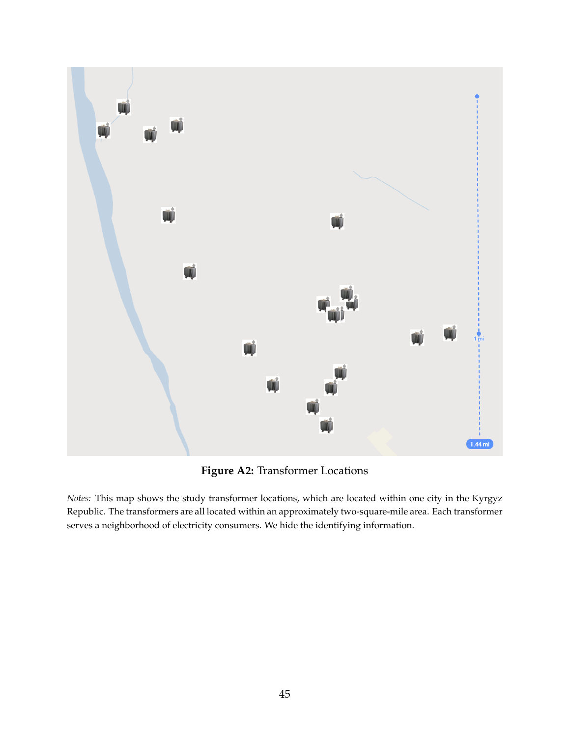**Figure A2:** Transformer Locations

*Notes:* This map shows the study transformer locations, which are located within one city in the Kyrgyz Republic. The transformers are all located within an approximately two-square-mile area. Each transformer serves a neighborhood of electricity consumers. We hide the identifying information.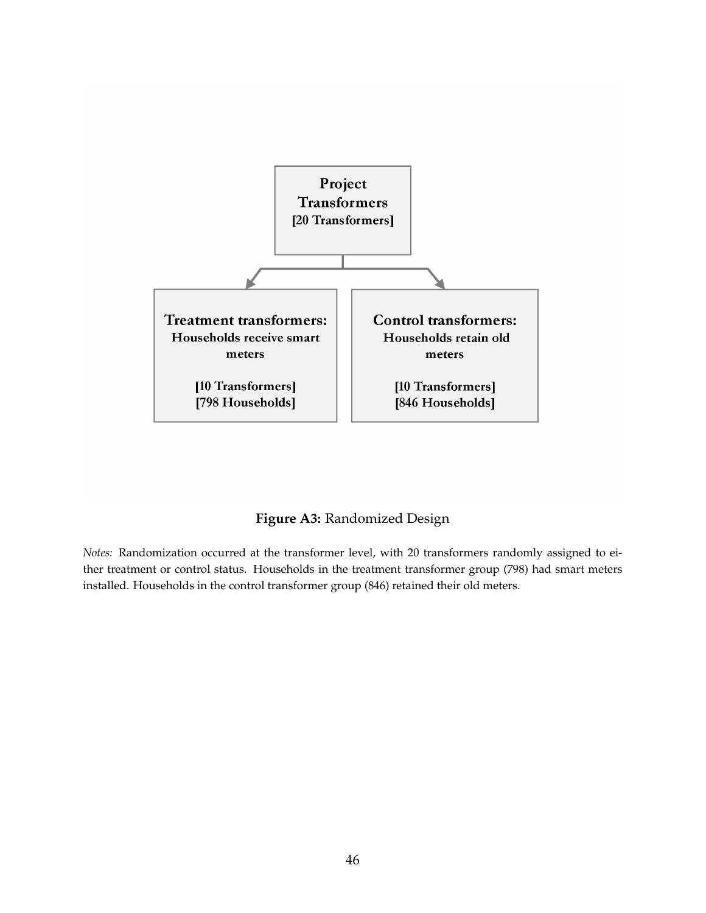**Project Transformers**
[20 Transformers]

**Treatment transformers:**
Households receive smart meters

[10 Transformers]
[798 Households]

**Control transformers:**
Households retain old meters

[10 Transformers]
[846 Households]

**Figure A3:** Randomized Design

*Notes:* Randomization occurred at the transformer level, with 20 transformers randomly assigned to either treatment or control status. Households in the treatment transformer group (798) had smart meters installed. Households in the control transformer group (846) retained their old meters.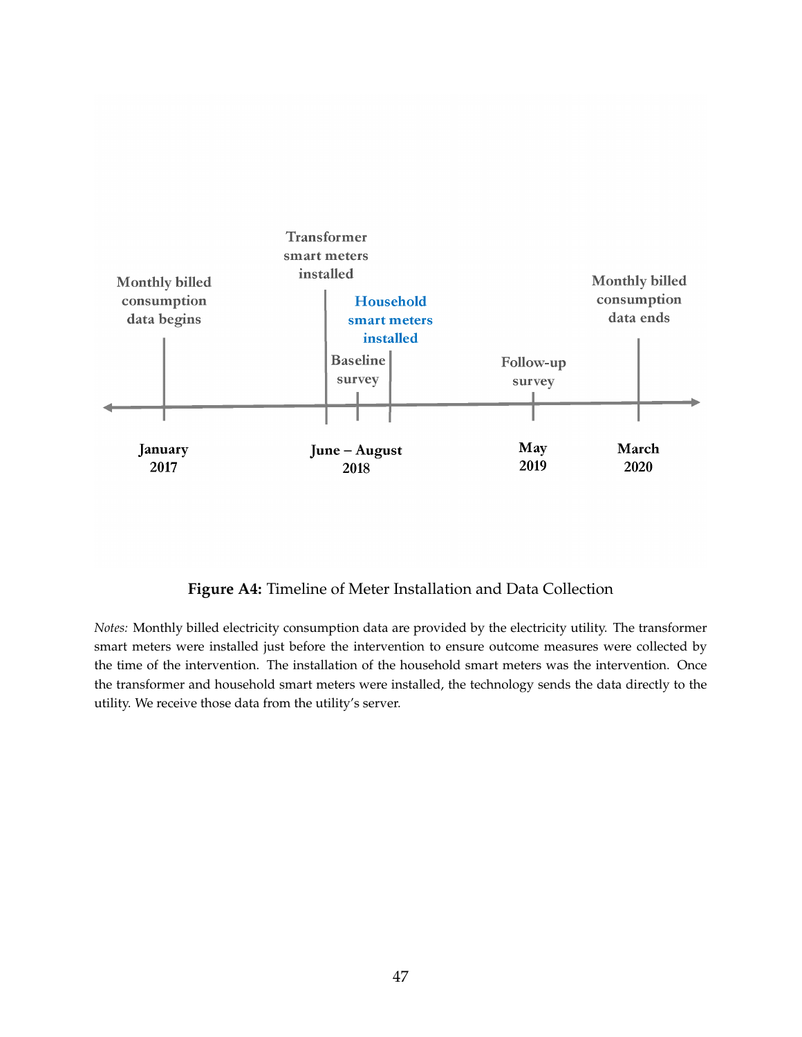Monthly billed consumption data begins

Transformer smart meters installed

Household smart meters installed

Baseline survey

Follow-up survey

Monthly billed consumption data ends

January 2017

June – August 2018

May 2019

March 2020

**Figure A4:** Timeline of Meter Installation and Data Collection

*Notes:* Monthly billed electricity consumption data are provided by the electricity utility. The transformer smart meters were installed just before the intervention to ensure outcome measures were collected by the time of the intervention. The installation of the household smart meters was the intervention. Once the transformer and household smart meters were installed, the technology sends the data directly to the utility. We receive those data from the utility's server.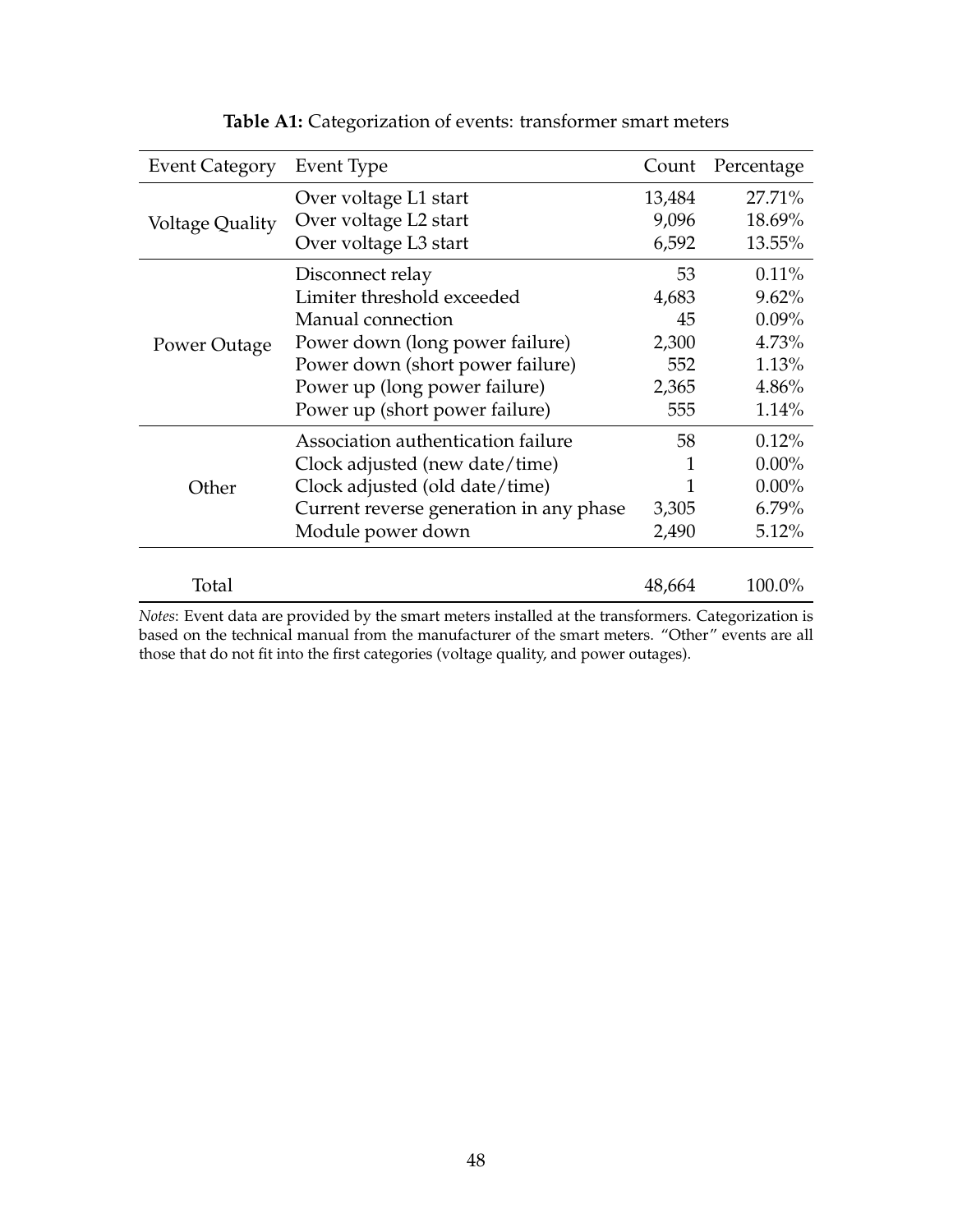**Table A1:** Categorization of events: transformer smart meters

| Event Category | Event Type | Count | Percentage |
|---|---|---|---|
| Voltage Quality | Over voltage L1 start | 13,484 | 27.71% |
| | Over voltage L2 start | 9,096 | 18.69% |
| | Over voltage L3 start | 6,592 | 13.55% |
| Power Outage | Disconnect relay | 53 | 0.11% |
| | Limiter threshold exceeded | 4,683 | 9.62% |
| | Manual connection | 45 | 0.09% |
| | Power down (long power failure) | 2,300 | 4.73% |
| | Power down (short power failure) | 552 | 1.13% |
| | Power up (long power failure) | 2,365 | 4.86% |
| | Power up (short power failure) | 555 | 1.14% |
| Other | Association authentication failure | 58 | 0.12% |
| | Clock adjusted (new date/time) | 1 | 0.00% |
| | Clock adjusted (old date/time) | 1 | 0.00% |
| | Current reverse generation in any phase | 3,305 | 6.79% |
| | Module power down | 2,490 | 5.12% |
| Total | | 48,664 | 100.0% |

*Notes*: Event data are provided by the smart meters installed at the transformers. Categorization is based on the technical manual from the manufacturer of the smart meters. "Other" events are all those that do not fit into the first categories (voltage quality, and power outages).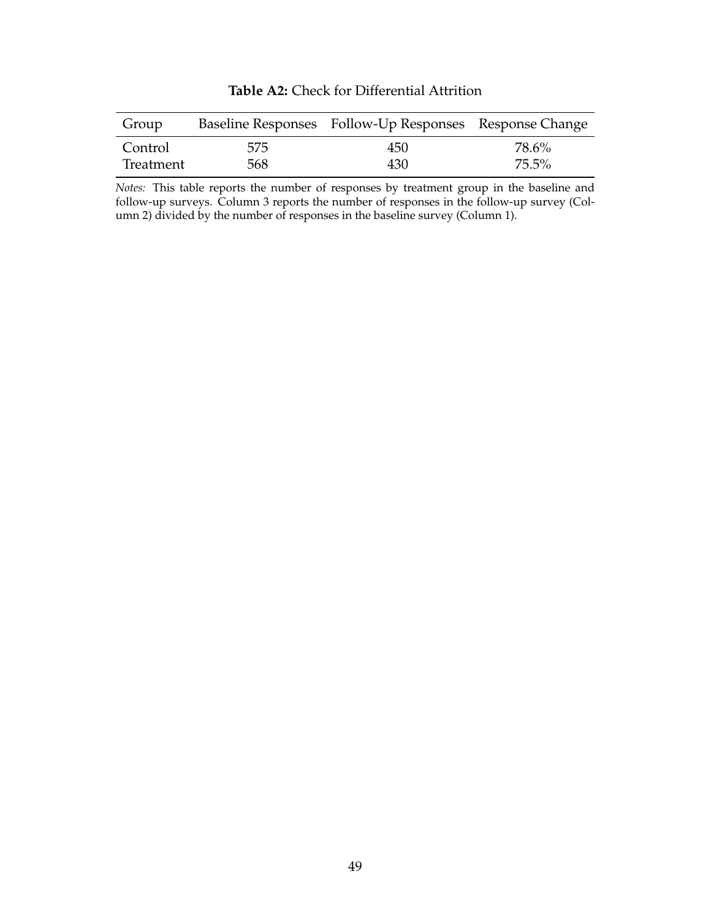**Table A2:** Check for Differential Attrition

| Group | Baseline Responses | Follow-Up Responses | Response Change |
|---|---|---|---|
| Control | 575 | 450 | 78.6% |
| Treatment | 568 | 430 | 75.5% |

*Notes:* This table reports the number of responses by treatment group in the baseline and follow-up surveys. Column 3 reports the number of responses in the follow-up survey (Column 2) divided by the number of responses in the baseline survey (Column 1).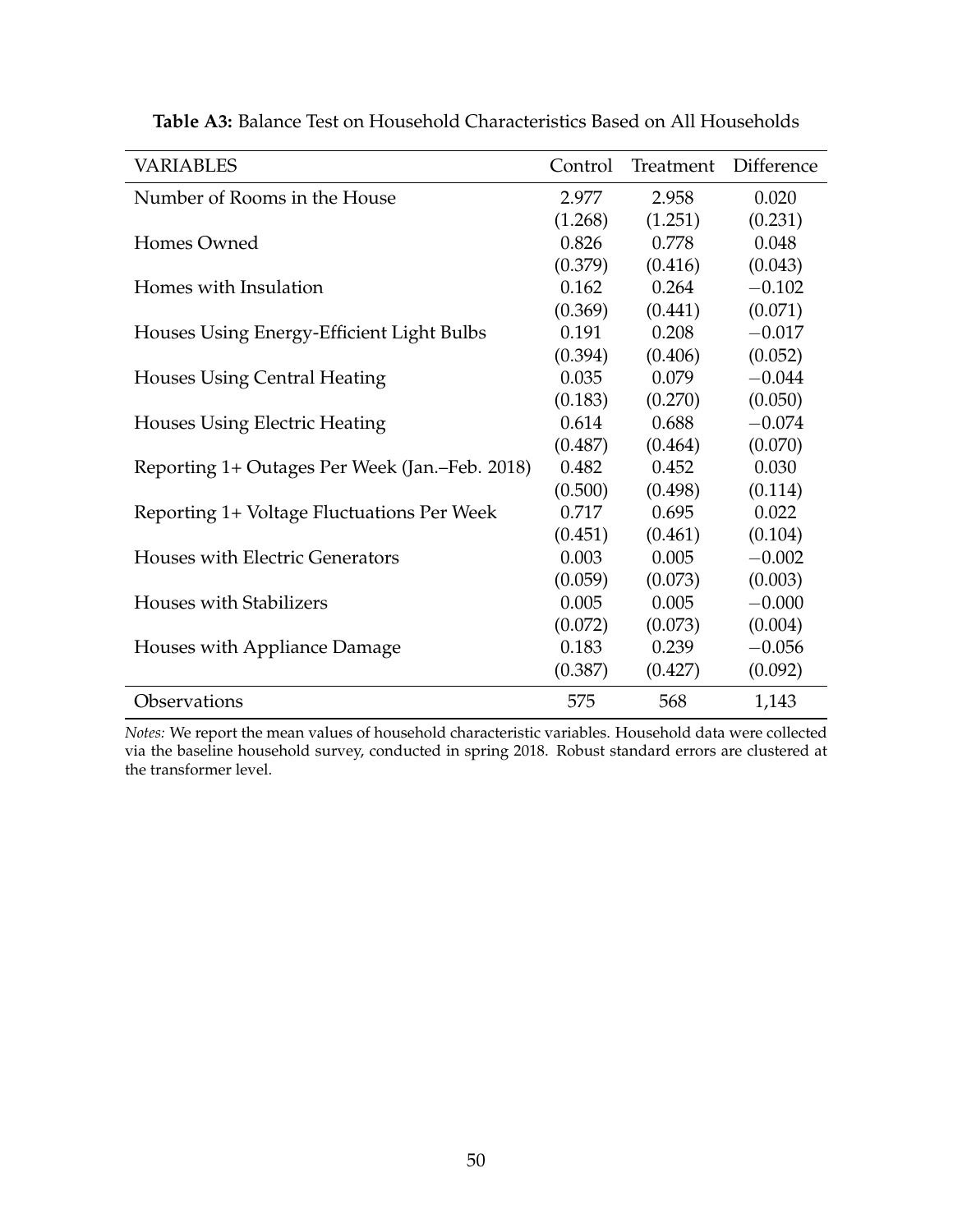**Table A3:** Balance Test on Household Characteristics Based on All Households

| VARIABLES | Control | Treatment | Difference |
|---|---|---|---|
| Number of Rooms in the House | 2.977 | 2.958 | 0.020 |
| | (1.268) | (1.251) | (0.231) |
| Homes Owned | 0.826 | 0.778 | 0.048 |
| | (0.379) | (0.416) | (0.043) |
| Homes with Insulation | 0.162 | 0.264 | −0.102 |
| | (0.369) | (0.441) | (0.071) |
| Houses Using Energy-Efficient Light Bulbs | 0.191 | 0.208 | −0.017 |
| | (0.394) | (0.406) | (0.052) |
| Houses Using Central Heating | 0.035 | 0.079 | −0.044 |
| | (0.183) | (0.270) | (0.050) |
| Houses Using Electric Heating | 0.614 | 0.688 | −0.074 |
| | (0.487) | (0.464) | (0.070) |
| Reporting 1+ Outages Per Week (Jan.–Feb. 2018) | 0.482 | 0.452 | 0.030 |
| | (0.500) | (0.498) | (0.114) |
| Reporting 1+ Voltage Fluctuations Per Week | 0.717 | 0.695 | 0.022 |
| | (0.451) | (0.461) | (0.104) |
| Houses with Electric Generators | 0.003 | 0.005 | −0.002 |
| | (0.059) | (0.073) | (0.003) |
| Houses with Stabilizers | 0.005 | 0.005 | −0.000 |
| | (0.072) | (0.073) | (0.004) |
| Houses with Appliance Damage | 0.183 | 0.239 | −0.056 |
| | (0.387) | (0.427) | (0.092) |
| Observations | 575 | 568 | 1,143 |

*Notes:* We report the mean values of household characteristic variables. Household data were collected via the baseline household survey, conducted in spring 2018. Robust standard errors are clustered at the transformer level.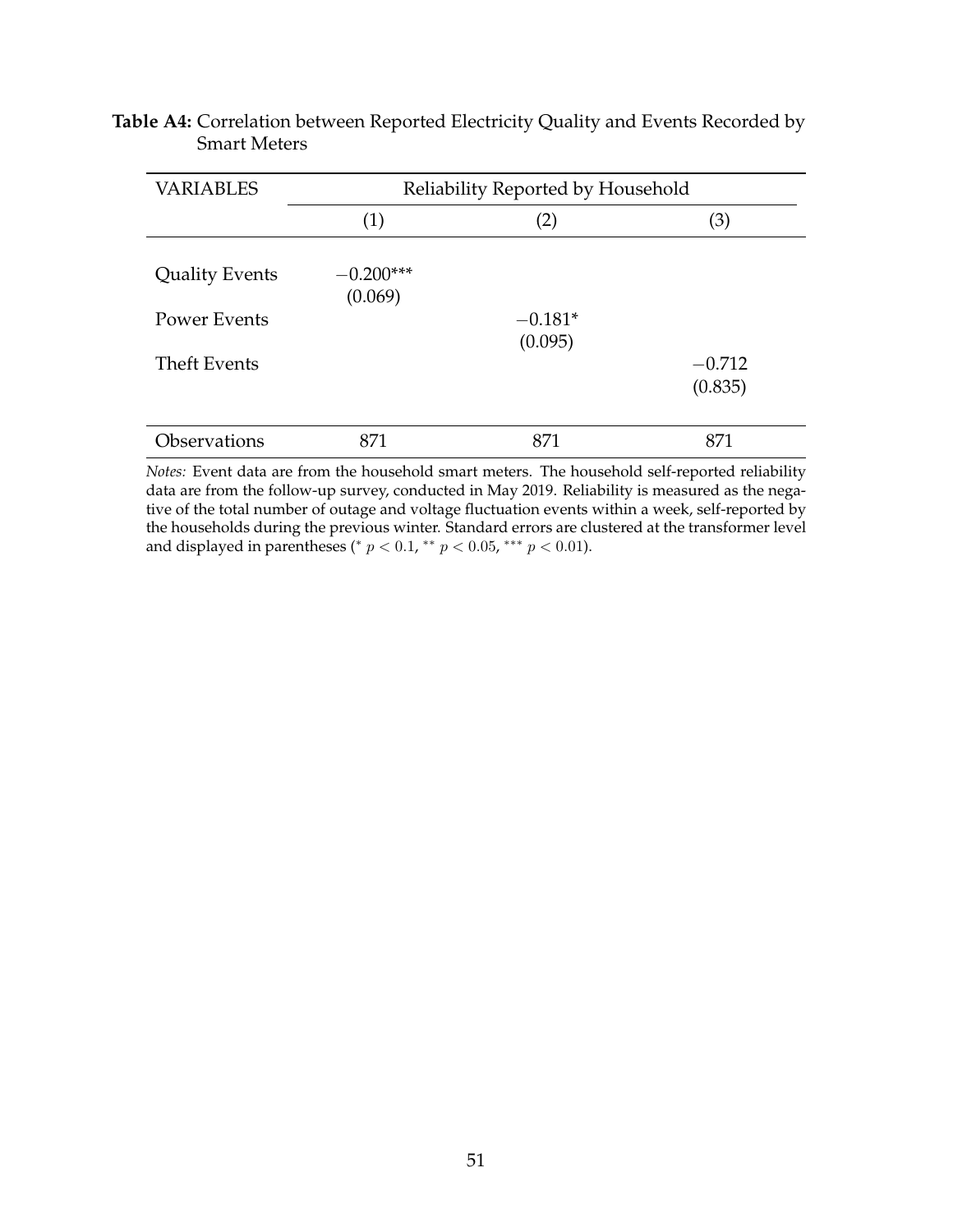**Table A4:** Correlation between Reported Electricity Quality and Events Recorded by Smart Meters

| VARIABLES | Reliability Reported by Household | | |
|---|---|---|---|
| | (1) | (2) | (3) |
| Quality Events | $-0.200^{***}$ | | |
| | (0.069) | | |
| Power Events | | $-0.181^{*}$ | |
| | | (0.095) | |
| Theft Events | | | $-0.712$ |
| | | | (0.835) |
| Observations | 871 | 871 | 871 |

*Notes:* Event data are from the household smart meters. The household self-reported reliability data are from the follow-up survey, conducted in May 2019. Reliability is measured as the negative of the total number of outage and voltage fluctuation events within a week, self-reported by the households during the previous winter. Standard errors are clustered at the transformer level and displayed in parentheses ($^{*}$ $p < 0.1$, $^{**}$ $p < 0.05$, $^{***}$ $p < 0.01$).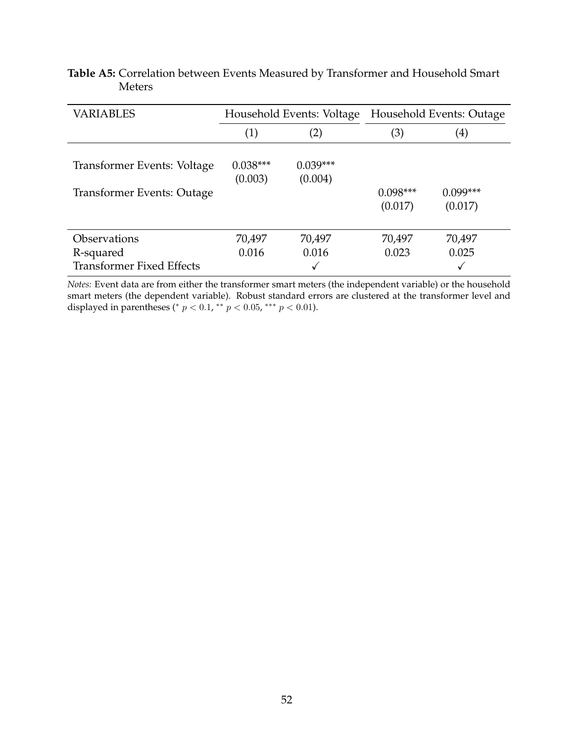**Table A5:** Correlation between Events Measured by Transformer and Household Smart Meters

| VARIABLES | Household Events: Voltage | | Household Events: Outage | |
|---|---|---|---|---|
| | (1) | (2) | (3) | (4) |
| Transformer Events: Voltage | 0.038*** | 0.039*** | | |
| | (0.003) | (0.004) | | |
| Transformer Events: Outage | | | 0.098*** | 0.099*** |
| | | | (0.017) | (0.017) |
| Observations | 70,497 | 70,497 | 70,497 | 70,497 |
| R-squared | 0.016 | 0.016 | 0.023 | 0.025 |
| Transformer Fixed Effects | | ✓ | | ✓ |

*Notes:* Event data are from either the transformer smart meters (the independent variable) or the household smart meters (the dependent variable). Robust standard errors are clustered at the transformer level and displayed in parentheses (* $p < 0.1$, ** $p < 0.05$, *** $p < 0.01$).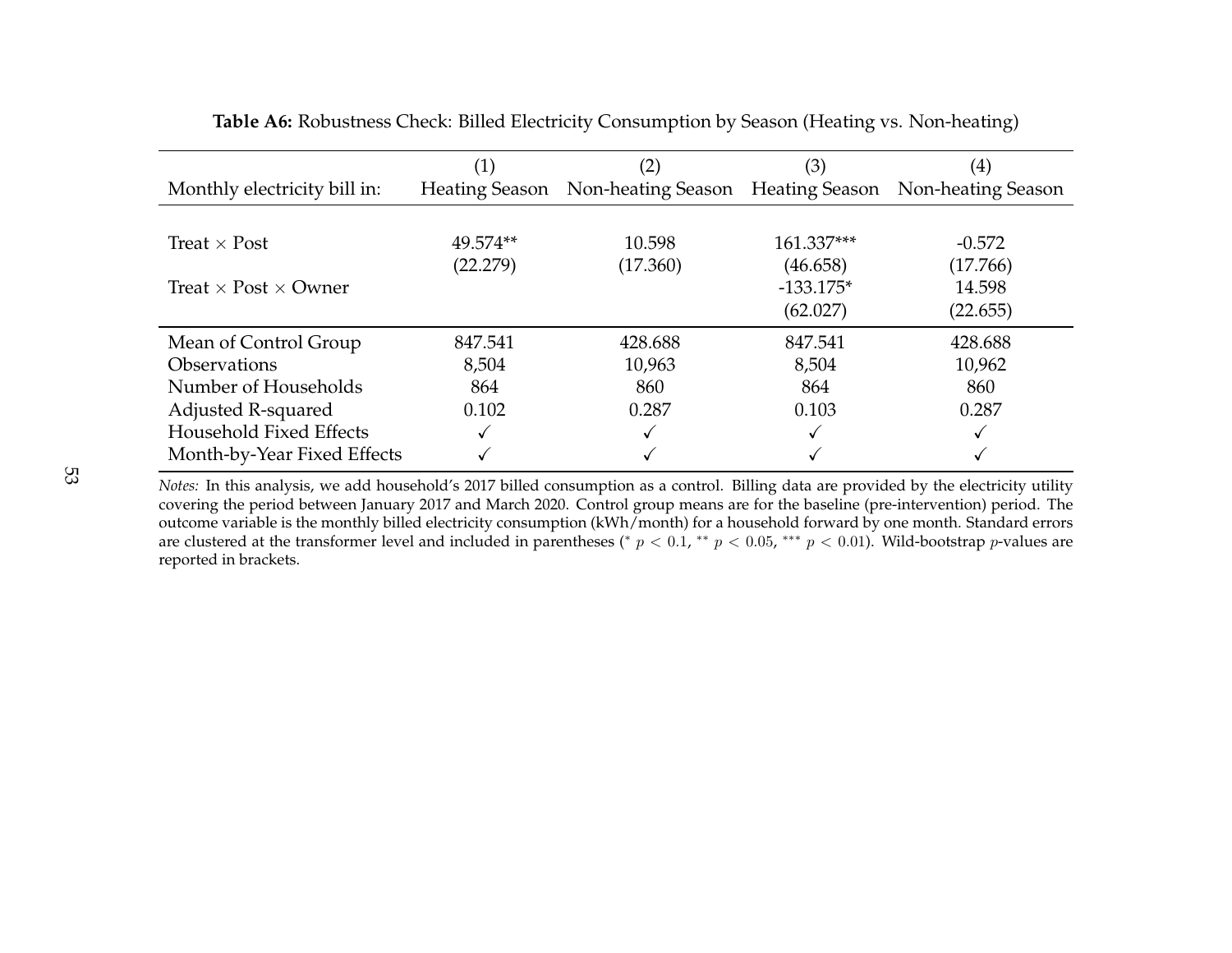**Table A6:** Robustness Check: Billed Electricity Consumption by Season (Heating vs. Non-heating)

| | (1) | (2) | (3) | (4) |
|---|---|---|---|---|
| Monthly electricity bill in: | Heating Season | Non-heating Season | Heating Season | Non-heating Season |
| Treat × Post | 49.574** | 10.598 | 161.337*** | -0.572 |
| | (22.279) | (17.360) | (46.658) | (17.766) |
| Treat × Post × Owner | | | -133.175* | 14.598 |
| | | | (62.027) | (22.655) |
| Mean of Control Group | 847.541 | 428.688 | 847.541 | 428.688 |
| Observations | 8,504 | 10,963 | 8,504 | 10,962 |
| Number of Households | 864 | 860 | 864 | 860 |
| Adjusted R-squared | 0.102 | 0.287 | 0.103 | 0.287 |
| Household Fixed Effects | ✓ | ✓ | ✓ | ✓ |
| Month-by-Year Fixed Effects | ✓ | ✓ | ✓ | ✓ |

*Notes:* In this analysis, we add household's 2017 billed consumption as a control. Billing data are provided by the electricity utility covering the period between January 2017 and March 2020. Control group means are for the baseline (pre-intervention) period. The outcome variable is the monthly billed electricity consumption (kWh/month) for a household forward by one month. Standard errors are clustered at the transformer level and included in parentheses ($^{*}$ $p < 0.1$, $^{**}$ $p < 0.05$, $^{***}$ $p < 0.01$). Wild-bootstrap $p$-values are reported in brackets.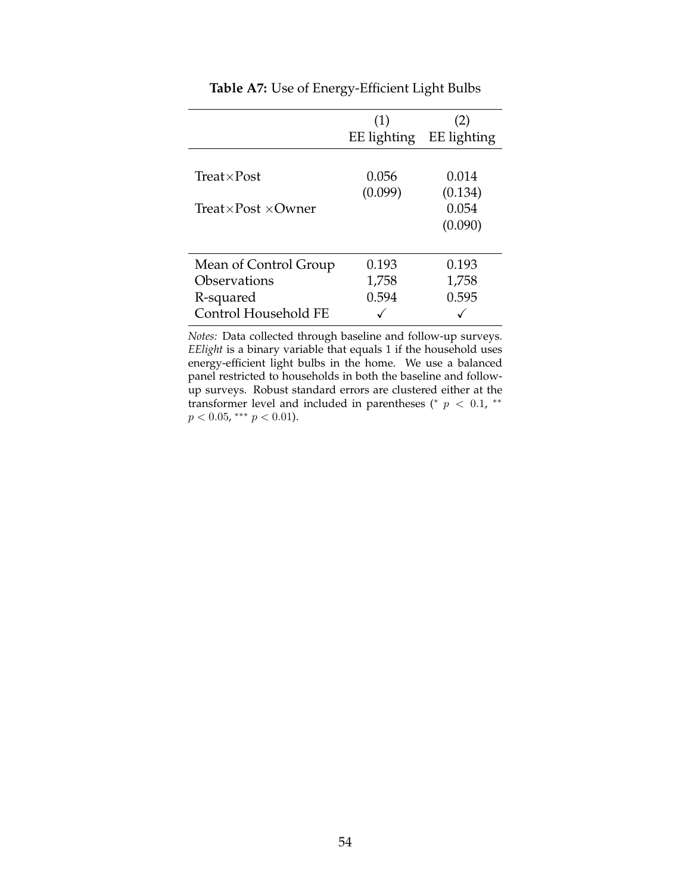**Table A7:** Use of Energy-Efficient Light Bulbs

| | (1) EE lighting | (2) EE lighting |
|---|---|---|
| Treat×Post | 0.056 | 0.014 |
| | (0.099) | (0.134) |
| Treat×Post ×Owner | | 0.054 |
| | | (0.090) |
| Mean of Control Group | 0.193 | 0.193 |
| Observations | 1,758 | 1,758 |
| R-squared | 0.594 | 0.595 |
| Control Household FE | ✓ | ✓ |

*Notes:* Data collected through baseline and follow-up surveys. *EElight* is a binary variable that equals 1 if the household uses energy-efficient light bulbs in the home. We use a balanced panel restricted to households in both the baseline and follow-up surveys. Robust standard errors are clustered either at the transformer level and included in parentheses ($^{*}$ $p < 0.1$, $^{**}$ $p < 0.05$, $^{***}$ $p < 0.01$).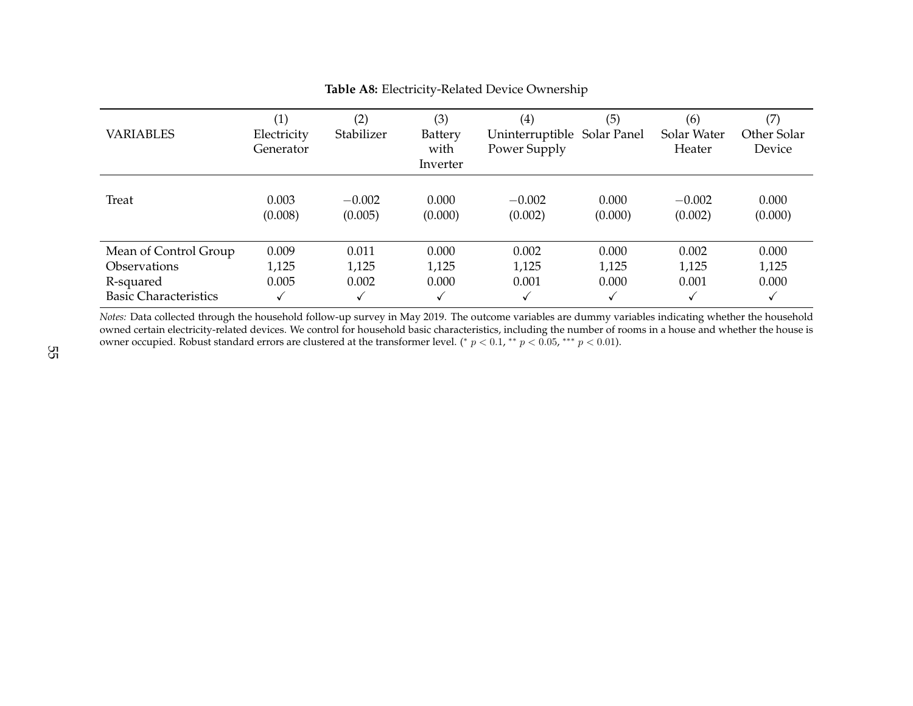**Table A8:** Electricity-Related Device Ownership

| VARIABLES | (1) Electricity Generator | (2) Stabilizer | (3) Battery with Inverter | (4) Uninterruptible Power Supply | (5) Solar Panel | (6) Solar Water Heater | (7) Other Solar Device |
|---|---|---|---|---|---|---|---|
| Treat | 0.003 | −0.002 | 0.000 | −0.002 | 0.000 | −0.002 | 0.000 |
| | (0.008) | (0.005) | (0.000) | (0.002) | (0.000) | (0.002) | (0.000) |
| Mean of Control Group | 0.009 | 0.011 | 0.000 | 0.002 | 0.000 | 0.002 | 0.000 |
| Observations | 1,125 | 1,125 | 1,125 | 1,125 | 1,125 | 1,125 | 1,125 |
| R-squared | 0.005 | 0.002 | 0.000 | 0.001 | 0.000 | 0.001 | 0.000 |
| Basic Characteristics | ✓ | ✓ | ✓ | ✓ | ✓ | ✓ | ✓ |

*Notes:* Data collected through the household follow-up survey in May 2019. The outcome variables are dummy variables indicating whether the household owned certain electricity-related devices. We control for household basic characteristics, including the number of rooms in a house and whether the house is owner occupied. Robust standard errors are clustered at the transformer level. ($^{*}$ $p < 0.1$, $^{**}$ $p < 0.05$, $^{***}$ $p < 0.01$).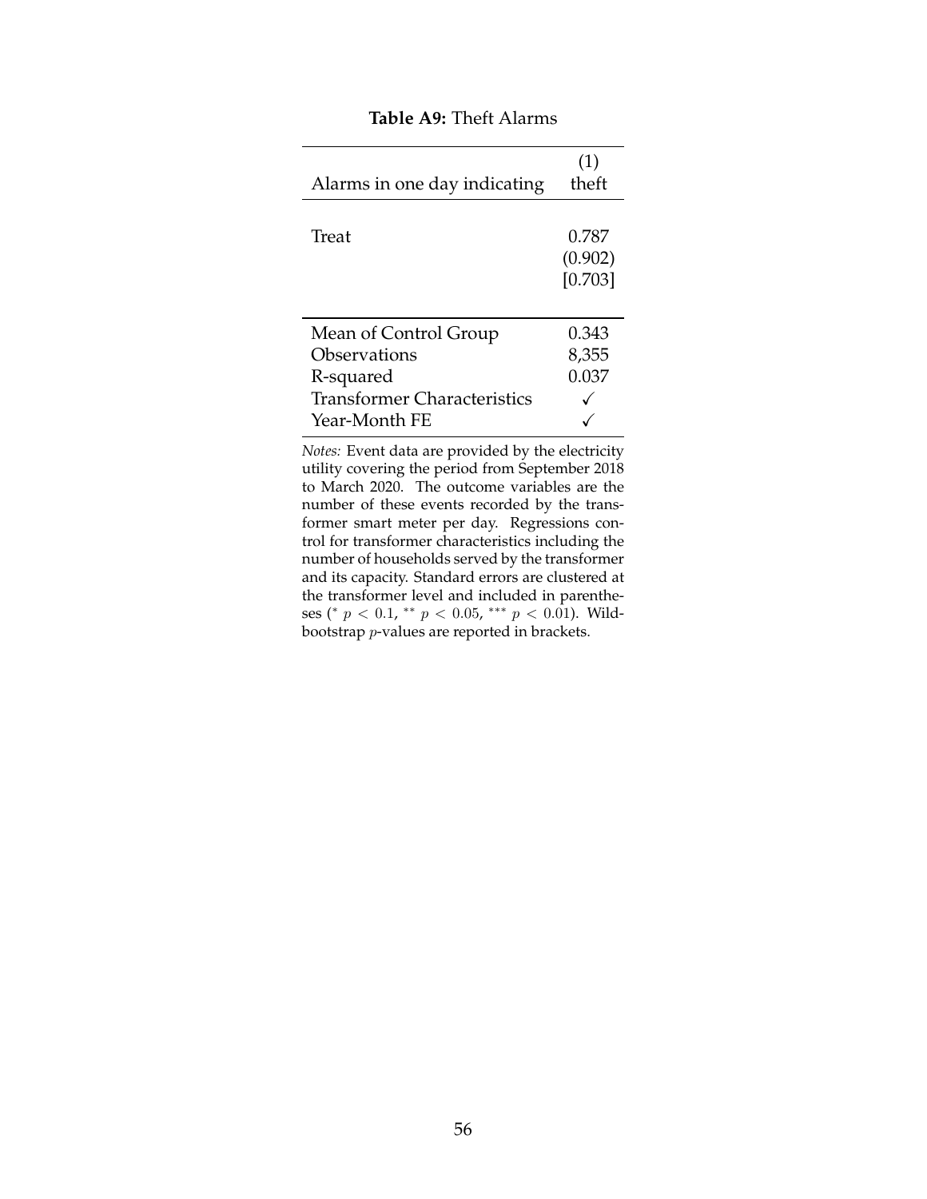**Table A9:** Theft Alarms

| Alarms in one day indicating | (1) theft |
|---|---|
| Treat | 0.787 |
| | (0.902) |
| | [0.703] |
| Mean of Control Group | 0.343 |
| Observations | 8,355 |
| R-squared | 0.037 |
| Transformer Characteristics | ✓ |
| Year-Month FE | ✓ |

*Notes:* Event data are provided by the electricity utility covering the period from September 2018 to March 2020. The outcome variables are the number of these events recorded by the transformer smart meter per day. Regressions control for transformer characteristics including the number of households served by the transformer and its capacity. Standard errors are clustered at the transformer level and included in parentheses ($^{*}$ $p < 0.1$, $^{**}$ $p < 0.05$, $^{***}$ $p < 0.01$). Wild-bootstrap $p$-values are reported in brackets.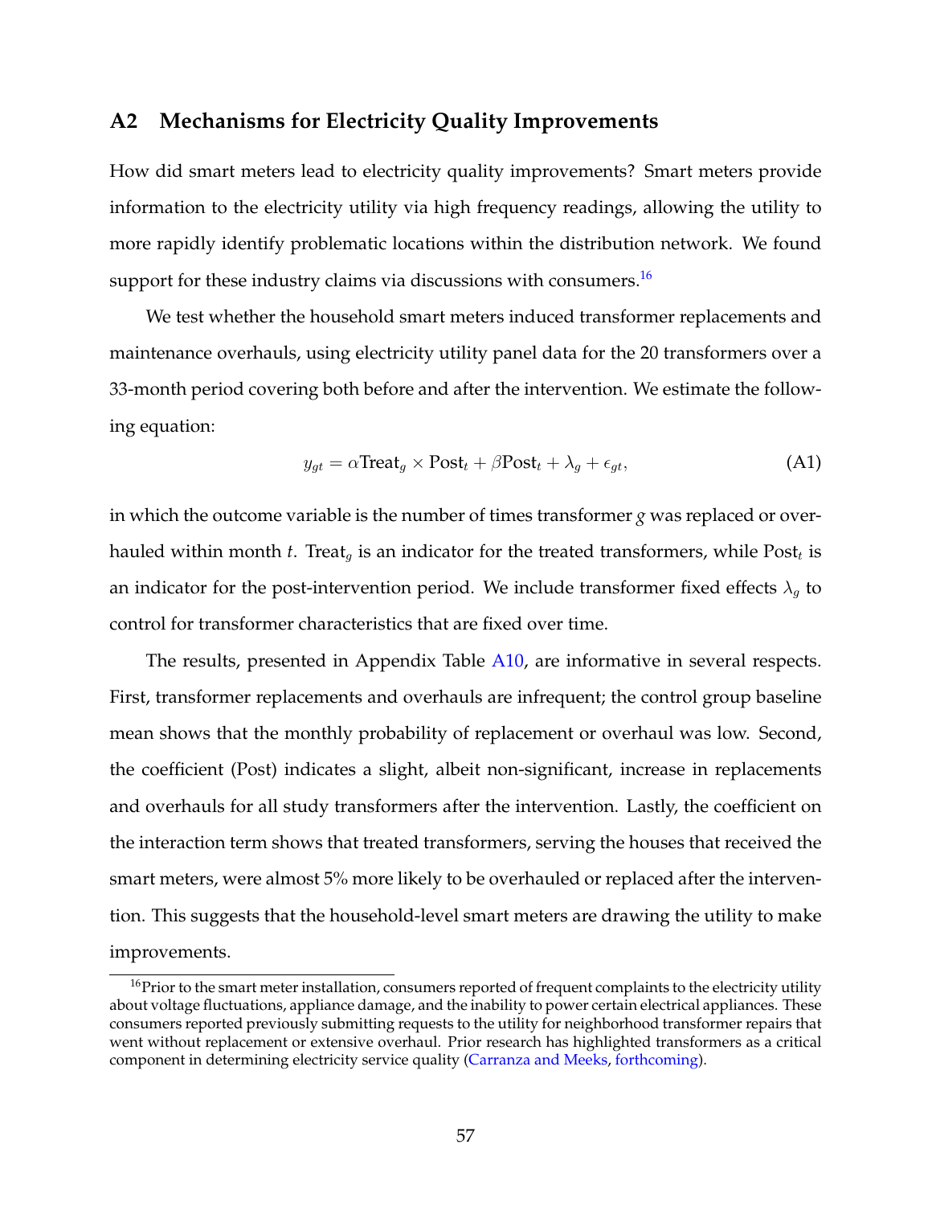## A2 Mechanisms for Electricity Quality Improvements

How did smart meters lead to electricity quality improvements? Smart meters provide information to the electricity utility via high frequency readings, allowing the utility to more rapidly identify problematic locations within the distribution network. We found support for these industry claims via discussions with consumers.[16]

We test whether the household smart meters induced transformer replacements and maintenance overhauls, using electricity utility panel data for the 20 transformers over a 33-month period covering both before and after the intervention. We estimate the following equation:

$$y_{gt} = \alpha \text{Treat}_g \times \text{Post}_t + \beta \text{Post}_t + \lambda_g + \epsilon_{gt}, \tag{A1}$$

in which the outcome variable is the number of times transformer $g$ was replaced or overhauled within month $t$. $\text{Treat}_g$ is an indicator for the treated transformers, while $\text{Post}_t$ is an indicator for the post-intervention period. We include transformer fixed effects $\lambda_g$ to control for transformer characteristics that are fixed over time.

The results, presented in Appendix Table A10, are informative in several respects. First, transformer replacements and overhauls are infrequent; the control group baseline mean shows that the monthly probability of replacement or overhaul was low. Second, the coefficient (Post) indicates a slight, albeit non-significant, increase in replacements and overhauls for all study transformers after the intervention. Lastly, the coefficient on the interaction term shows that treated transformers, serving the houses that received the smart meters, were almost 5% more likely to be overhauled or replaced after the intervention. This suggests that the household-level smart meters are drawing the utility to make improvements.

[16] Prior to the smart meter installation, consumers reported of frequent complaints to the electricity utility about voltage fluctuations, appliance damage, and the inability to power certain electrical appliances. These consumers reported previously submitting requests to the utility for neighborhood transformer repairs that went without replacement or extensive overhaul. Prior research has highlighted transformers as a critical component in determining electricity service quality (Carranza and Meeks, forthcoming).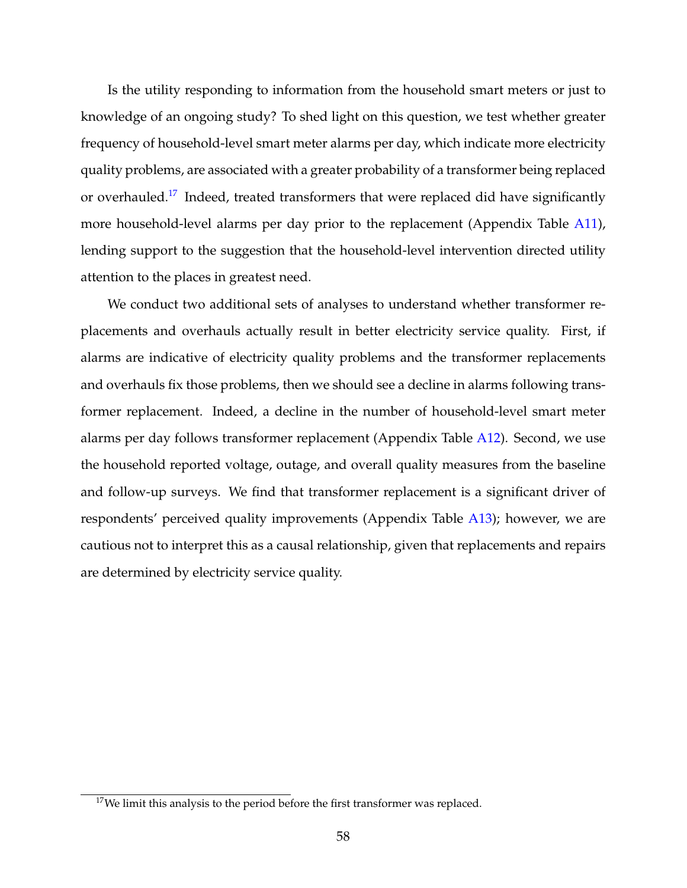Is the utility responding to information from the household smart meters or just to knowledge of an ongoing study? To shed light on this question, we test whether greater frequency of household-level smart meter alarms per day, which indicate more electricity quality problems, are associated with a greater probability of a transformer being replaced or overhauled.[17] Indeed, treated transformers that were replaced did have significantly more household-level alarms per day prior to the replacement (Appendix Table A11), lending support to the suggestion that the household-level intervention directed utility attention to the places in greatest need.

We conduct two additional sets of analyses to understand whether transformer replacements and overhauls actually result in better electricity service quality. First, if alarms are indicative of electricity quality problems and the transformer replacements and overhauls fix those problems, then we should see a decline in alarms following transformer replacement. Indeed, a decline in the number of household-level smart meter alarms per day follows transformer replacement (Appendix Table A12). Second, we use the household reported voltage, outage, and overall quality measures from the baseline and follow-up surveys. We find that transformer replacement is a significant driver of respondents' perceived quality improvements (Appendix Table A13); however, we are cautious not to interpret this as a causal relationship, given that replacements and repairs are determined by electricity service quality.

[17] We limit this analysis to the period before the first transformer was replaced.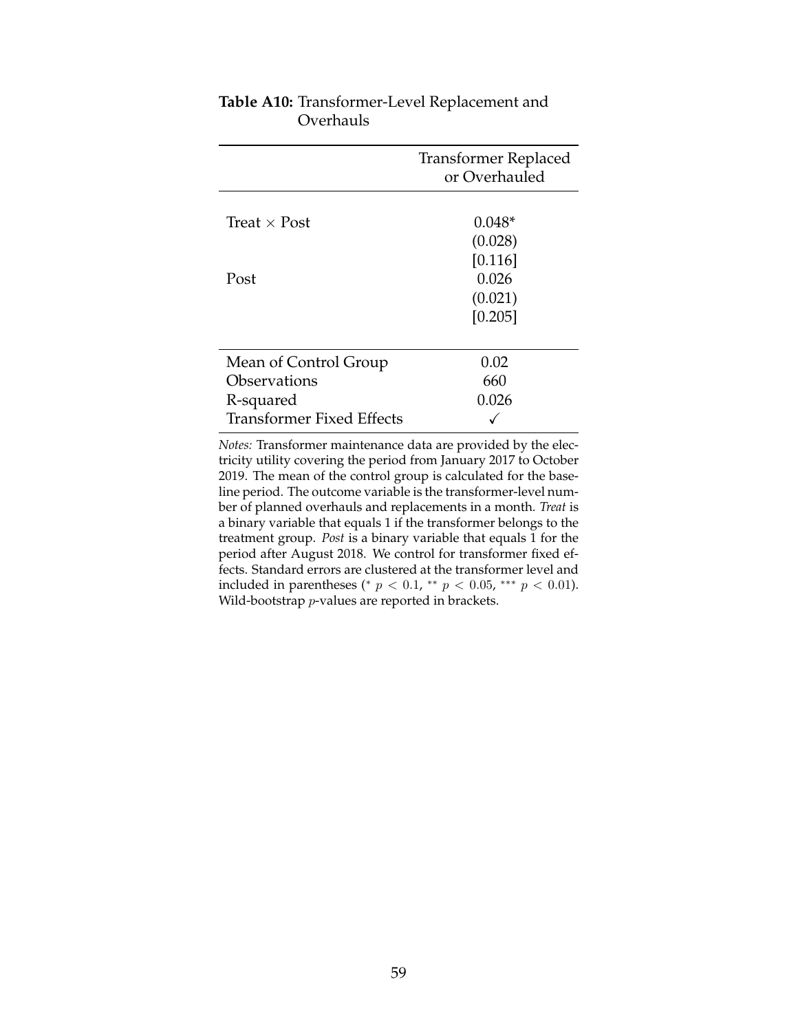**Table A10:** Transformer-Level Replacement and Overhauls

| | Transformer Replaced or Overhauled |
|---|---|
| Treat × Post | 0.048* |
| | (0.028) |
| | [0.116] |
| Post | 0.026 |
| | (0.021) |
| | [0.205] |
| Mean of Control Group | 0.02 |
| Observations | 660 |
| R-squared | 0.026 |
| Transformer Fixed Effects | ✓ |

*Notes:* Transformer maintenance data are provided by the electricity utility covering the period from January 2017 to October 2019. The mean of the control group is calculated for the baseline period. The outcome variable is the transformer-level number of planned overhauls and replacements in a month. *Treat* is a binary variable that equals 1 if the transformer belongs to the treatment group. *Post* is a binary variable that equals 1 for the period after August 2018. We control for transformer fixed effects. Standard errors are clustered at the transformer level and included in parentheses (* $p < 0.1$, ** $p < 0.05$, *** $p < 0.01$). Wild-bootstrap $p$-values are reported in brackets.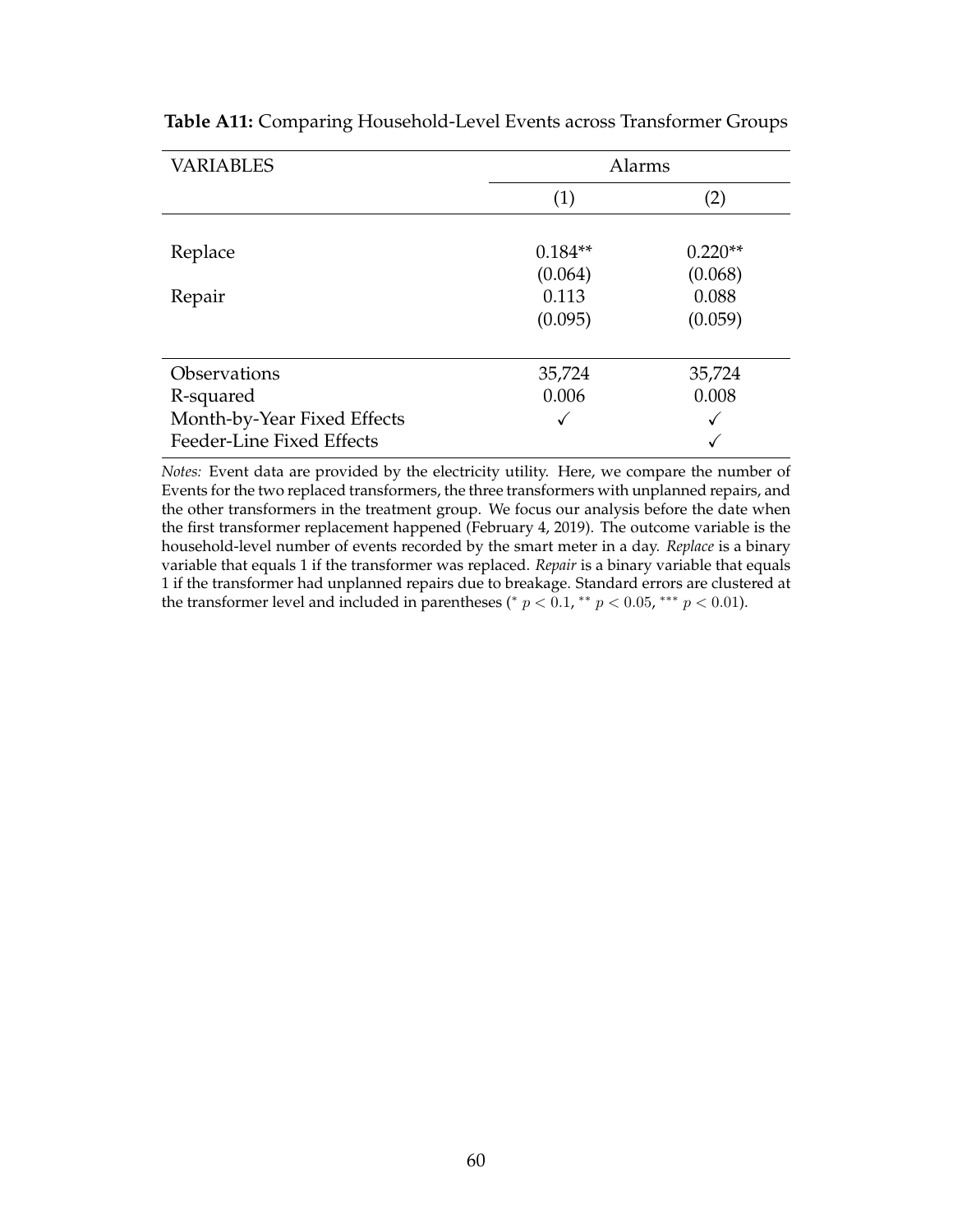**Table A11:** Comparing Household-Level Events across Transformer Groups

| VARIABLES | Alarms | |
|---|---|---|
| | (1) | (2) |
| Replace | 0.184** | 0.220** |
| | (0.064) | (0.068) |
| Repair | 0.113 | 0.088 |
| | (0.095) | (0.059) |
| Observations | 35,724 | 35,724 |
| R-squared | 0.006 | 0.008 |
| Month-by-Year Fixed Effects | ✓ | ✓ |
| Feeder-Line Fixed Effects | | ✓ |

*Notes:* Event data are provided by the electricity utility. Here, we compare the number of Events for the two replaced transformers, the three transformers with unplanned repairs, and the other transformers in the treatment group. We focus our analysis before the date when the first transformer replacement happened (February 4, 2019). The outcome variable is the household-level number of events recorded by the smart meter in a day. *Replace* is a binary variable that equals 1 if the transformer was replaced. *Repair* is a binary variable that equals 1 if the transformer had unplanned repairs due to breakage. Standard errors are clustered at the transformer level and included in parentheses ($^{*}$ $p < 0.1$, $^{**}$ $p < 0.05$, $^{***}$ $p < 0.01$).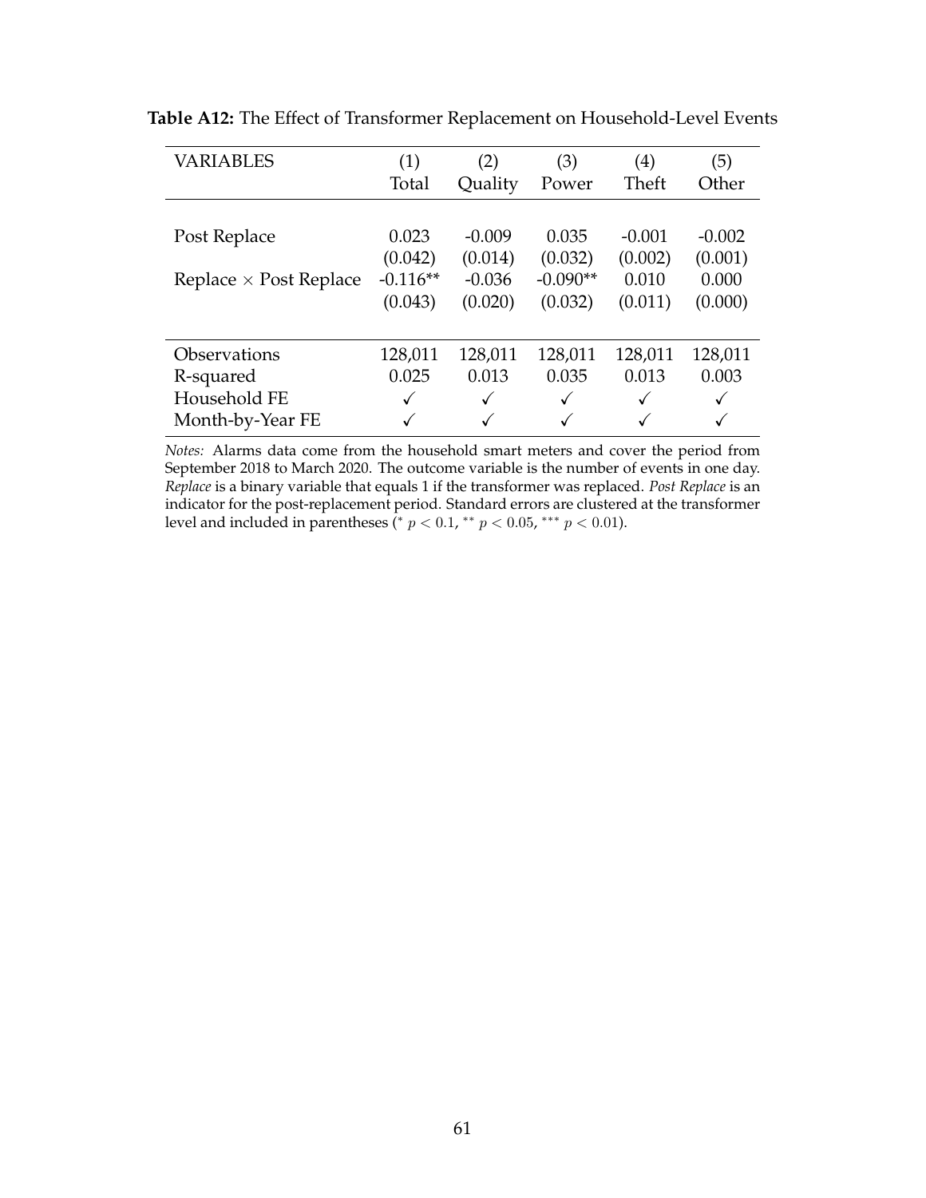**Table A12:** The Effect of Transformer Replacement on Household-Level Events

| VARIABLES | (1) Total | (2) Quality | (3) Power | (4) Theft | (5) Other |
|---|---|---|---|---|---|
| Post Replace | 0.023 | -0.009 | 0.035 | -0.001 | -0.002 |
| | (0.042) | (0.014) | (0.032) | (0.002) | (0.001) |
| Replace $\times$ Post Replace | -0.116** | -0.036 | -0.090** | 0.010 | 0.000 |
| | (0.043) | (0.020) | (0.032) | (0.011) | (0.000) |
| Observations | 128,011 | 128,011 | 128,011 | 128,011 | 128,011 |
| R-squared | 0.025 | 0.013 | 0.035 | 0.013 | 0.003 |
| Household FE | ✓ | ✓ | ✓ | ✓ | ✓ |
| Month-by-Year FE | ✓ | ✓ | ✓ | ✓ | ✓ |

*Notes:* Alarms data come from the household smart meters and cover the period from September 2018 to March 2020. The outcome variable is the number of events in one day. *Replace* is a binary variable that equals 1 if the transformer was replaced. *Post Replace* is an indicator for the post-replacement period. Standard errors are clustered at the transformer level and included in parentheses ($^{*}$ $p < 0.1$, $^{**}$ $p < 0.05$, $^{***}$ $p < 0.01$).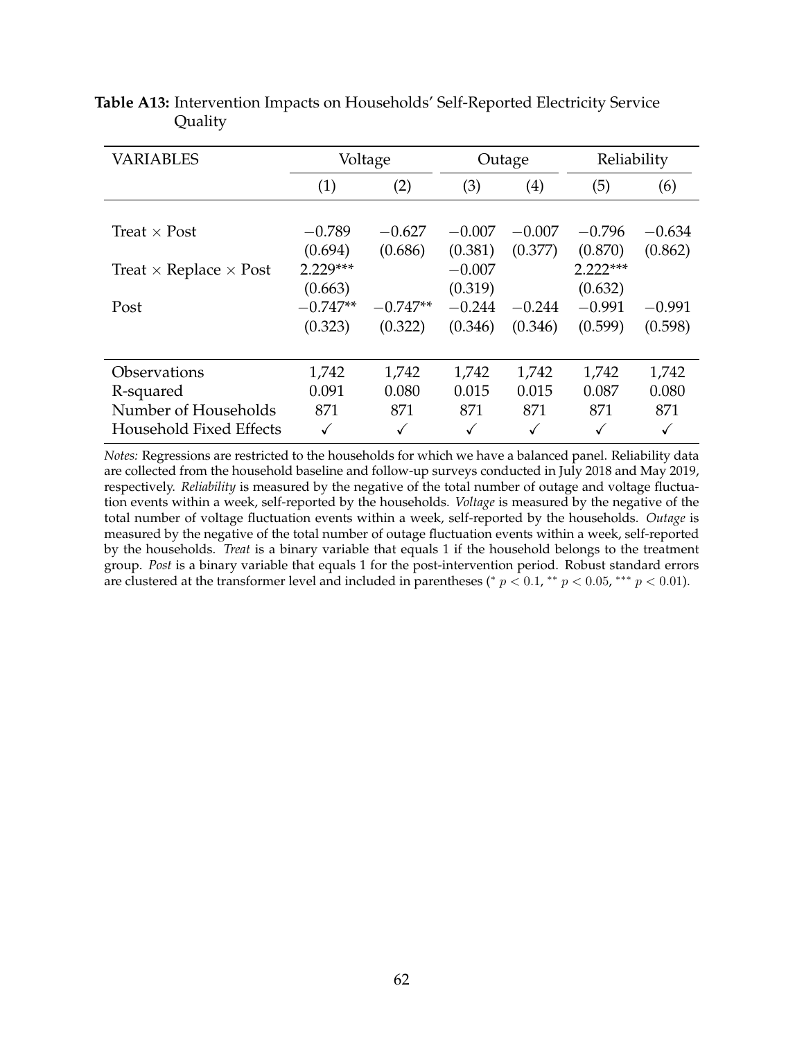**Table A13:** Intervention Impacts on Households' Self-Reported Electricity Service Quality

| VARIABLES | Voltage | | Outage | | Reliability | |
|---|---|---|---|---|---|---|
| | (1) | (2) | (3) | (4) | (5) | (6) |
| Treat × Post | −0.789 | −0.627 | −0.007 | −0.007 | −0.796 | −0.634 |
| | (0.694) | (0.686) | (0.381) | (0.377) | (0.870) | (0.862) |
| Treat × Replace × Post | 2.229*** | | −0.007 | | 2.222*** | |
| | (0.663) | | (0.319) | | (0.632) | |
| Post | −0.747** | −0.747** | −0.244 | −0.244 | −0.991 | −0.991 |
| | (0.323) | (0.322) | (0.346) | (0.346) | (0.599) | (0.598) |
| Observations | 1,742 | 1,742 | 1,742 | 1,742 | 1,742 | 1,742 |
| R-squared | 0.091 | 0.080 | 0.015 | 0.015 | 0.087 | 0.080 |
| Number of Households | 871 | 871 | 871 | 871 | 871 | 871 |
| Household Fixed Effects | ✓ | ✓ | ✓ | ✓ | ✓ | ✓ |

*Notes:* Regressions are restricted to the households for which we have a balanced panel. Reliability data are collected from the household baseline and follow-up surveys conducted in July 2018 and May 2019, respectively. *Reliability* is measured by the negative of the total number of outage and voltage fluctuation events within a week, self-reported by the households. *Voltage* is measured by the negative of the total number of voltage fluctuation events within a week, self-reported by the households. *Outage* is measured by the negative of the total number of outage fluctuation events within a week, self-reported by the households. *Treat* is a binary variable that equals 1 if the household belongs to the treatment group. *Post* is a binary variable that equals 1 for the post-intervention period. Robust standard errors are clustered at the transformer level and included in parentheses ($^{*}$ $p < 0.1$, $^{**}$ $p < 0.05$, $^{***}$ $p < 0.01$).